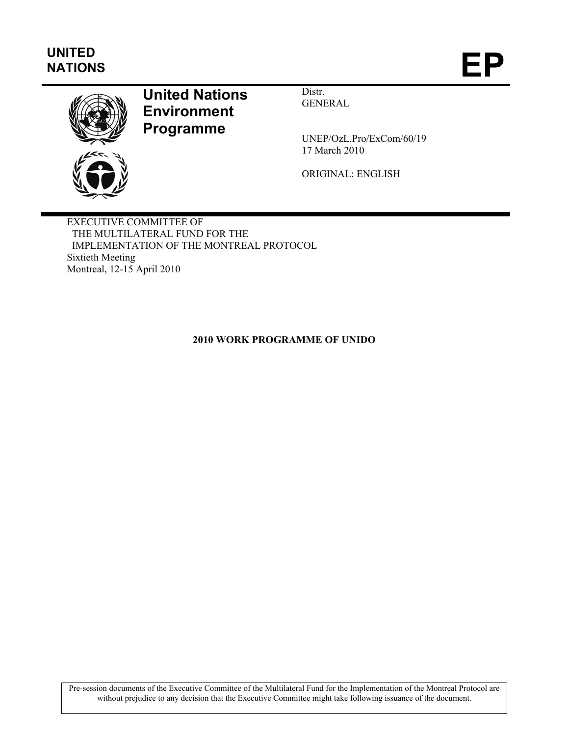UNITED NATIONS

# EP

**United Nations Environment Programme**

Distr.
GENERAL

UNEP/OzL.Pro/ExCom/60/19
17 March 2010

ORIGINAL: ENGLISH

EXECUTIVE COMMITTEE OF
THE MULTILATERAL FUND FOR THE
IMPLEMENTATION OF THE MONTREAL PROTOCOL
Sixtieth Meeting
Montreal, 12-15 April 2010

## 2010 WORK PROGRAMME OF UNIDO

Pre-session documents of the Executive Committee of the Multilateral Fund for the Implementation of the Montreal Protocol are without prejudice to any decision that the Executive Committee might take following issuance of the document.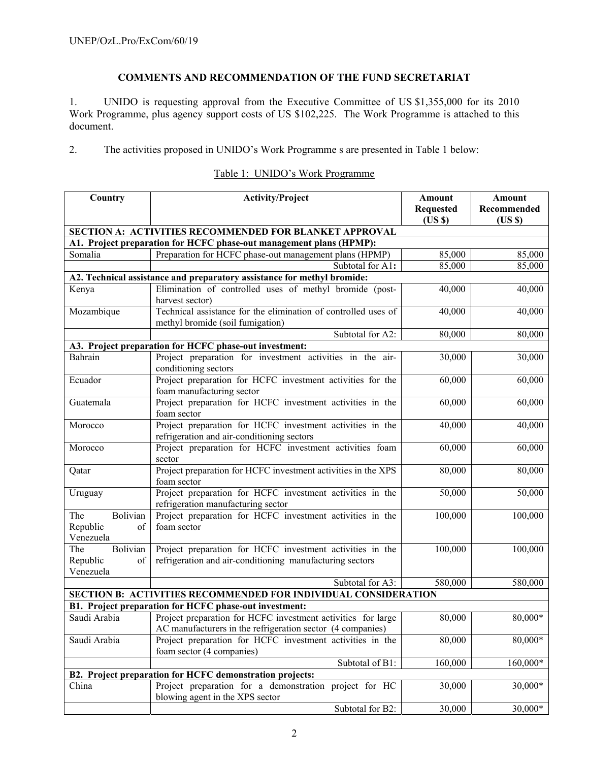## COMMENTS AND RECOMMENDATION OF THE FUND SECRETARIAT

1. UNIDO is requesting approval from the Executive Committee of US $1,355,000 for its 2010 Work Programme, plus agency support costs of US $102,225. The Work Programme is attached to this document.

2. The activities proposed in UNIDO's Work Programme s are presented in Table 1 below:

Table 1: UNIDO's Work Programme

| Country | Activity/Project | Amount Requested (US $) | Amount Recommended (US $) |
|---|---|---|---|
| **SECTION A: ACTIVITIES RECOMMENDED FOR BLANKET APPROVAL** | | | |
| **A1. Project preparation for HCFC phase-out management plans (HPMP):** | | | |
| Somalia | Preparation for HCFC phase-out management plans (HPMP) | 85,000 | 85,000 |
| | Subtotal for A1: | 85,000 | 85,000 |
| **A2. Technical assistance and preparatory assistance for methyl bromide:** | | | |
| Kenya | Elimination of controlled uses of methyl bromide (post-harvest sector) | 40,000 | 40,000 |
| Mozambique | Technical assistance for the elimination of controlled uses of methyl bromide (soil fumigation) | 40,000 | 40,000 |
| | Subtotal for A2: | 80,000 | 80,000 |
| **A3. Project preparation for HCFC phase-out investment:** | | | |
| Bahrain | Project preparation for investment activities in the air-conditioning sectors | 30,000 | 30,000 |
| Ecuador | Project preparation for HCFC investment activities for the foam manufacturing sector | 60,000 | 60,000 |
| Guatemala | Project preparation for HCFC investment activities in the foam sector | 60,000 | 60,000 |
| Morocco | Project preparation for HCFC investment activities in the refrigeration and air-conditioning sectors | 40,000 | 40,000 |
| Morocco | Project preparation for HCFC investment activities foam sector | 60,000 | 60,000 |
| Qatar | Project preparation for HCFC investment activities in the XPS foam sector | 80,000 | 80,000 |
| Uruguay | Project preparation for HCFC investment activities in the refrigeration manufacturing sector | 50,000 | 50,000 |
| The Bolivian Republic of Venezuela | Project preparation for HCFC investment activities in the foam sector | 100,000 | 100,000 |
| The Bolivian Republic of Venezuela | Project preparation for HCFC investment activities in the refrigeration and air-conditioning manufacturing sectors | 100,000 | 100,000 |
| | Subtotal for A3: | 580,000 | 580,000 |
| **SECTION B: ACTIVITIES RECOMMENDED FOR INDIVIDUAL CONSIDERATION** | | | |
| **B1. Project preparation for HCFC phase-out investment:** | | | |
| Saudi Arabia | Project preparation for HCFC investment activities for large AC manufacturers in the refrigeration sector (4 companies) | 80,000 | 80,000* |
| Saudi Arabia | Project preparation for HCFC investment activities in the foam sector (4 companies) | 80,000 | 80,000* |
| | Subtotal of B1: | 160,000 | 160,000* |
| **B2. Project preparation for HCFC demonstration projects:** | | | |
| China | Project preparation for a demonstration project for HC blowing agent in the XPS sector | 30,000 | 30,000* |
| | Subtotal for B2: | 30,000 | 30,000* |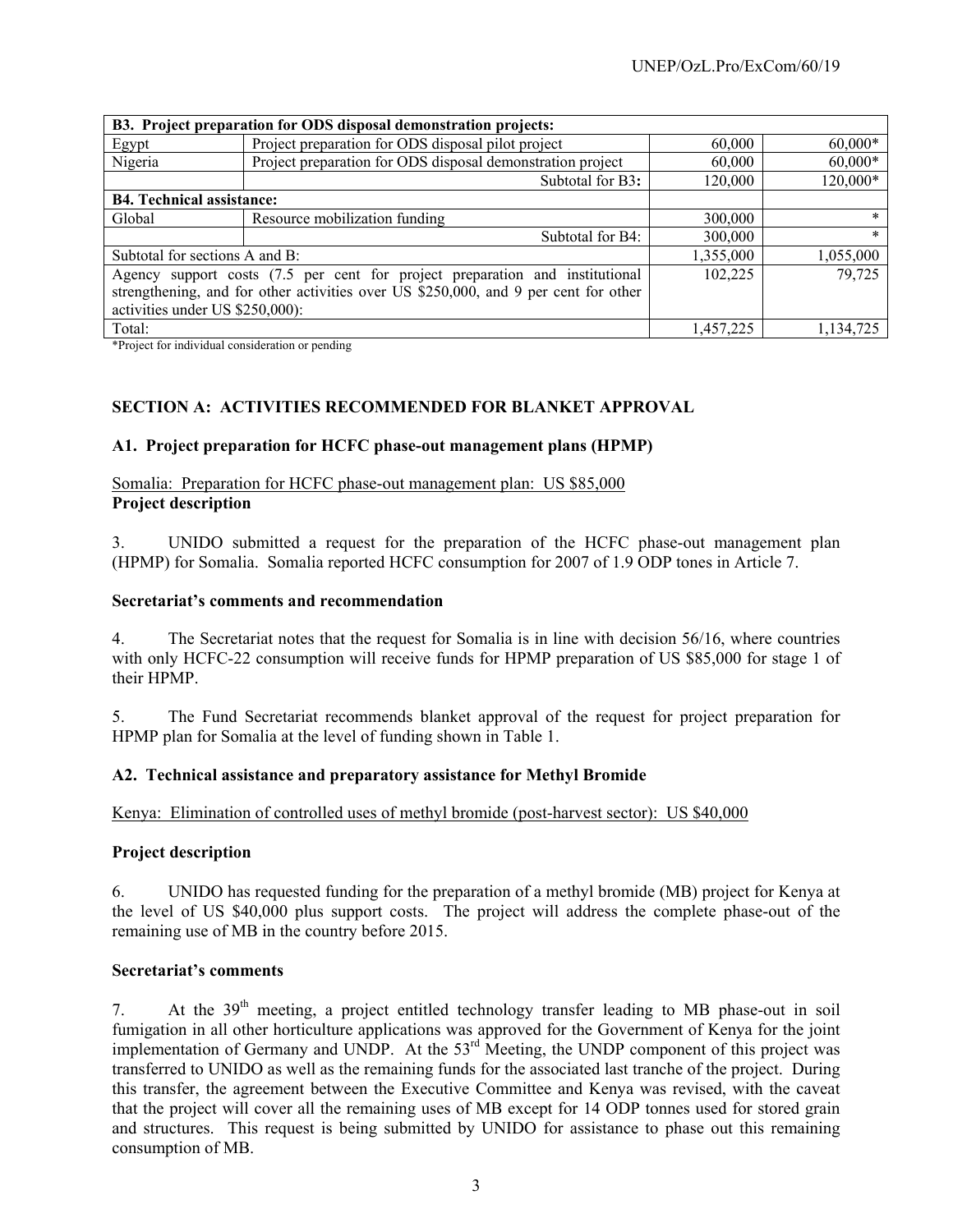| B3. Project preparation for ODS disposal demonstration projects: | | | |
|---|---|---|---|
| Egypt | Project preparation for ODS disposal pilot project | 60,000 | 60,000* |
| Nigeria | Project preparation for ODS disposal demonstration project | 60,000 | 60,000* |
| | Subtotal for B3: | 120,000 | 120,000* |
| **B4. Technical assistance:** | | | |
| Global | Resource mobilization funding | 300,000 | * |
| | Subtotal for B4: | 300,000 | * |
| Subtotal for sections A and B: | | 1,355,000 | 1,055,000 |
| Agency support costs (7.5 per cent for project preparation and institutional strengthening, and for other activities over US $250,000, and 9 per cent for other activities under US $250,000): | | 102,225 | 79,725 |
| Total: | | 1,457,225 | 1,134,725 |

*Project for individual consideration or pending

## SECTION A: ACTIVITIES RECOMMENDED FOR BLANKET APPROVAL

### A1. Project preparation for HCFC phase-out management plans (HPMP)

Somalia: Preparation for HCFC phase-out management plan: US $85,000

**Project description**

3. UNIDO submitted a request for the preparation of the HCFC phase-out management plan (HPMP) for Somalia. Somalia reported HCFC consumption for 2007 of 1.9 ODP tones in Article 7.

**Secretariat's comments and recommendation**

4. The Secretariat notes that the request for Somalia is in line with decision 56/16, where countries with only HCFC-22 consumption will receive funds for HPMP preparation of US $85,000 for stage 1 of their HPMP.

5. The Fund Secretariat recommends blanket approval of the request for project preparation for HPMP plan for Somalia at the level of funding shown in Table 1.

### A2. Technical assistance and preparatory assistance for Methyl Bromide

Kenya: Elimination of controlled uses of methyl bromide (post-harvest sector): US $40,000

**Project description**

6. UNIDO has requested funding for the preparation of a methyl bromide (MB) project for Kenya at the level of US $40,000 plus support costs. The project will address the complete phase-out of the remaining use of MB in the country before 2015.

**Secretariat's comments**

7. At the 39th meeting, a project entitled technology transfer leading to MB phase-out in soil fumigation in all other horticulture applications was approved for the Government of Kenya for the joint implementation of Germany and UNDP. At the 53rd Meeting, the UNDP component of this project was transferred to UNIDO as well as the remaining funds for the associated last tranche of the project. During this transfer, the agreement between the Executive Committee and Kenya was revised, with the caveat that the project will cover all the remaining uses of MB except for 14 ODP tonnes used for stored grain and structures. This request is being submitted by UNIDO for assistance to phase out this remaining consumption of MB.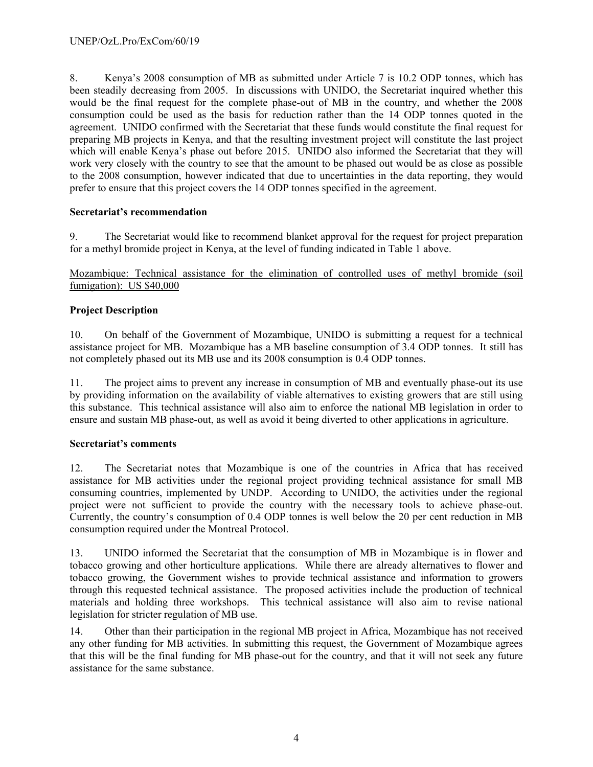8. Kenya's 2008 consumption of MB as submitted under Article 7 is 10.2 ODP tonnes, which has been steadily decreasing from 2005. In discussions with UNIDO, the Secretariat inquired whether this would be the final request for the complete phase-out of MB in the country, and whether the 2008 consumption could be used as the basis for reduction rather than the 14 ODP tonnes quoted in the agreement. UNIDO confirmed with the Secretariat that these funds would constitute the final request for preparing MB projects in Kenya, and that the resulting investment project will constitute the last project which will enable Kenya's phase out before 2015. UNIDO also informed the Secretariat that they will work very closely with the country to see that the amount to be phased out would be as close as possible to the 2008 consumption, however indicated that due to uncertainties in the data reporting, they would prefer to ensure that this project covers the 14 ODP tonnes specified in the agreement.

**Secretariat's recommendation**

9. The Secretariat would like to recommend blanket approval for the request for project preparation for a methyl bromide project in Kenya, at the level of funding indicated in Table 1 above.

Mozambique: Technical assistance for the elimination of controlled uses of methyl bromide (soil fumigation): US $40,000

**Project Description**

10. On behalf of the Government of Mozambique, UNIDO is submitting a request for a technical assistance project for MB. Mozambique has a MB baseline consumption of 3.4 ODP tonnes. It still has not completely phased out its MB use and its 2008 consumption is 0.4 ODP tonnes.

11. The project aims to prevent any increase in consumption of MB and eventually phase-out its use by providing information on the availability of viable alternatives to existing growers that are still using this substance. This technical assistance will also aim to enforce the national MB legislation in order to ensure and sustain MB phase-out, as well as avoid it being diverted to other applications in agriculture.

**Secretariat's comments**

12. The Secretariat notes that Mozambique is one of the countries in Africa that has received assistance for MB activities under the regional project providing technical assistance for small MB consuming countries, implemented by UNDP. According to UNIDO, the activities under the regional project were not sufficient to provide the country with the necessary tools to achieve phase-out. Currently, the country's consumption of 0.4 ODP tonnes is well below the 20 per cent reduction in MB consumption required under the Montreal Protocol.

13. UNIDO informed the Secretariat that the consumption of MB in Mozambique is in flower and tobacco growing and other horticulture applications. While there are already alternatives to flower and tobacco growing, the Government wishes to provide technical assistance and information to growers through this requested technical assistance. The proposed activities include the production of technical materials and holding three workshops. This technical assistance will also aim to revise national legislation for stricter regulation of MB use.

14. Other than their participation in the regional MB project in Africa, Mozambique has not received any other funding for MB activities. In submitting this request, the Government of Mozambique agrees that this will be the final funding for MB phase-out for the country, and that it will not seek any future assistance for the same substance.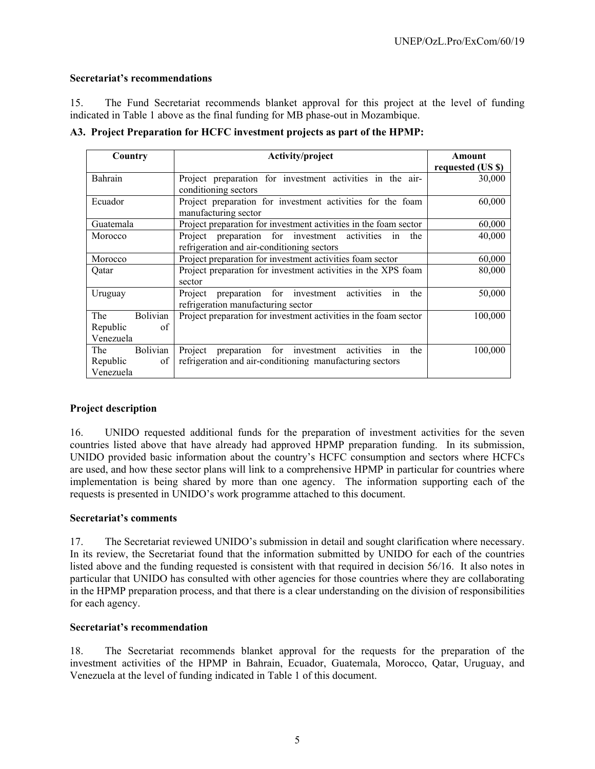**Secretariat's recommendations**

15. The Fund Secretariat recommends blanket approval for this project at the level of funding indicated in Table 1 above as the final funding for MB phase-out in Mozambique.

**A3. Project Preparation for HCFC investment projects as part of the HPMP:**

| Country | Activity/project | Amount requested (US $) |
|---|---|---|
| Bahrain | Project preparation for investment activities in the air-conditioning sectors | 30,000 |
| Ecuador | Project preparation for investment activities for the foam manufacturing sector | 60,000 |
| Guatemala | Project preparation for investment activities in the foam sector | 60,000 |
| Morocco | Project preparation for investment activities in the refrigeration and air-conditioning sectors | 40,000 |
| Morocco | Project preparation for investment activities foam sector | 60,000 |
| Qatar | Project preparation for investment activities in the XPS foam sector | 80,000 |
| Uruguay | Project preparation for investment activities in the refrigeration manufacturing sector | 50,000 |
| The Bolivian Republic of Venezuela | Project preparation for investment activities in the foam sector | 100,000 |
| The Bolivian Republic of Venezuela | Project preparation for investment activities in the refrigeration and air-conditioning manufacturing sectors | 100,000 |

**Project description**

16. UNIDO requested additional funds for the preparation of investment activities for the seven countries listed above that have already had approved HPMP preparation funding. In its submission, UNIDO provided basic information about the country's HCFC consumption and sectors where HCFCs are used, and how these sector plans will link to a comprehensive HPMP in particular for countries where implementation is being shared by more than one agency. The information supporting each of the requests is presented in UNIDO's work programme attached to this document.

**Secretariat's comments**

17. The Secretariat reviewed UNIDO's submission in detail and sought clarification where necessary. In its review, the Secretariat found that the information submitted by UNIDO for each of the countries listed above and the funding requested is consistent with that required in decision 56/16. It also notes in particular that UNIDO has consulted with other agencies for those countries where they are collaborating in the HPMP preparation process, and that there is a clear understanding on the division of responsibilities for each agency.

**Secretariat's recommendation**

18. The Secretariat recommends blanket approval for the requests for the preparation of the investment activities of the HPMP in Bahrain, Ecuador, Guatemala, Morocco, Qatar, Uruguay, and Venezuela at the level of funding indicated in Table 1 of this document.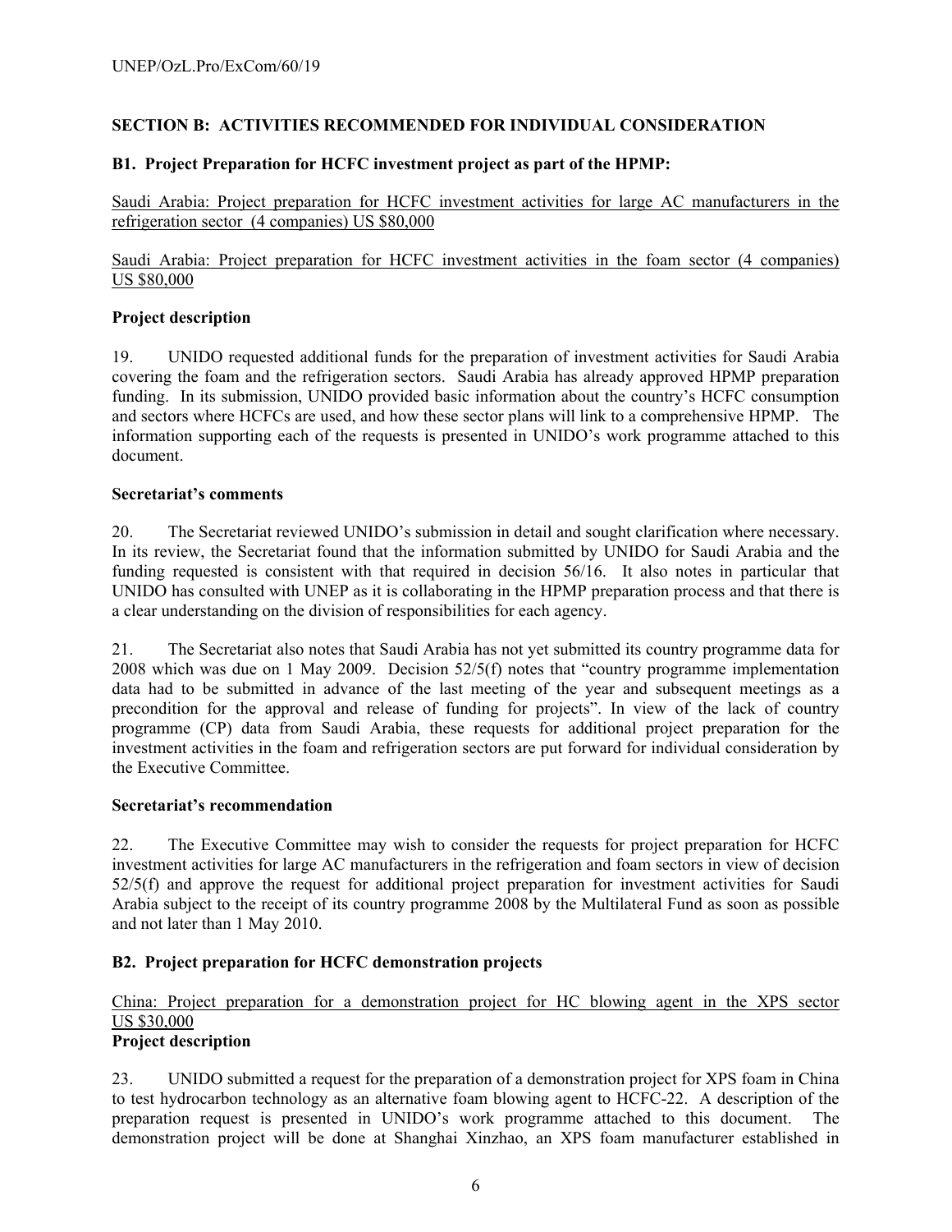## SECTION B: ACTIVITIES RECOMMENDED FOR INDIVIDUAL CONSIDERATION

### B1. Project Preparation for HCFC investment project as part of the HPMP:

Saudi Arabia: Project preparation for HCFC investment activities for large AC manufacturers in the refrigeration sector (4 companies) US $80,000

Saudi Arabia: Project preparation for HCFC investment activities in the foam sector (4 companies) US $80,000

**Project description**

19. UNIDO requested additional funds for the preparation of investment activities for Saudi Arabia covering the foam and the refrigeration sectors. Saudi Arabia has already approved HPMP preparation funding. In its submission, UNIDO provided basic information about the country's HCFC consumption and sectors where HCFCs are used, and how these sector plans will link to a comprehensive HPMP. The information supporting each of the requests is presented in UNIDO's work programme attached to this document.

**Secretariat's comments**

20. The Secretariat reviewed UNIDO's submission in detail and sought clarification where necessary. In its review, the Secretariat found that the information submitted by UNIDO for Saudi Arabia and the funding requested is consistent with that required in decision 56/16. It also notes in particular that UNIDO has consulted with UNEP as it is collaborating in the HPMP preparation process and that there is a clear understanding on the division of responsibilities for each agency.

21. The Secretariat also notes that Saudi Arabia has not yet submitted its country programme data for 2008 which was due on 1 May 2009. Decision 52/5(f) notes that "country programme implementation data had to be submitted in advance of the last meeting of the year and subsequent meetings as a precondition for the approval and release of funding for projects". In view of the lack of country programme (CP) data from Saudi Arabia, these requests for additional project preparation for the investment activities in the foam and refrigeration sectors are put forward for individual consideration by the Executive Committee.

**Secretariat's recommendation**

22. The Executive Committee may wish to consider the requests for project preparation for HCFC investment activities for large AC manufacturers in the refrigeration and foam sectors in view of decision 52/5(f) and approve the request for additional project preparation for investment activities for Saudi Arabia subject to the receipt of its country programme 2008 by the Multilateral Fund as soon as possible and not later than 1 May 2010.

### B2. Project preparation for HCFC demonstration projects

China: Project preparation for a demonstration project for HC blowing agent in the XPS sector US $30,000

**Project description**

23. UNIDO submitted a request for the preparation of a demonstration project for XPS foam in China to test hydrocarbon technology as an alternative foam blowing agent to HCFC-22. A description of the preparation request is presented in UNIDO's work programme attached to this document. The demonstration project will be done at Shanghai Xinzhao, an XPS foam manufacturer established in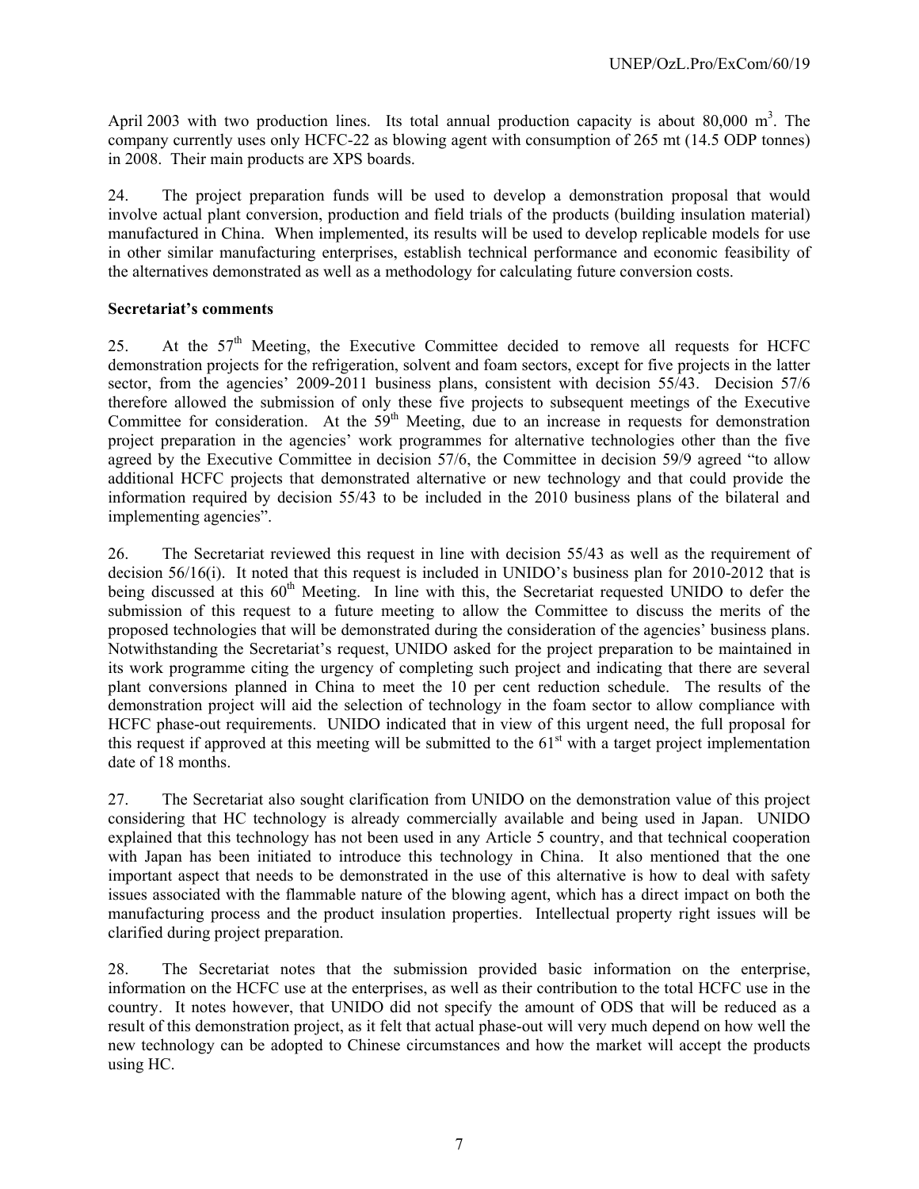April 2003 with two production lines. Its total annual production capacity is about 80,000 m$^3$. The company currently uses only HCFC-22 as blowing agent with consumption of 265 mt (14.5 ODP tonnes) in 2008. Their main products are XPS boards.

24. The project preparation funds will be used to develop a demonstration proposal that would involve actual plant conversion, production and field trials of the products (building insulation material) manufactured in China. When implemented, its results will be used to develop replicable models for use in other similar manufacturing enterprises, establish technical performance and economic feasibility of the alternatives demonstrated as well as a methodology for calculating future conversion costs.

**Secretariat's comments**

25. At the 57th Meeting, the Executive Committee decided to remove all requests for HCFC demonstration projects for the refrigeration, solvent and foam sectors, except for five projects in the latter sector, from the agencies' 2009-2011 business plans, consistent with decision 55/43. Decision 57/6 therefore allowed the submission of only these five projects to subsequent meetings of the Executive Committee for consideration. At the 59th Meeting, due to an increase in requests for demonstration project preparation in the agencies' work programmes for alternative technologies other than the five agreed by the Executive Committee in decision 57/6, the Committee in decision 59/9 agreed "to allow additional HCFC projects that demonstrated alternative or new technology and that could provide the information required by decision 55/43 to be included in the 2010 business plans of the bilateral and implementing agencies".

26. The Secretariat reviewed this request in line with decision 55/43 as well as the requirement of decision 56/16(i). It noted that this request is included in UNIDO's business plan for 2010-2012 that is being discussed at this 60th Meeting. In line with this, the Secretariat requested UNIDO to defer the submission of this request to a future meeting to allow the Committee to discuss the merits of the proposed technologies that will be demonstrated during the consideration of the agencies' business plans. Notwithstanding the Secretariat's request, UNIDO asked for the project preparation to be maintained in its work programme citing the urgency of completing such project and indicating that there are several plant conversions planned in China to meet the 10 per cent reduction schedule. The results of the demonstration project will aid the selection of technology in the foam sector to allow compliance with HCFC phase-out requirements. UNIDO indicated that in view of this urgent need, the full proposal for this request if approved at this meeting will be submitted to the 61st with a target project implementation date of 18 months.

27. The Secretariat also sought clarification from UNIDO on the demonstration value of this project considering that HC technology is already commercially available and being used in Japan. UNIDO explained that this technology has not been used in any Article 5 country, and that technical cooperation with Japan has been initiated to introduce this technology in China. It also mentioned that the one important aspect that needs to be demonstrated in the use of this alternative is how to deal with safety issues associated with the flammable nature of the blowing agent, which has a direct impact on both the manufacturing process and the product insulation properties. Intellectual property right issues will be clarified during project preparation.

28. The Secretariat notes that the submission provided basic information on the enterprise, information on the HCFC use at the enterprises, as well as their contribution to the total HCFC use in the country. It notes however, that UNIDO did not specify the amount of ODS that will be reduced as a result of this demonstration project, as it felt that actual phase-out will very much depend on how well the new technology can be adopted to Chinese circumstances and how the market will accept the products using HC.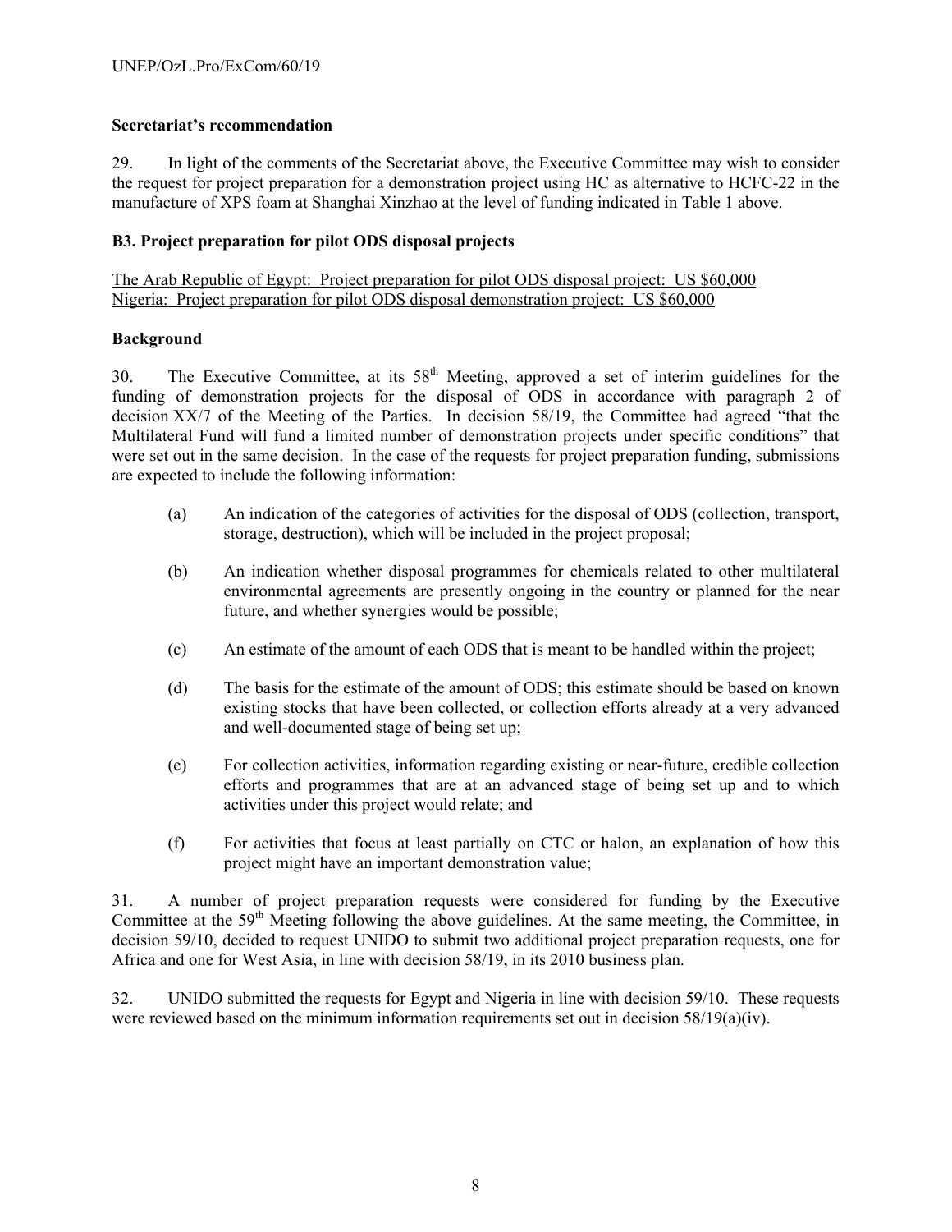**Secretariat's recommendation**

29. In light of the comments of the Secretariat above, the Executive Committee may wish to consider the request for project preparation for a demonstration project using HC as alternative to HCFC-22 in the manufacture of XPS foam at Shanghai Xinzhao at the level of funding indicated in Table 1 above.

**B3. Project preparation for pilot ODS disposal projects**

The Arab Republic of Egypt: Project preparation for pilot ODS disposal project: US $60,000
Nigeria: Project preparation for pilot ODS disposal demonstration project: US $60,000

**Background**

30. The Executive Committee, at its 58th Meeting, approved a set of interim guidelines for the funding of demonstration projects for the disposal of ODS in accordance with paragraph 2 of decision XX/7 of the Meeting of the Parties. In decision 58/19, the Committee had agreed "that the Multilateral Fund will fund a limited number of demonstration projects under specific conditions" that were set out in the same decision. In the case of the requests for project preparation funding, submissions are expected to include the following information:

(a) An indication of the categories of activities for the disposal of ODS (collection, transport, storage, destruction), which will be included in the project proposal;

(b) An indication whether disposal programmes for chemicals related to other multilateral environmental agreements are presently ongoing in the country or planned for the near future, and whether synergies would be possible;

(c) An estimate of the amount of each ODS that is meant to be handled within the project;

(d) The basis for the estimate of the amount of ODS; this estimate should be based on known existing stocks that have been collected, or collection efforts already at a very advanced and well-documented stage of being set up;

(e) For collection activities, information regarding existing or near-future, credible collection efforts and programmes that are at an advanced stage of being set up and to which activities under this project would relate; and

(f) For activities that focus at least partially on CTC or halon, an explanation of how this project might have an important demonstration value;

31. A number of project preparation requests were considered for funding by the Executive Committee at the 59th Meeting following the above guidelines. At the same meeting, the Committee, in decision 59/10, decided to request UNIDO to submit two additional project preparation requests, one for Africa and one for West Asia, in line with decision 58/19, in its 2010 business plan.

32. UNIDO submitted the requests for Egypt and Nigeria in line with decision 59/10. These requests were reviewed based on the minimum information requirements set out in decision 58/19(a)(iv).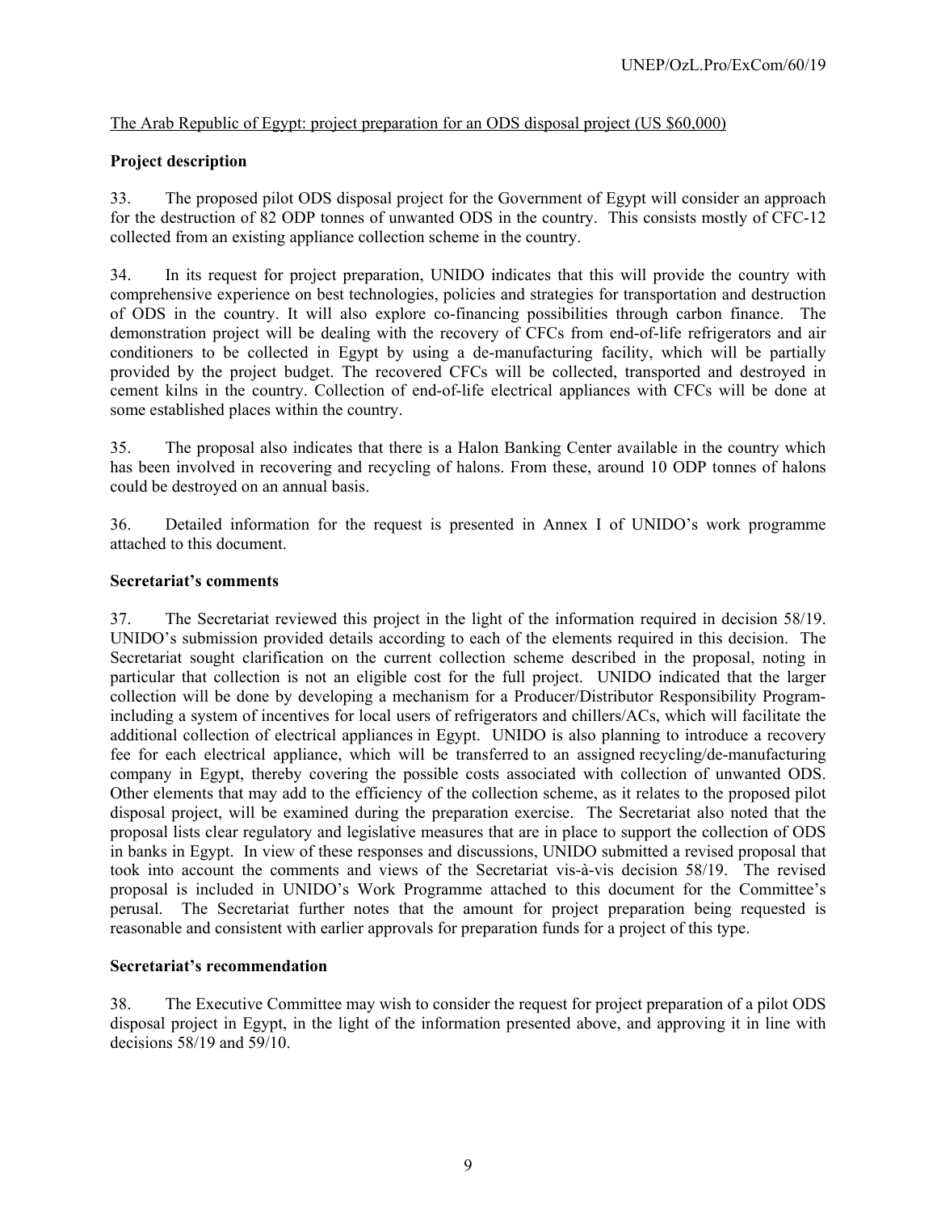The Arab Republic of Egypt: project preparation for an ODS disposal project (US $60,000)

**Project description**

33. The proposed pilot ODS disposal project for the Government of Egypt will consider an approach for the destruction of 82 ODP tonnes of unwanted ODS in the country. This consists mostly of CFC-12 collected from an existing appliance collection scheme in the country.

34. In its request for project preparation, UNIDO indicates that this will provide the country with comprehensive experience on best technologies, policies and strategies for transportation and destruction of ODS in the country. It will also explore co-financing possibilities through carbon finance. The demonstration project will be dealing with the recovery of CFCs from end-of-life refrigerators and air conditioners to be collected in Egypt by using a de-manufacturing facility, which will be partially provided by the project budget. The recovered CFCs will be collected, transported and destroyed in cement kilns in the country. Collection of end-of-life electrical appliances with CFCs will be done at some established places within the country.

35. The proposal also indicates that there is a Halon Banking Center available in the country which has been involved in recovering and recycling of halons. From these, around 10 ODP tonnes of halons could be destroyed on an annual basis.

36. Detailed information for the request is presented in Annex I of UNIDO's work programme attached to this document.

**Secretariat's comments**

37. The Secretariat reviewed this project in the light of the information required in decision 58/19. UNIDO's submission provided details according to each of the elements required in this decision. The Secretariat sought clarification on the current collection scheme described in the proposal, noting in particular that collection is not an eligible cost for the full project. UNIDO indicated that the larger collection will be done by developing a mechanism for a Producer/Distributor Responsibility Program-including a system of incentives for local users of refrigerators and chillers/ACs, which will facilitate the additional collection of electrical appliances in Egypt. UNIDO is also planning to introduce a recovery fee for each electrical appliance, which will be transferred to an assigned recycling/de-manufacturing company in Egypt, thereby covering the possible costs associated with collection of unwanted ODS. Other elements that may add to the efficiency of the collection scheme, as it relates to the proposed pilot disposal project, will be examined during the preparation exercise. The Secretariat also noted that the proposal lists clear regulatory and legislative measures that are in place to support the collection of ODS in banks in Egypt. In view of these responses and discussions, UNIDO submitted a revised proposal that took into account the comments and views of the Secretariat vis-à-vis decision 58/19. The revised proposal is included in UNIDO's Work Programme attached to this document for the Committee's perusal. The Secretariat further notes that the amount for project preparation being requested is reasonable and consistent with earlier approvals for preparation funds for a project of this type.

**Secretariat's recommendation**

38. The Executive Committee may wish to consider the request for project preparation of a pilot ODS disposal project in Egypt, in the light of the information presented above, and approving it in line with decisions 58/19 and 59/10.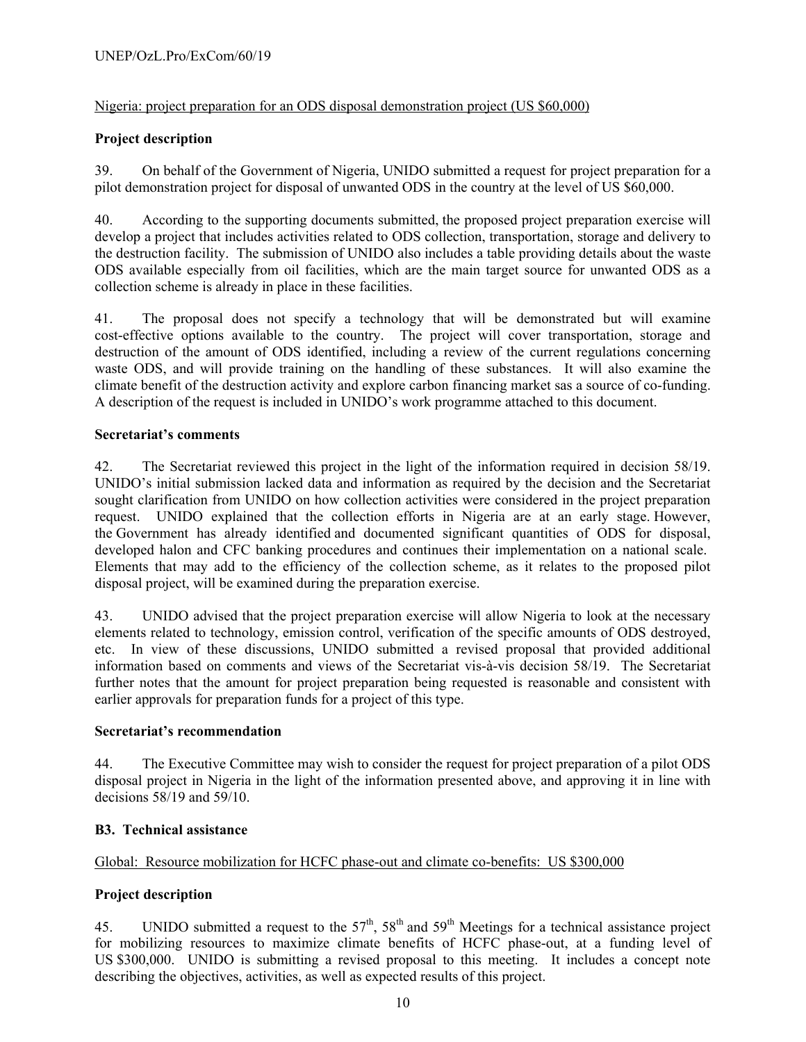Nigeria: project preparation for an ODS disposal demonstration project (US $60,000)

**Project description**

39. On behalf of the Government of Nigeria, UNIDO submitted a request for project preparation for a pilot demonstration project for disposal of unwanted ODS in the country at the level of US $60,000.

40. According to the supporting documents submitted, the proposed project preparation exercise will develop a project that includes activities related to ODS collection, transportation, storage and delivery to the destruction facility. The submission of UNIDO also includes a table providing details about the waste ODS available especially from oil facilities, which are the main target source for unwanted ODS as a collection scheme is already in place in these facilities.

41. The proposal does not specify a technology that will be demonstrated but will examine cost-effective options available to the country. The project will cover transportation, storage and destruction of the amount of ODS identified, including a review of the current regulations concerning waste ODS, and will provide training on the handling of these substances. It will also examine the climate benefit of the destruction activity and explore carbon financing market sas a source of co-funding. A description of the request is included in UNIDO's work programme attached to this document.

**Secretariat's comments**

42. The Secretariat reviewed this project in the light of the information required in decision 58/19. UNIDO's initial submission lacked data and information as required by the decision and the Secretariat sought clarification from UNIDO on how collection activities were considered in the project preparation request. UNIDO explained that the collection efforts in Nigeria are at an early stage. However, the Government has already identified and documented significant quantities of ODS for disposal, developed halon and CFC banking procedures and continues their implementation on a national scale. Elements that may add to the efficiency of the collection scheme, as it relates to the proposed pilot disposal project, will be examined during the preparation exercise.

43. UNIDO advised that the project preparation exercise will allow Nigeria to look at the necessary elements related to technology, emission control, verification of the specific amounts of ODS destroyed, etc. In view of these discussions, UNIDO submitted a revised proposal that provided additional information based on comments and views of the Secretariat vis-à-vis decision 58/19. The Secretariat further notes that the amount for project preparation being requested is reasonable and consistent with earlier approvals for preparation funds for a project of this type.

**Secretariat's recommendation**

44. The Executive Committee may wish to consider the request for project preparation of a pilot ODS disposal project in Nigeria in the light of the information presented above, and approving it in line with decisions 58/19 and 59/10.

### B3. Technical assistance

Global: Resource mobilization for HCFC phase-out and climate co-benefits: US $300,000

**Project description**

45. UNIDO submitted a request to the 57th, 58th and 59th Meetings for a technical assistance project for mobilizing resources to maximize climate benefits of HCFC phase-out, at a funding level of US $300,000. UNIDO is submitting a revised proposal to this meeting. It includes a concept note describing the objectives, activities, as well as expected results of this project.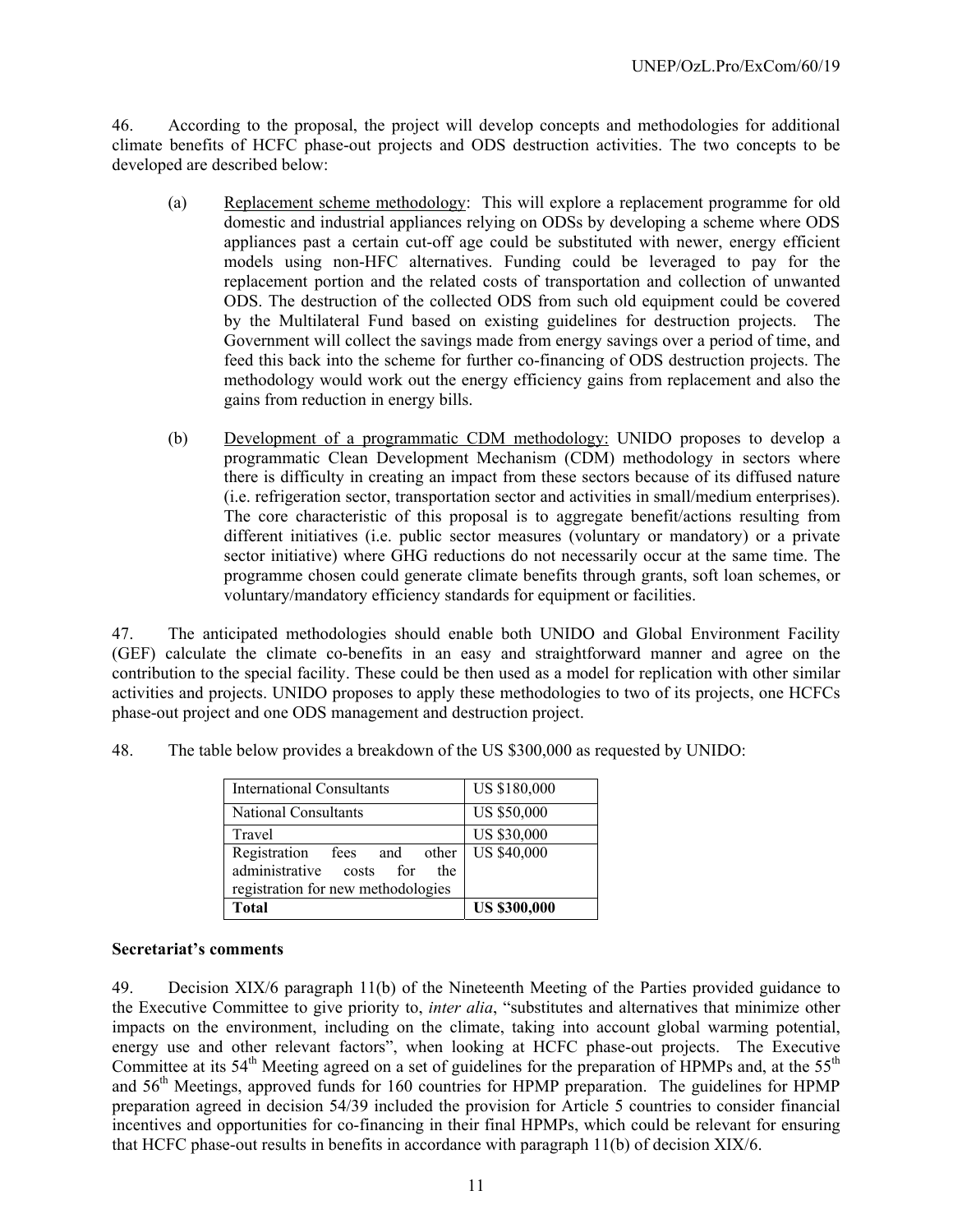46. According to the proposal, the project will develop concepts and methodologies for additional climate benefits of HCFC phase-out projects and ODS destruction activities. The two concepts to be developed are described below:

(a) Replacement scheme methodology: This will explore a replacement programme for old domestic and industrial appliances relying on ODSs by developing a scheme where ODS appliances past a certain cut-off age could be substituted with newer, energy efficient models using non-HFC alternatives. Funding could be leveraged to pay for the replacement portion and the related costs of transportation and collection of unwanted ODS. The destruction of the collected ODS from such old equipment could be covered by the Multilateral Fund based on existing guidelines for destruction projects. The Government will collect the savings made from energy savings over a period of time, and feed this back into the scheme for further co-financing of ODS destruction projects. The methodology would work out the energy efficiency gains from replacement and also the gains from reduction in energy bills.

(b) Development of a programmatic CDM methodology: UNIDO proposes to develop a programmatic Clean Development Mechanism (CDM) methodology in sectors where there is difficulty in creating an impact from these sectors because of its diffused nature (i.e. refrigeration sector, transportation sector and activities in small/medium enterprises). The core characteristic of this proposal is to aggregate benefit/actions resulting from different initiatives (i.e. public sector measures (voluntary or mandatory) or a private sector initiative) where GHG reductions do not necessarily occur at the same time. The programme chosen could generate climate benefits through grants, soft loan schemes, or voluntary/mandatory efficiency standards for equipment or facilities.

47. The anticipated methodologies should enable both UNIDO and Global Environment Facility (GEF) calculate the climate co-benefits in an easy and straightforward manner and agree on the contribution to the special facility. These could be then used as a model for replication with other similar activities and projects. UNIDO proposes to apply these methodologies to two of its projects, one HCFCs phase-out project and one ODS management and destruction project.

48. The table below provides a breakdown of the US $300,000 as requested by UNIDO:

| | |
|---|---|
| International Consultants | US $180,000 |
| National Consultants | US $50,000 |
| Travel | US $30,000 |
| Registration fees and other administrative costs for the registration for new methodologies | US $40,000 |
| **Total** | **US $300,000** |

**Secretariat's comments**

49. Decision XIX/6 paragraph 11(b) of the Nineteenth Meeting of the Parties provided guidance to the Executive Committee to give priority to, *inter alia*, "substitutes and alternatives that minimize other impacts on the environment, including on the climate, taking into account global warming potential, energy use and other relevant factors", when looking at HCFC phase-out projects. The Executive Committee at its 54th Meeting agreed on a set of guidelines for the preparation of HPMPs and, at the 55th and 56th Meetings, approved funds for 160 countries for HPMP preparation. The guidelines for HPMP preparation agreed in decision 54/39 included the provision for Article 5 countries to consider financial incentives and opportunities for co-financing in their final HPMPs, which could be relevant for ensuring that HCFC phase-out results in benefits in accordance with paragraph 11(b) of decision XIX/6.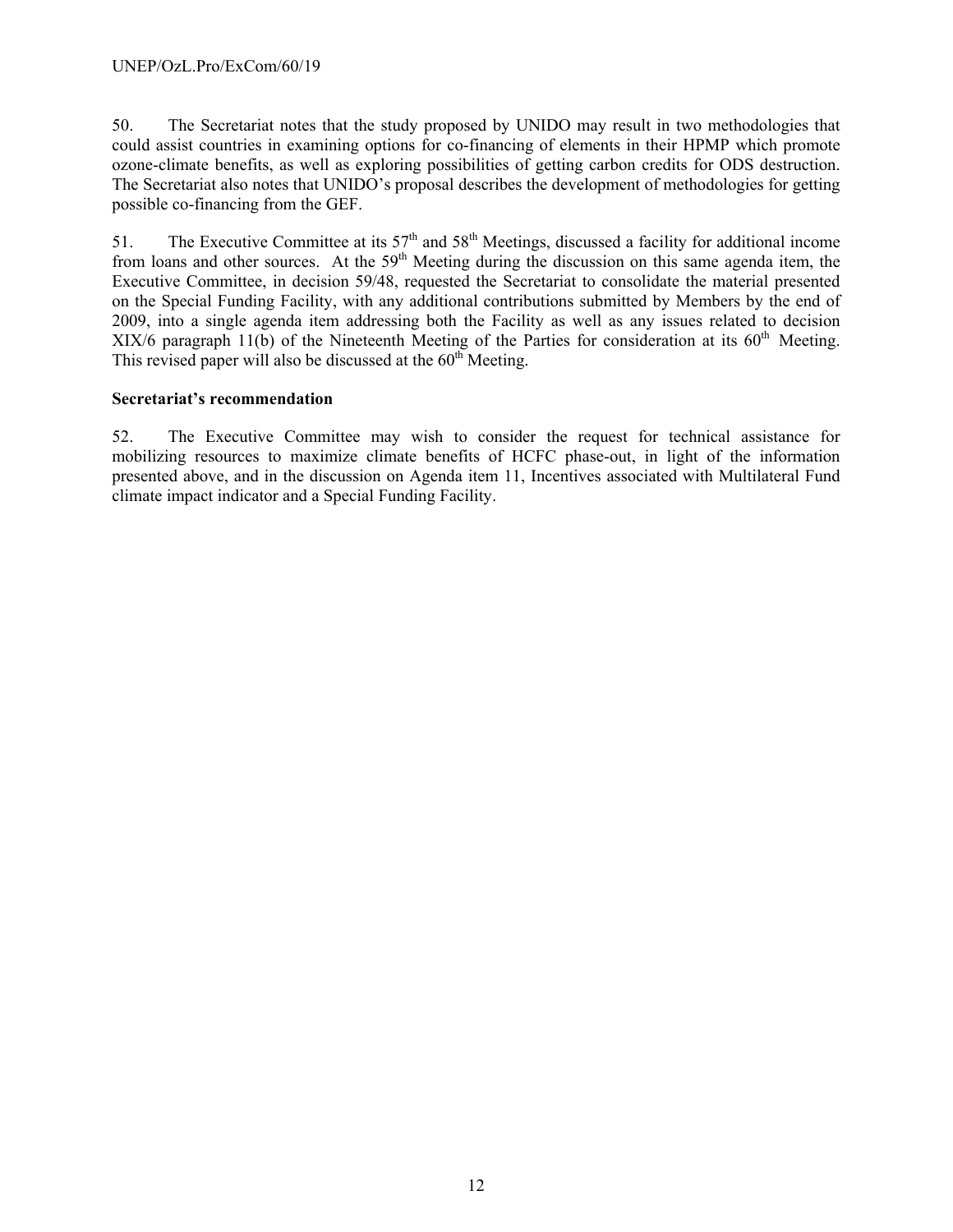50. The Secretariat notes that the study proposed by UNIDO may result in two methodologies that could assist countries in examining options for co-financing of elements in their HPMP which promote ozone-climate benefits, as well as exploring possibilities of getting carbon credits for ODS destruction. The Secretariat also notes that UNIDO's proposal describes the development of methodologies for getting possible co-financing from the GEF.

51. The Executive Committee at its 57th and 58th Meetings, discussed a facility for additional income from loans and other sources. At the 59th Meeting during the discussion on this same agenda item, the Executive Committee, in decision 59/48, requested the Secretariat to consolidate the material presented on the Special Funding Facility, with any additional contributions submitted by Members by the end of 2009, into a single agenda item addressing both the Facility as well as any issues related to decision XIX/6 paragraph 11(b) of the Nineteenth Meeting of the Parties for consideration at its 60th Meeting. This revised paper will also be discussed at the 60th Meeting.

**Secretariat's recommendation**

52. The Executive Committee may wish to consider the request for technical assistance for mobilizing resources to maximize climate benefits of HCFC phase-out, in light of the information presented above, and in the discussion on Agenda item 11, Incentives associated with Multilateral Fund climate impact indicator and a Special Funding Facility.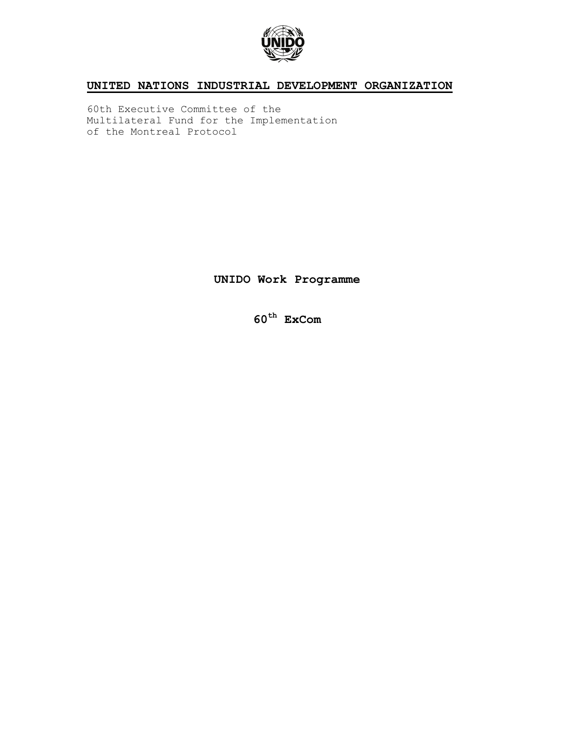# UNITED NATIONS INDUSTRIAL DEVELOPMENT ORGANIZATION

60th Executive Committee of the
Multilateral Fund for the Implementation
of the Montreal Protocol

## UNIDO Work Programme

## 60th ExCom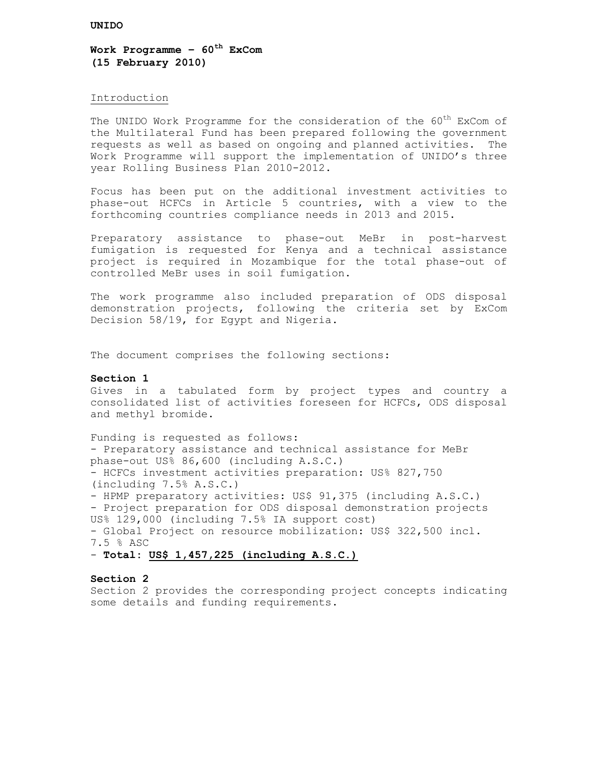**UNIDO**

**Work Programme – 60th ExCom (15 February 2010)**

Introduction

The UNIDO Work Programme for the consideration of the 60th ExCom of the Multilateral Fund has been prepared following the government requests as well as based on ongoing and planned activities. The Work Programme will support the implementation of UNIDO's three year Rolling Business Plan 2010-2012.

Focus has been put on the additional investment activities to phase-out HCFCs in Article 5 countries, with a view to the forthcoming countries compliance needs in 2013 and 2015.

Preparatory assistance to phase-out MeBr in post-harvest fumigation is requested for Kenya and a technical assistance project is required in Mozambique for the total phase-out of controlled MeBr uses in soil fumigation.

The work programme also included preparation of ODS disposal demonstration projects, following the criteria set by ExCom Decision 58/19, for Egypt and Nigeria.

The document comprises the following sections:

**Section 1**

Gives in a tabulated form by project types and country a consolidated list of activities foreseen for HCFCs, ODS disposal and methyl bromide.

Funding is requested as follows:

- Preparatory assistance and technical assistance for MeBr phase-out US% 86,600 (including A.S.C.)
- HCFCs investment activities preparation: US% 827,750 (including 7.5% A.S.C.)
- HPMP preparatory activities: US$ 91,375 (including A.S.C.)
- Project preparation for ODS disposal demonstration projects US% 129,000 (including 7.5% IA support cost)
- Global Project on resource mobilization: US$ 322,500 incl. 7.5 % ASC
- **Total: US$ 1,457,225 (including A.S.C.)**

**Section 2**

Section 2 provides the corresponding project concepts indicating some details and funding requirements.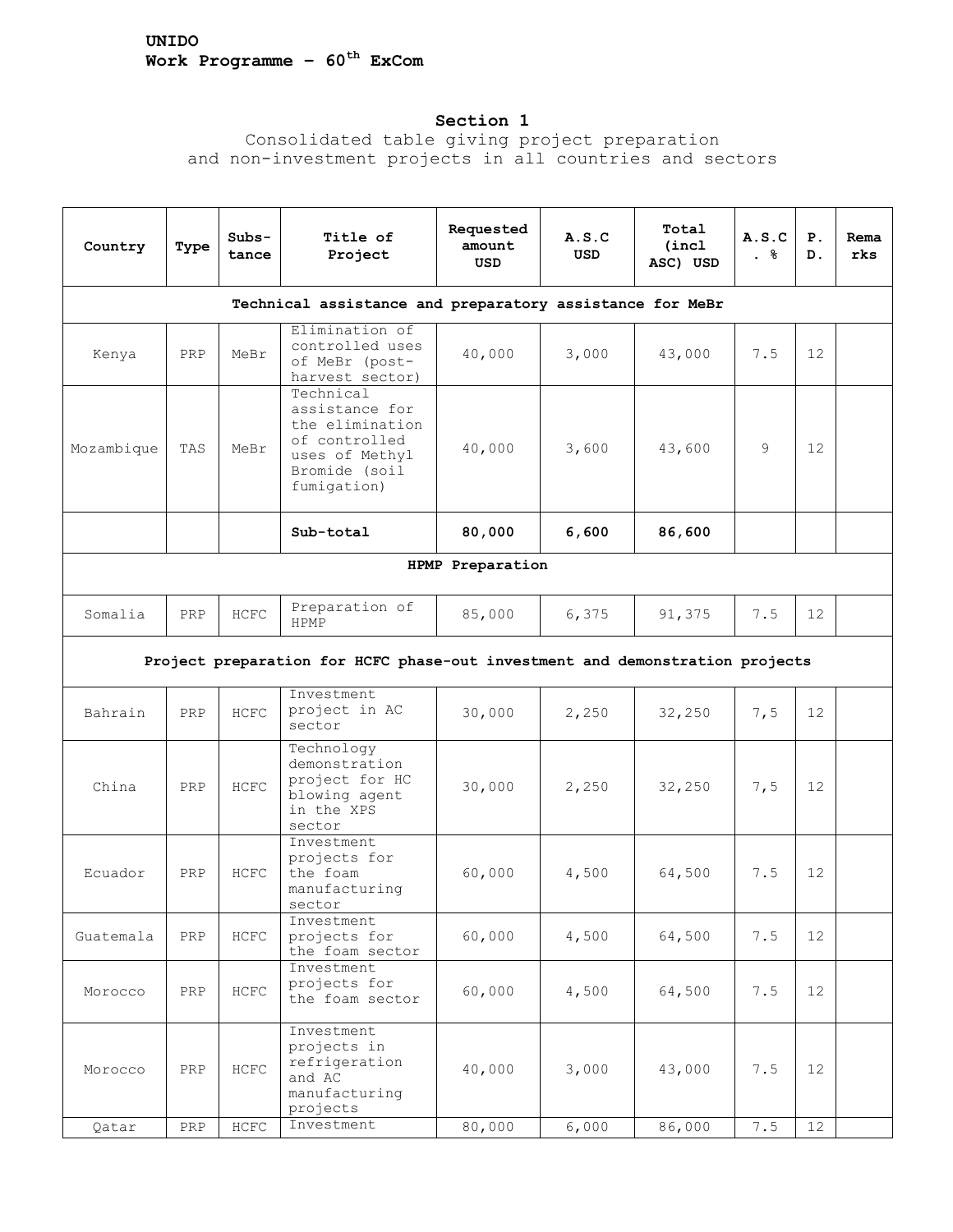**UNIDO**
**Work Programme – 60th ExCom**

## Section 1

Consolidated table giving project preparation and non-investment projects in all countries and sectors

| Country | Type | Subs-tance | Title of Project | Requested amount USD | A.S.C USD | Total (incl ASC) USD | A.S.C . % | P. D. | Remarks |
|---|---|---|---|---|---|---|---|---|---|
| **Technical assistance and preparatory assistance for MeBr** | | | | | | | | | |
| Kenya | PRP | MeBr | Elimination of controlled uses of MeBr (post-harvest sector) | 40,000 | 3,000 | 43,000 | 7.5 | 12 | |
| Mozambique | TAS | MeBr | Technical assistance for the elimination of controlled uses of Methyl Bromide (soil fumigation) | 40,000 | 3,600 | 43,600 | 9 | 12 | |
| | | | **Sub-total** | **80,000** | **6,600** | **86,600** | | | |
| **HPMP Preparation** | | | | | | | | | |
| Somalia | PRP | HCFC | Preparation of HPMP | 85,000 | 6,375 | 91,375 | 7.5 | 12 | |
| **Project preparation for HCFC phase-out investment and demonstration projects** | | | | | | | | | |
| Bahrain | PRP | HCFC | Investment project in AC sector | 30,000 | 2,250 | 32,250 | 7,5 | 12 | |
| China | PRP | HCFC | Technology demonstration project for HC blowing agent in the XPS sector | 30,000 | 2,250 | 32,250 | 7,5 | 12 | |
| Ecuador | PRP | HCFC | Investment projects for the foam manufacturing sector | 60,000 | 4,500 | 64,500 | 7.5 | 12 | |
| Guatemala | PRP | HCFC | Investment projects for the foam sector | 60,000 | 4,500 | 64,500 | 7.5 | 12 | |
| Morocco | PRP | HCFC | Investment projects for the foam sector | 60,000 | 4,500 | 64,500 | 7.5 | 12 | |
| Morocco | PRP | HCFC | Investment projects in refrigeration and AC manufacturing projects | 40,000 | 3,000 | 43,000 | 7.5 | 12 | |
| Qatar | PRP | HCFC | Investment | 80,000 | 6,000 | 86,000 | 7.5 | 12 | |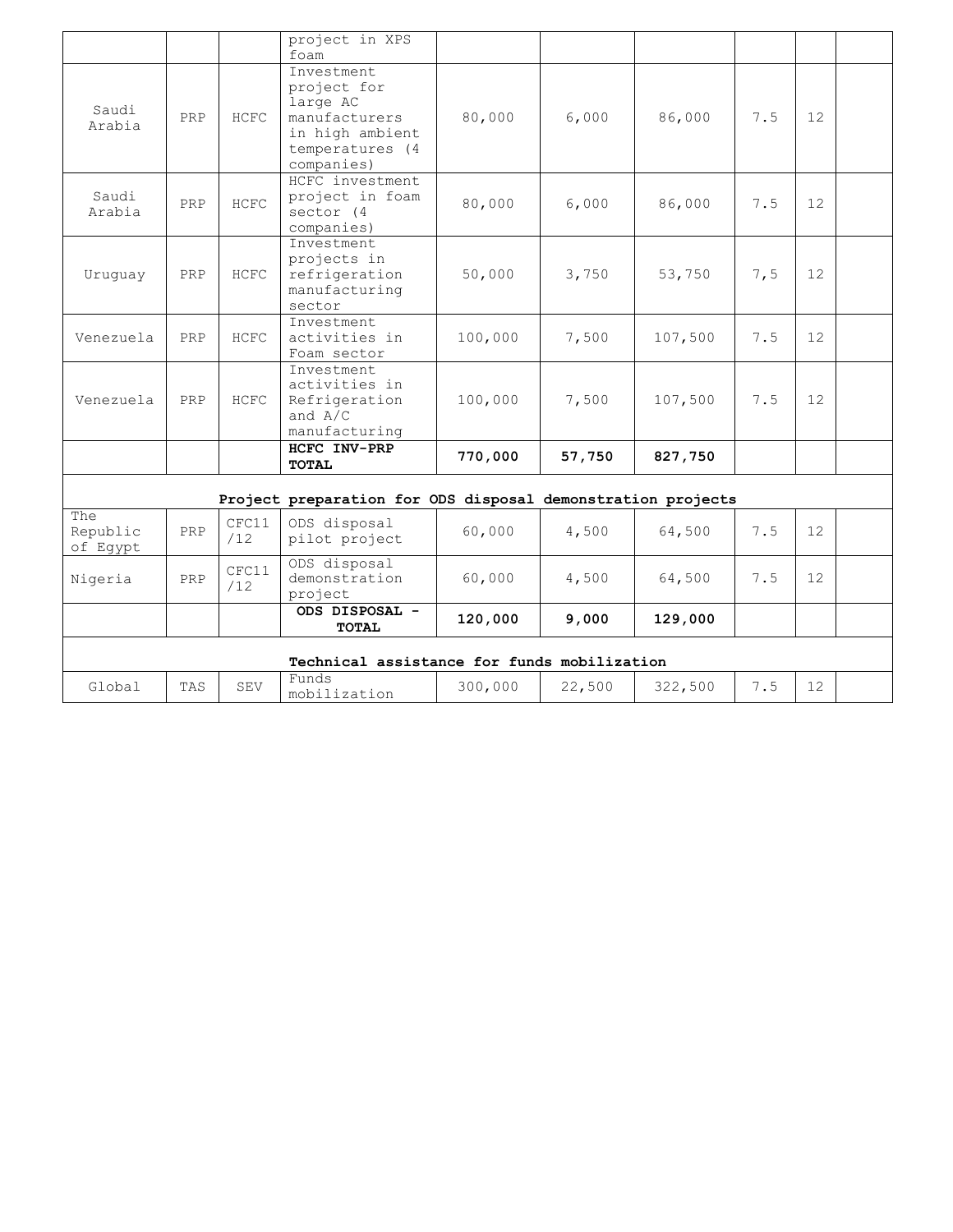| | | | project in XPS foam | | | | | | |
|---|---|---|---|---|---|---|---|---|---|
| Saudi Arabia | PRP | HCFC | Investment project for large AC manufacturers in high ambient temperatures (4 companies) | 80,000 | 6,000 | 86,000 | 7.5 | 12 | |
| Saudi Arabia | PRP | HCFC | HCFC investment project in foam sector (4 companies) | 80,000 | 6,000 | 86,000 | 7.5 | 12 | |
| Uruguay | PRP | HCFC | Investment projects in refrigeration manufacturing sector | 50,000 | 3,750 | 53,750 | 7,5 | 12 | |
| Venezuela | PRP | HCFC | Investment activities in Foam sector | 100,000 | 7,500 | 107,500 | 7.5 | 12 | |
| Venezuela | PRP | HCFC | Investment activities in Refrigeration and A/C manufacturing | 100,000 | 7,500 | 107,500 | 7.5 | 12 | |
| | | | **HCFC INV-PRP TOTAL** | **770,000** | **57,750** | **827,750** | | | |
| **Project preparation for ODS disposal demonstration projects** | | | | | | | | | |
| The Republic of Egypt | PRP | CFC11/12 | ODS disposal pilot project | 60,000 | 4,500 | 64,500 | 7.5 | 12 | |
| Nigeria | PRP | CFC11/12 | ODS disposal demonstration project | 60,000 | 4,500 | 64,500 | 7.5 | 12 | |
| | | | **ODS DISPOSAL - TOTAL** | **120,000** | **9,000** | **129,000** | | | |
| **Technical assistance for funds mobilization** | | | | | | | | | |
| Global | TAS | SEV | Funds mobilization | 300,000 | 22,500 | 322,500 | 7.5 | 12 | |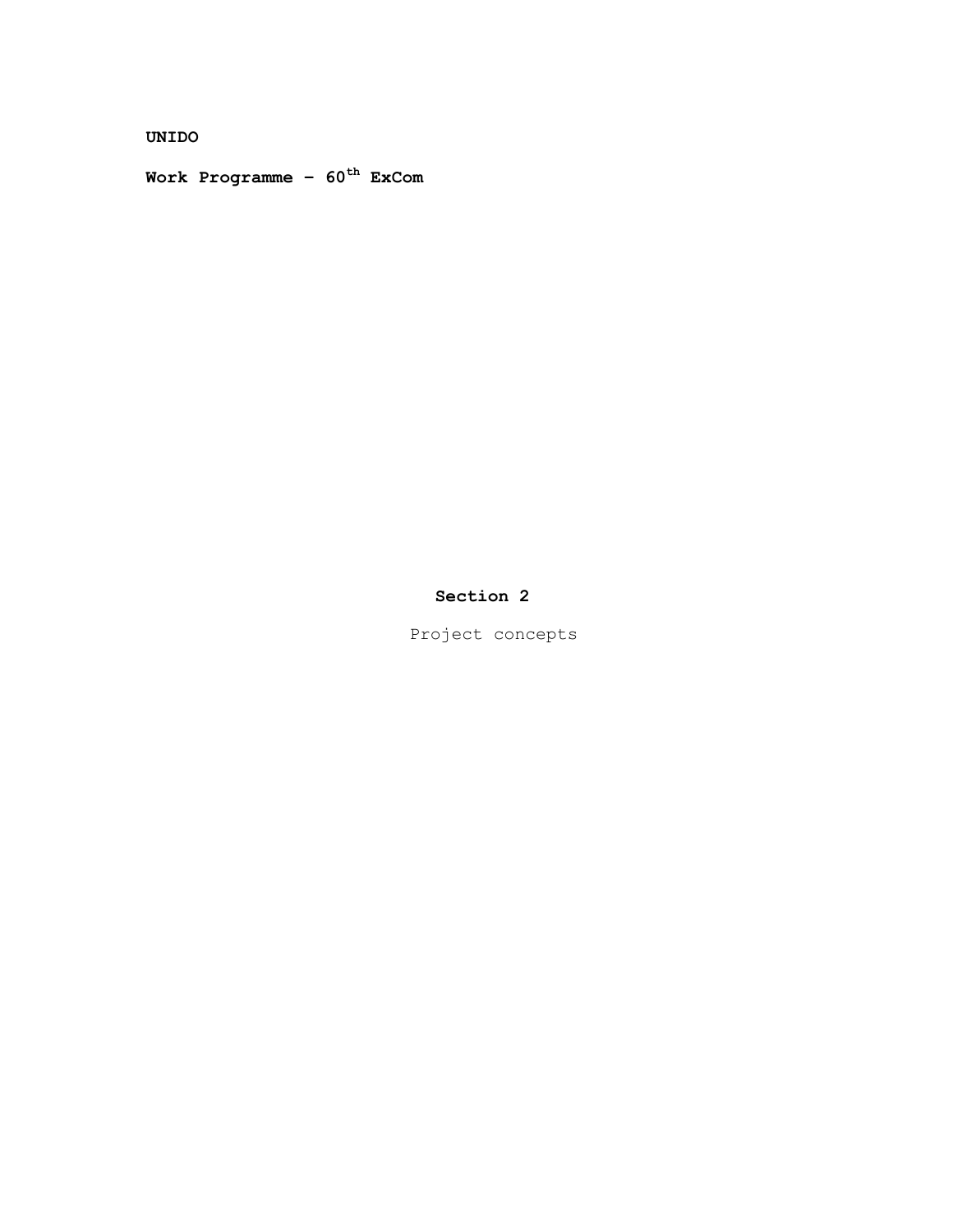**UNIDO**

**Work Programme – 60th ExCom**

## Section 2

Project concepts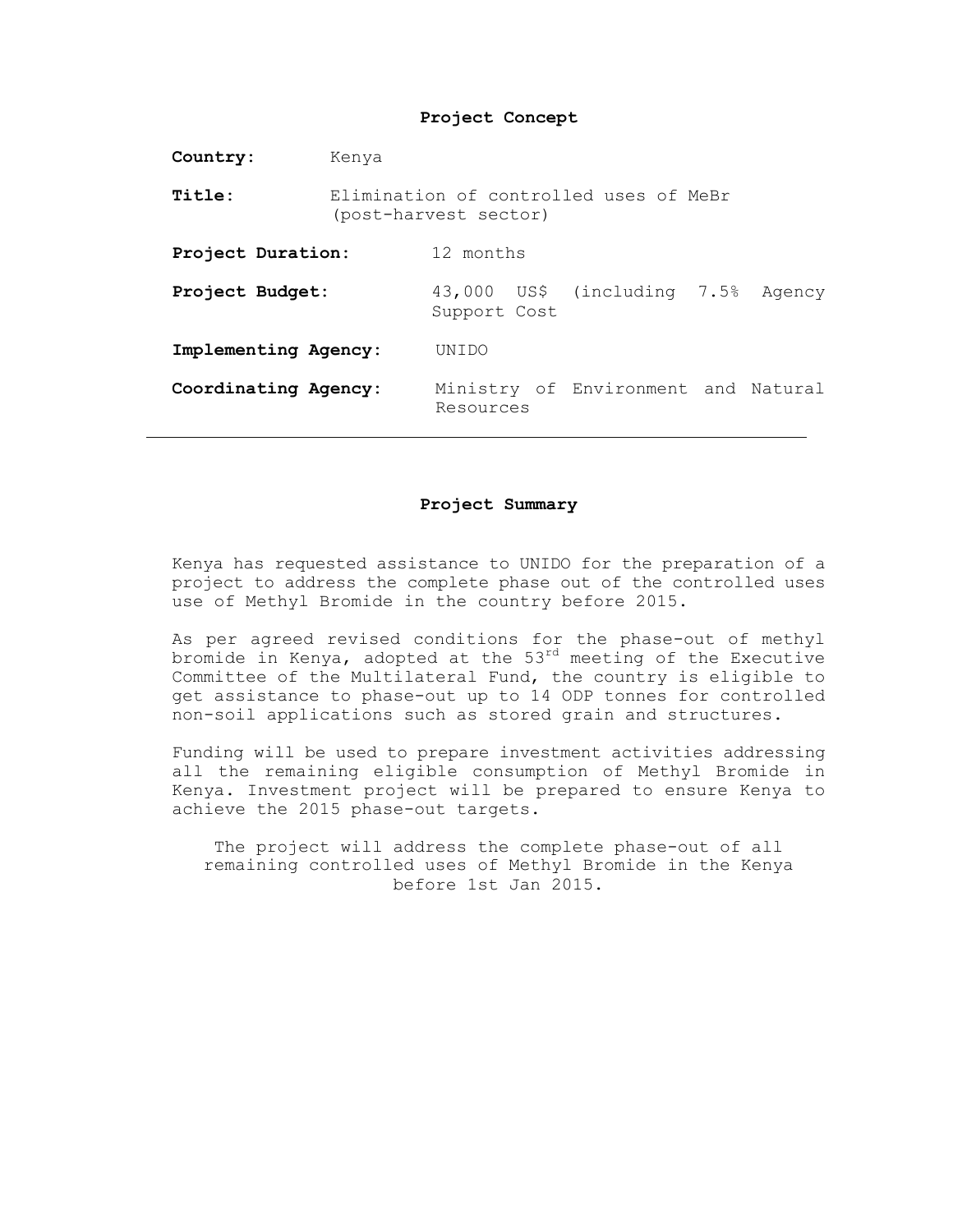## Project Concept

**Country:** Kenya

**Title:** Elimination of controlled uses of MeBr (post-harvest sector)

**Project Duration:** 12 months

**Project Budget:** 43,000 US$ (including 7.5% Agency Support Cost

**Implementing Agency:** UNIDO

**Coordinating Agency:** Ministry of Environment and Natural Resources

---

## Project Summary

Kenya has requested assistance to UNIDO for the preparation of a project to address the complete phase out of the controlled uses use of Methyl Bromide in the country before 2015.

As per agreed revised conditions for the phase-out of methyl bromide in Kenya, adopted at the 53rd meeting of the Executive Committee of the Multilateral Fund, the country is eligible to get assistance to phase-out up to 14 ODP tonnes for controlled non-soil applications such as stored grain and structures.

Funding will be used to prepare investment activities addressing all the remaining eligible consumption of Methyl Bromide in Kenya. Investment project will be prepared to ensure Kenya to achieve the 2015 phase-out targets.

The project will address the complete phase-out of all remaining controlled uses of Methyl Bromide in the Kenya before 1st Jan 2015.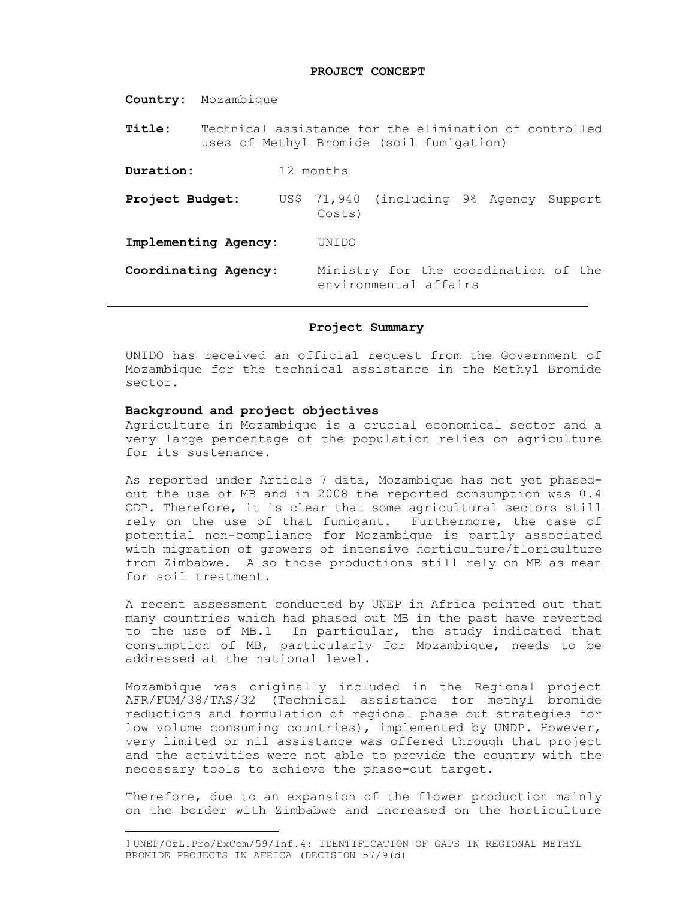**PROJECT CONCEPT**

**Country:** Mozambique

**Title:** Technical assistance for the elimination of controlled uses of Methyl Bromide (soil fumigation)

**Duration:** 12 months

**Project Budget:** US$ 71,940 (including 9% Agency Support Costs)

**Implementing Agency:** UNIDO

**Coordinating Agency:** Ministry for the coordination of the environmental affairs

---

**Project Summary**

UNIDO has received an official request from the Government of Mozambique for the technical assistance in the Methyl Bromide sector.

**Background and project objectives**

Agriculture in Mozambique is a crucial economical sector and a very large percentage of the population relies on agriculture for its sustenance.

As reported under Article 7 data, Mozambique has not yet phased-out the use of MB and in 2008 the reported consumption was 0.4 ODP. Therefore, it is clear that some agricultural sectors still rely on the use of that fumigant. Furthermore, the case of potential non-compliance for Mozambique is partly associated with migration of growers of intensive horticulture/floriculture from Zimbabwe. Also those productions still rely on MB as mean for soil treatment.

A recent assessment conducted by UNEP in Africa pointed out that many countries which had phased out MB in the past have reverted to the use of MB.[1] In particular, the study indicated that consumption of MB, particularly for Mozambique, needs to be addressed at the national level.

Mozambique was originally included in the Regional project AFR/FUM/38/TAS/32 (Technical assistance for methyl bromide reductions and formulation of regional phase out strategies for low volume consuming countries), implemented by UNDP. However, very limited or nil assistance was offered through that project and the activities were not able to provide the country with the necessary tools to achieve the phase-out target.

Therefore, due to an expansion of the flower production mainly on the border with Zimbabwe and increased on the horticulture

---

[1] UNEP/OzL.Pro/ExCom/59/Inf.4: IDENTIFICATION OF GAPS IN REGIONAL METHYL BROMIDE PROJECTS IN AFRICA (DECISION 57/9(d)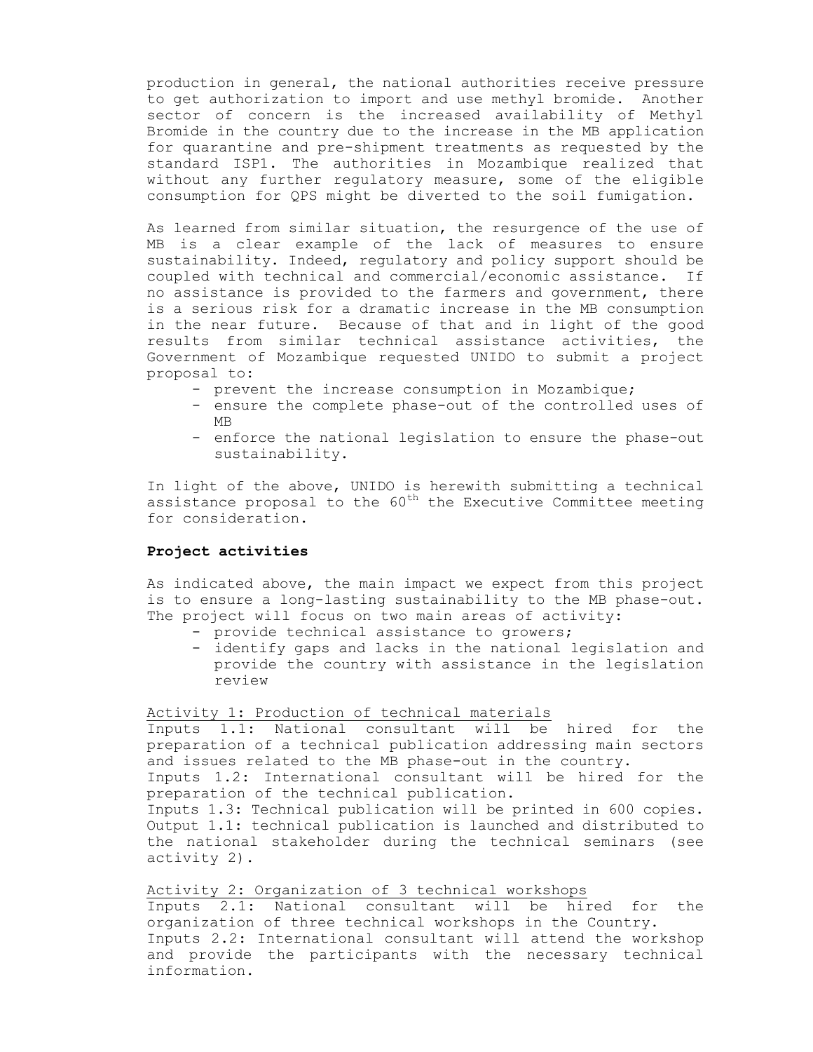production in general, the national authorities receive pressure to get authorization to import and use methyl bromide. Another sector of concern is the increased availability of Methyl Bromide in the country due to the increase in the MB application for quarantine and pre-shipment treatments as requested by the standard ISP1. The authorities in Mozambique realized that without any further regulatory measure, some of the eligible consumption for QPS might be diverted to the soil fumigation.

As learned from similar situation, the resurgence of the use of MB is a clear example of the lack of measures to ensure sustainability. Indeed, regulatory and policy support should be coupled with technical and commercial/economic assistance. If no assistance is provided to the farmers and government, there is a serious risk for a dramatic increase in the MB consumption in the near future. Because of that and in light of the good results from similar technical assistance activities, the Government of Mozambique requested UNIDO to submit a project proposal to:

- prevent the increase consumption in Mozambique;
- ensure the complete phase-out of the controlled uses of MB
- enforce the national legislation to ensure the phase-out sustainability.

In light of the above, UNIDO is herewith submitting a technical assistance proposal to the 60th the Executive Committee meeting for consideration.

**Project activities**

As indicated above, the main impact we expect from this project is to ensure a long-lasting sustainability to the MB phase-out. The project will focus on two main areas of activity:

- provide technical assistance to growers;
- identify gaps and lacks in the national legislation and provide the country with assistance in the legislation review

<u>Activity 1: Production of technical materials</u>

Inputs 1.1: National consultant will be hired for the preparation of a technical publication addressing main sectors and issues related to the MB phase-out in the country.

Inputs 1.2: International consultant will be hired for the preparation of the technical publication.

Inputs 1.3: Technical publication will be printed in 600 copies.

Output 1.1: technical publication is launched and distributed to the national stakeholder during the technical seminars (see activity 2).

<u>Activity 2: Organization of 3 technical workshops</u>

Inputs 2.1: National consultant will be hired for the organization of three technical workshops in the Country.

Inputs 2.2: International consultant will attend the workshop and provide the participants with the necessary technical information.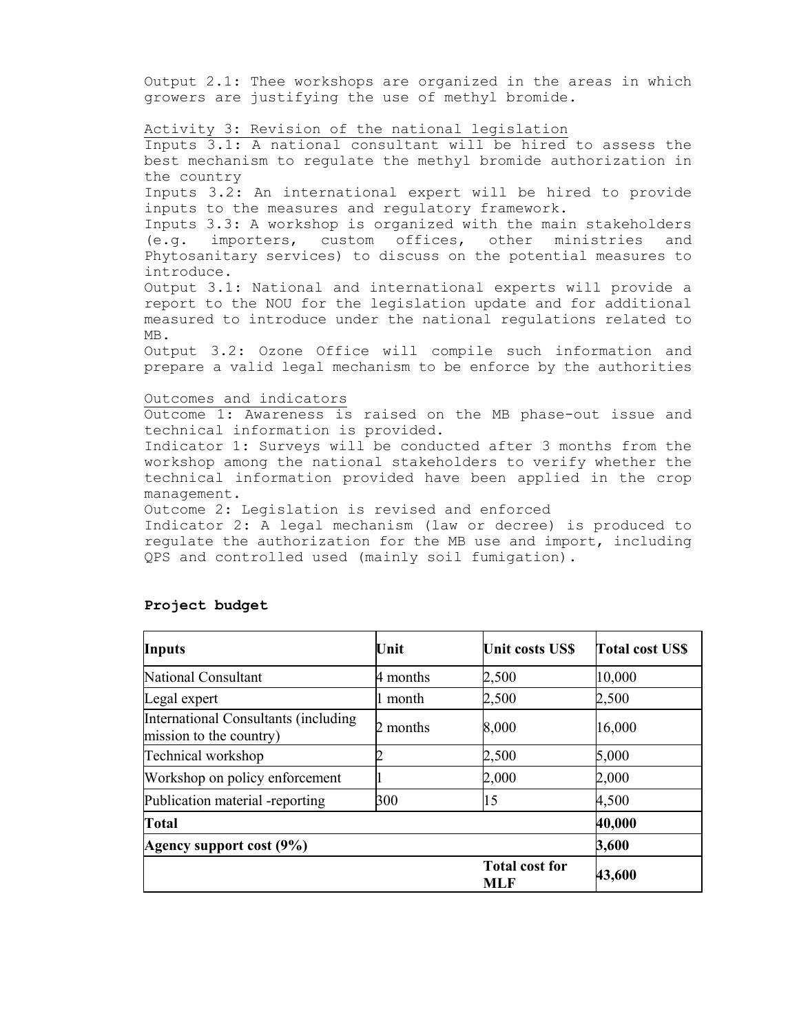Output 2.1: Thee workshops are organized in the areas in which growers are justifying the use of methyl bromide.

Activity 3: Revision of the national legislation

Inputs 3.1: A national consultant will be hired to assess the best mechanism to regulate the methyl bromide authorization in the country

Inputs 3.2: An international expert will be hired to provide inputs to the measures and regulatory framework.

Inputs 3.3: A workshop is organized with the main stakeholders (e.g. importers, custom offices, other ministries and Phytosanitary services) to discuss on the potential measures to introduce.

Output 3.1: National and international experts will provide a report to the NOU for the legislation update and for additional measured to introduce under the national regulations related to MB.

Output 3.2: Ozone Office will compile such information and prepare a valid legal mechanism to be enforce by the authorities

Outcomes and indicators

Outcome 1: Awareness is raised on the MB phase-out issue and technical information is provided.

Indicator 1: Surveys will be conducted after 3 months from the workshop among the national stakeholders to verify whether the technical information provided have been applied in the crop management.

Outcome 2: Legislation is revised and enforced

Indicator 2: A legal mechanism (law or decree) is produced to regulate the authorization for the MB use and import, including QPS and controlled used (mainly soil fumigation).

**Project budget**

| Inputs | Unit | Unit costs US$ | Total cost US$ |
|---|---|---|---|
| National Consultant | 4 months | 2,500 | 10,000 |
| Legal expert | 1 month | 2,500 | 2,500 |
| International Consultants (including mission to the country) | 2 months | 8,000 | 16,000 |
| Technical workshop | 2 | 2,500 | 5,000 |
| Workshop on policy enforcement | 1 | 2,000 | 2,000 |
| Publication material -reporting | 300 | 15 | 4,500 |
| **Total** | | | **40,000** |
| **Agency support cost (9%)** | | | **3,600** |
| | | **Total cost for MLF** | **43,600** |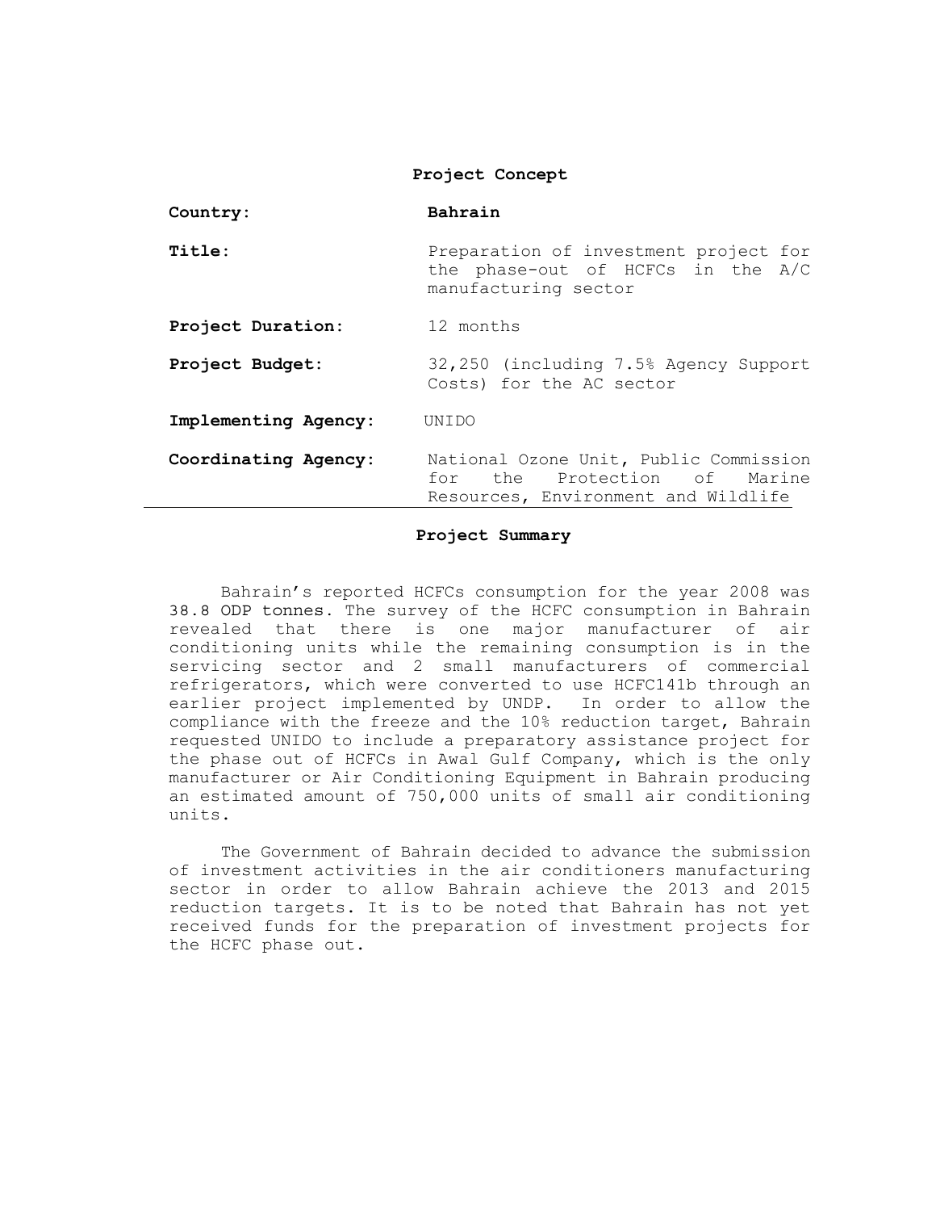## Project Concept

| | |
|---|---|
| **Country:** | **Bahrain** |
| **Title:** | Preparation of investment project for the phase-out of HCFCs in the A/C manufacturing sector |
| **Project Duration:** | 12 months |
| **Project Budget:** | 32,250 (including 7.5% Agency Support Costs) for the AC sector |
| **Implementing Agency:** | UNIDO |
| **Coordinating Agency:** | National Ozone Unit, Public Commission for the Protection of Marine Resources, Environment and Wildlife |

## Project Summary

Bahrain's reported HCFCs consumption for the year 2008 was 38.8 ODP tonnes. The survey of the HCFC consumption in Bahrain revealed that there is one major manufacturer of air conditioning units while the remaining consumption is in the servicing sector and 2 small manufacturers of commercial refrigerators, which were converted to use HCFC141b through an earlier project implemented by UNDP. In order to allow the compliance with the freeze and the 10% reduction target, Bahrain requested UNIDO to include a preparatory assistance project for the phase out of HCFCs in Awal Gulf Company, which is the only manufacturer or Air Conditioning Equipment in Bahrain producing an estimated amount of 750,000 units of small air conditioning units.

The Government of Bahrain decided to advance the submission of investment activities in the air conditioners manufacturing sector in order to allow Bahrain achieve the 2013 and 2015 reduction targets. It is to be noted that Bahrain has not yet received funds for the preparation of investment projects for the HCFC phase out.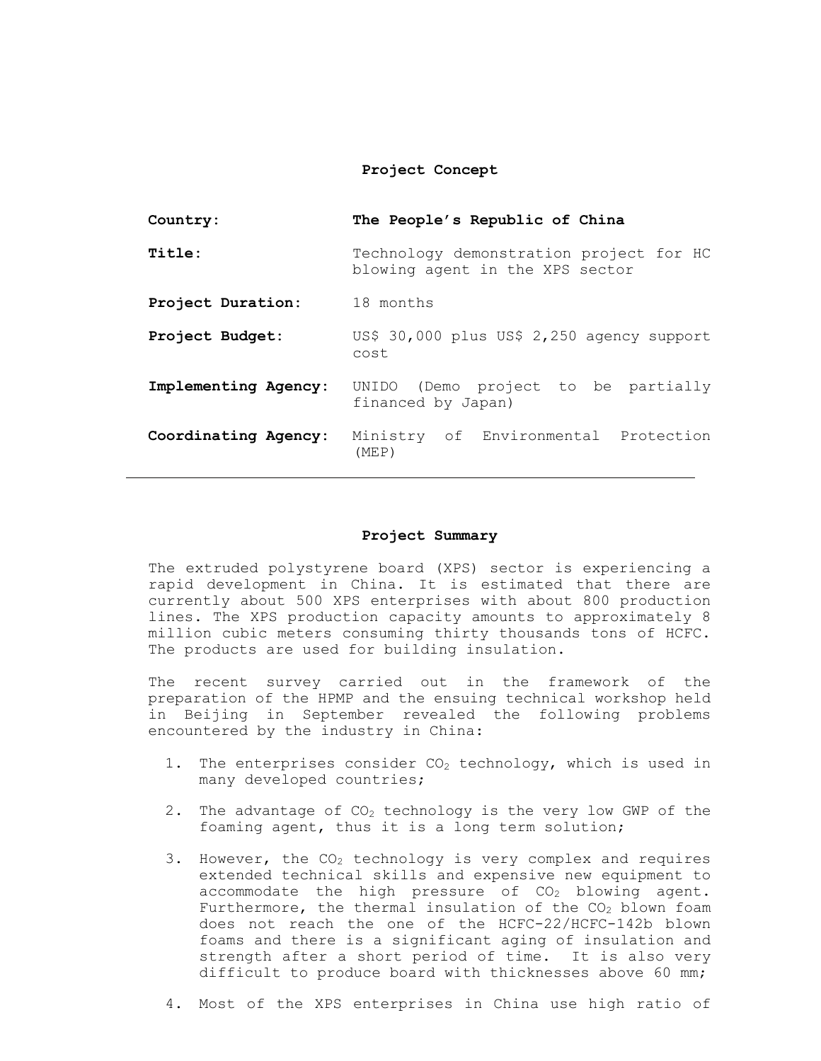**Project Concept**

| | |
|---|---|
| **Country:** | **The People's Republic of China** |
| **Title:** | Technology demonstration project for HC blowing agent in the XPS sector |
| **Project Duration:** | 18 months |
| **Project Budget:** | US$ 30,000 plus US$ 2,250 agency support cost |
| **Implementing Agency:** | UNIDO (Demo project to be partially financed by Japan) |
| **Coordinating Agency:** | Ministry of Environmental Protection (MEP) |

---

**Project Summary**

The extruded polystyrene board (XPS) sector is experiencing a rapid development in China. It is estimated that there are currently about 500 XPS enterprises with about 800 production lines. The XPS production capacity amounts to approximately 8 million cubic meters consuming thirty thousands tons of HCFC. The products are used for building insulation.

The recent survey carried out in the framework of the preparation of the HPMP and the ensuing technical workshop held in Beijing in September revealed the following problems encountered by the industry in China:

1. The enterprises consider $CO_2$ technology, which is used in many developed countries;
2. The advantage of $CO_2$ technology is the very low GWP of the foaming agent, thus it is a long term solution;
3. However, the $CO_2$ technology is very complex and requires extended technical skills and expensive new equipment to accommodate the high pressure of $CO_2$ blowing agent. Furthermore, the thermal insulation of the $CO_2$ blown foam does not reach the one of the HCFC-22/HCFC-142b blown foams and there is a significant aging of insulation and strength after a short period of time. It is also very difficult to produce board with thicknesses above 60 mm;
4. Most of the XPS enterprises in China use high ratio of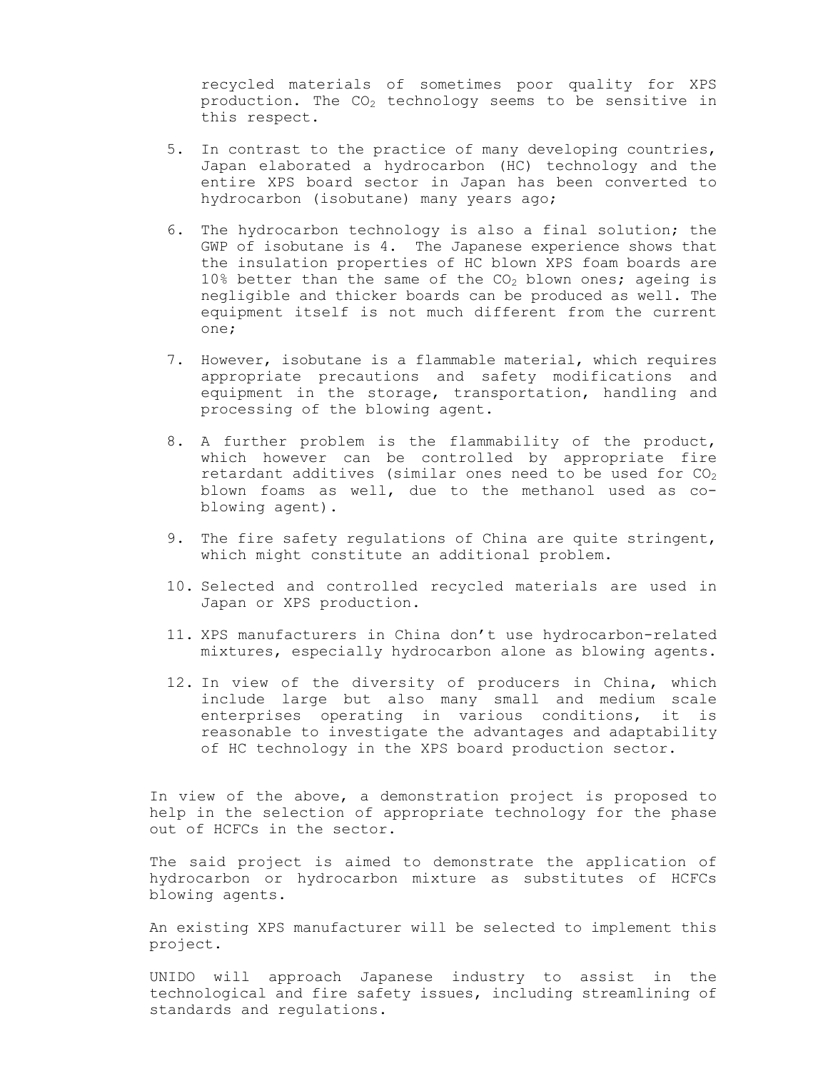recycled materials of sometimes poor quality for XPS production. The $CO_2$ technology seems to be sensitive in this respect.

5. In contrast to the practice of many developing countries, Japan elaborated a hydrocarbon (HC) technology and the entire XPS board sector in Japan has been converted to hydrocarbon (isobutane) many years ago;

6. The hydrocarbon technology is also a final solution; the GWP of isobutane is 4. The Japanese experience shows that the insulation properties of HC blown XPS foam boards are 10% better than the same of the $CO_2$ blown ones; ageing is negligible and thicker boards can be produced as well. The equipment itself is not much different from the current one;

7. However, isobutane is a flammable material, which requires appropriate precautions and safety modifications and equipment in the storage, transportation, handling and processing of the blowing agent.

8. A further problem is the flammability of the product, which however can be controlled by appropriate fire retardant additives (similar ones need to be used for $CO_2$ blown foams as well, due to the methanol used as co-blowing agent).

9. The fire safety regulations of China are quite stringent, which might constitute an additional problem.

10. Selected and controlled recycled materials are used in Japan or XPS production.

11. XPS manufacturers in China don't use hydrocarbon-related mixtures, especially hydrocarbon alone as blowing agents.

12. In view of the diversity of producers in China, which include large but also many small and medium scale enterprises operating in various conditions, it is reasonable to investigate the advantages and adaptability of HC technology in the XPS board production sector.

In view of the above, a demonstration project is proposed to help in the selection of appropriate technology for the phase out of HCFCs in the sector.

The said project is aimed to demonstrate the application of hydrocarbon or hydrocarbon mixture as substitutes of HCFCs blowing agents.

An existing XPS manufacturer will be selected to implement this project.

UNIDO will approach Japanese industry to assist in the technological and fire safety issues, including streamlining of standards and regulations.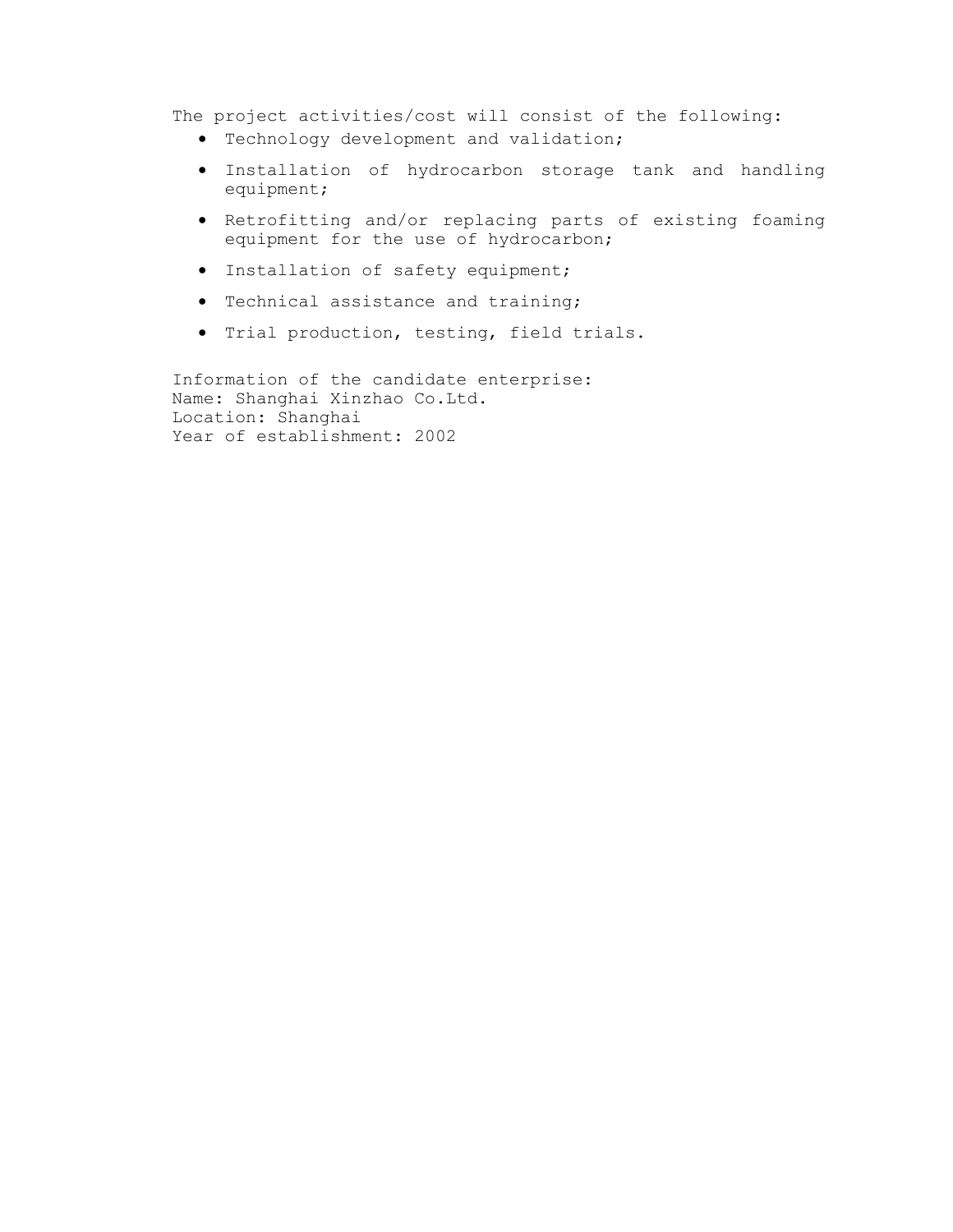The project activities/cost will consist of the following:

- Technology development and validation;
- Installation of hydrocarbon storage tank and handling equipment;
- Retrofitting and/or replacing parts of existing foaming equipment for the use of hydrocarbon;
- Installation of safety equipment;
- Technical assistance and training;
- Trial production, testing, field trials.

Information of the candidate enterprise:
Name: Shanghai Xinzhao Co.Ltd.
Location: Shanghai
Year of establishment: 2002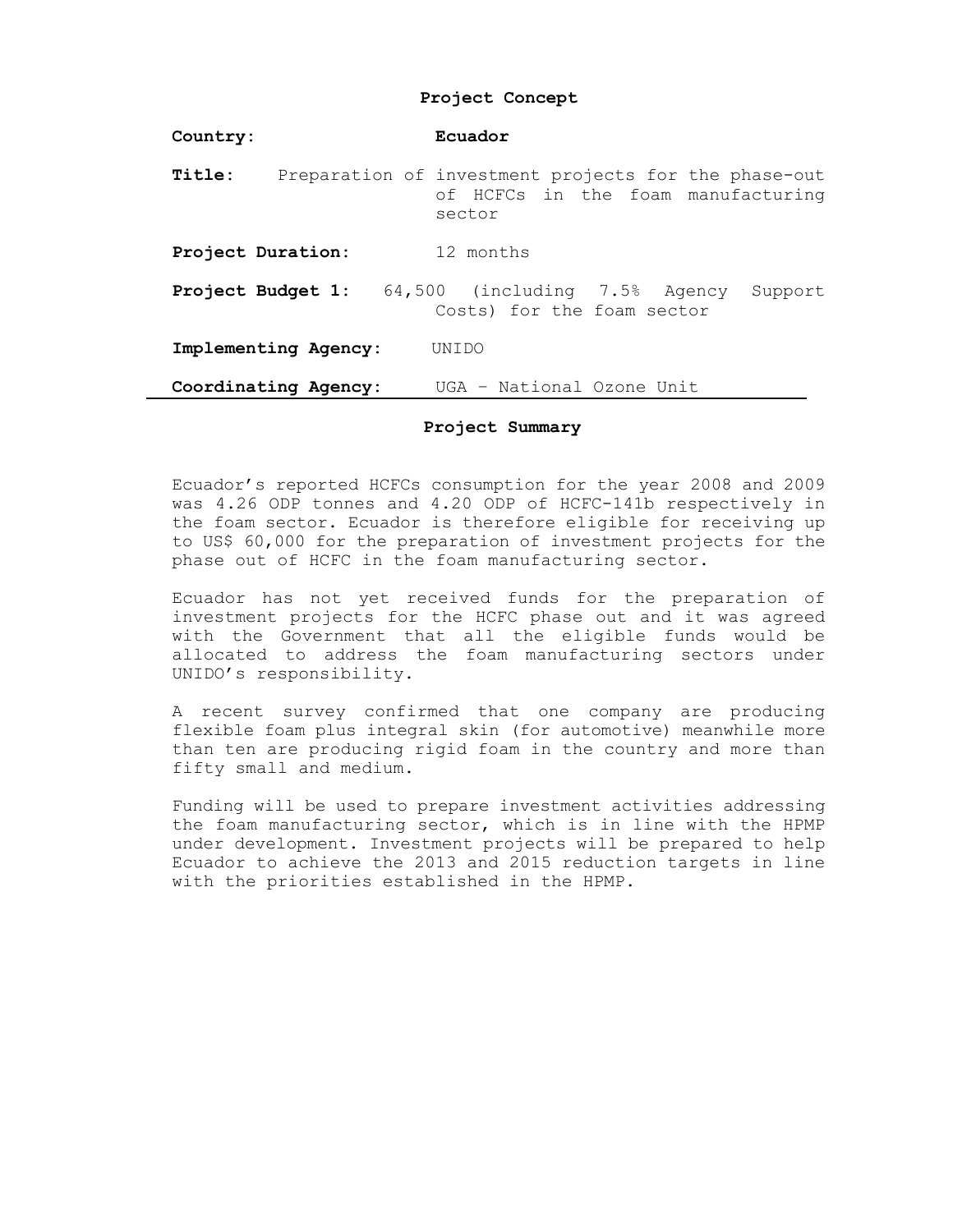**Project Concept**

**Country:** **Ecuador**

**Title:** Preparation of investment projects for the phase-out of HCFCs in the foam manufacturing sector

**Project Duration:** 12 months

**Project Budget 1:** 64,500 (including 7.5% Agency Support Costs) for the foam sector

**Implementing Agency:** UNIDO

**Coordinating Agency:** UGA – National Ozone Unit

---

**Project Summary**

Ecuador's reported HCFCs consumption for the year 2008 and 2009 was 4.26 ODP tonnes and 4.20 ODP of HCFC-141b respectively in the foam sector. Ecuador is therefore eligible for receiving up to US$ 60,000 for the preparation of investment projects for the phase out of HCFC in the foam manufacturing sector.

Ecuador has not yet received funds for the preparation of investment projects for the HCFC phase out and it was agreed with the Government that all the eligible funds would be allocated to address the foam manufacturing sectors under UNIDO's responsibility.

A recent survey confirmed that one company are producing flexible foam plus integral skin (for automotive) meanwhile more than ten are producing rigid foam in the country and more than fifty small and medium.

Funding will be used to prepare investment activities addressing the foam manufacturing sector, which is in line with the HPMP under development. Investment projects will be prepared to help Ecuador to achieve the 2013 and 2015 reduction targets in line with the priorities established in the HPMP.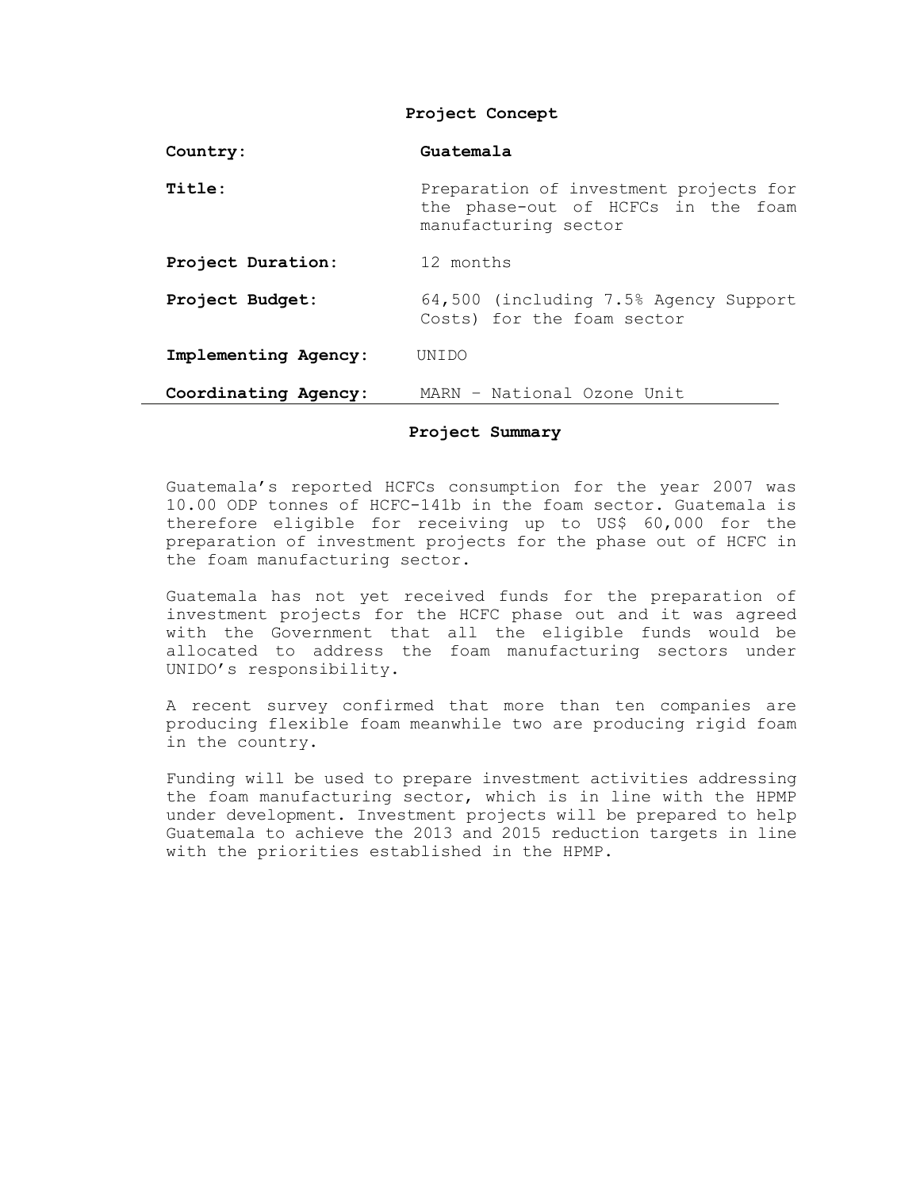## Project Concept

| | |
|---|---|
| **Country:** | **Guatemala** |
| **Title:** | Preparation of investment projects for the phase-out of HCFCs in the foam manufacturing sector |
| **Project Duration:** | 12 months |
| **Project Budget:** | 64,500 (including 7.5% Agency Support Costs) for the foam sector |
| **Implementing Agency:** | UNIDO |
| **Coordinating Agency:** | MARN – National Ozone Unit |

## Project Summary

Guatemala's reported HCFCs consumption for the year 2007 was 10.00 ODP tonnes of HCFC-141b in the foam sector. Guatemala is therefore eligible for receiving up to US$ 60,000 for the preparation of investment projects for the phase out of HCFC in the foam manufacturing sector.

Guatemala has not yet received funds for the preparation of investment projects for the HCFC phase out and it was agreed with the Government that all the eligible funds would be allocated to address the foam manufacturing sectors under UNIDO's responsibility.

A recent survey confirmed that more than ten companies are producing flexible foam meanwhile two are producing rigid foam in the country.

Funding will be used to prepare investment activities addressing the foam manufacturing sector, which is in line with the HPMP under development. Investment projects will be prepared to help Guatemala to achieve the 2013 and 2015 reduction targets in line with the priorities established in the HPMP.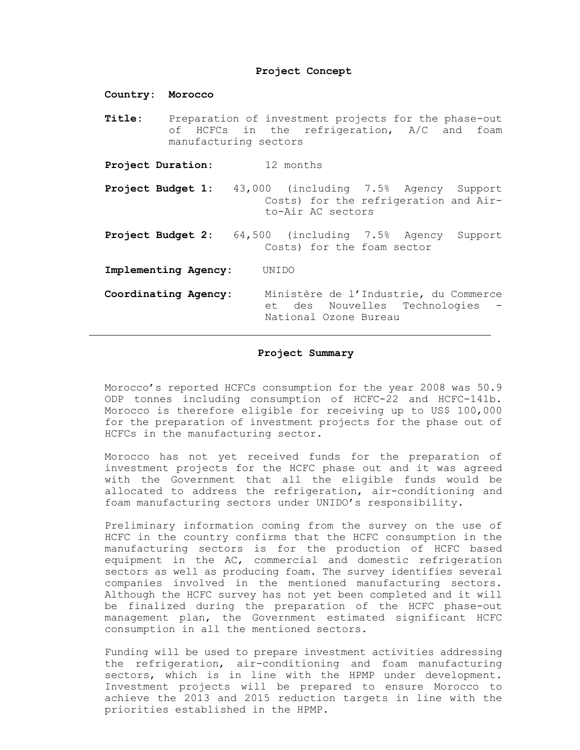## Project Concept

**Country: Morocco**

**Title:** Preparation of investment projects for the phase-out of HCFCs in the refrigeration, A/C and foam manufacturing sectors

**Project Duration:** 12 months

**Project Budget 1:** 43,000 (including 7.5% Agency Support Costs) for the refrigeration and Air-to-Air AC sectors

**Project Budget 2:** 64,500 (including 7.5% Agency Support Costs) for the foam sector

**Implementing Agency:** UNIDO

**Coordinating Agency:** Ministère de l'Industrie, du Commerce et des Nouvelles Technologies - National Ozone Bureau

---

## Project Summary

Morocco's reported HCFCs consumption for the year 2008 was 50.9 ODP tonnes including consumption of HCFC-22 and HCFC-141b. Morocco is therefore eligible for receiving up to US$ 100,000 for the preparation of investment projects for the phase out of HCFCs in the manufacturing sector.

Morocco has not yet received funds for the preparation of investment projects for the HCFC phase out and it was agreed with the Government that all the eligible funds would be allocated to address the refrigeration, air-conditioning and foam manufacturing sectors under UNIDO's responsibility.

Preliminary information coming from the survey on the use of HCFC in the country confirms that the HCFC consumption in the manufacturing sectors is for the production of HCFC based equipment in the AC, commercial and domestic refrigeration sectors as well as producing foam. The survey identifies several companies involved in the mentioned manufacturing sectors. Although the HCFC survey has not yet been completed and it will be finalized during the preparation of the HCFC phase-out management plan, the Government estimated significant HCFC consumption in all the mentioned sectors.

Funding will be used to prepare investment activities addressing the refrigeration, air-conditioning and foam manufacturing sectors, which is in line with the HPMP under development. Investment projects will be prepared to ensure Morocco to achieve the 2013 and 2015 reduction targets in line with the priorities established in the HPMP.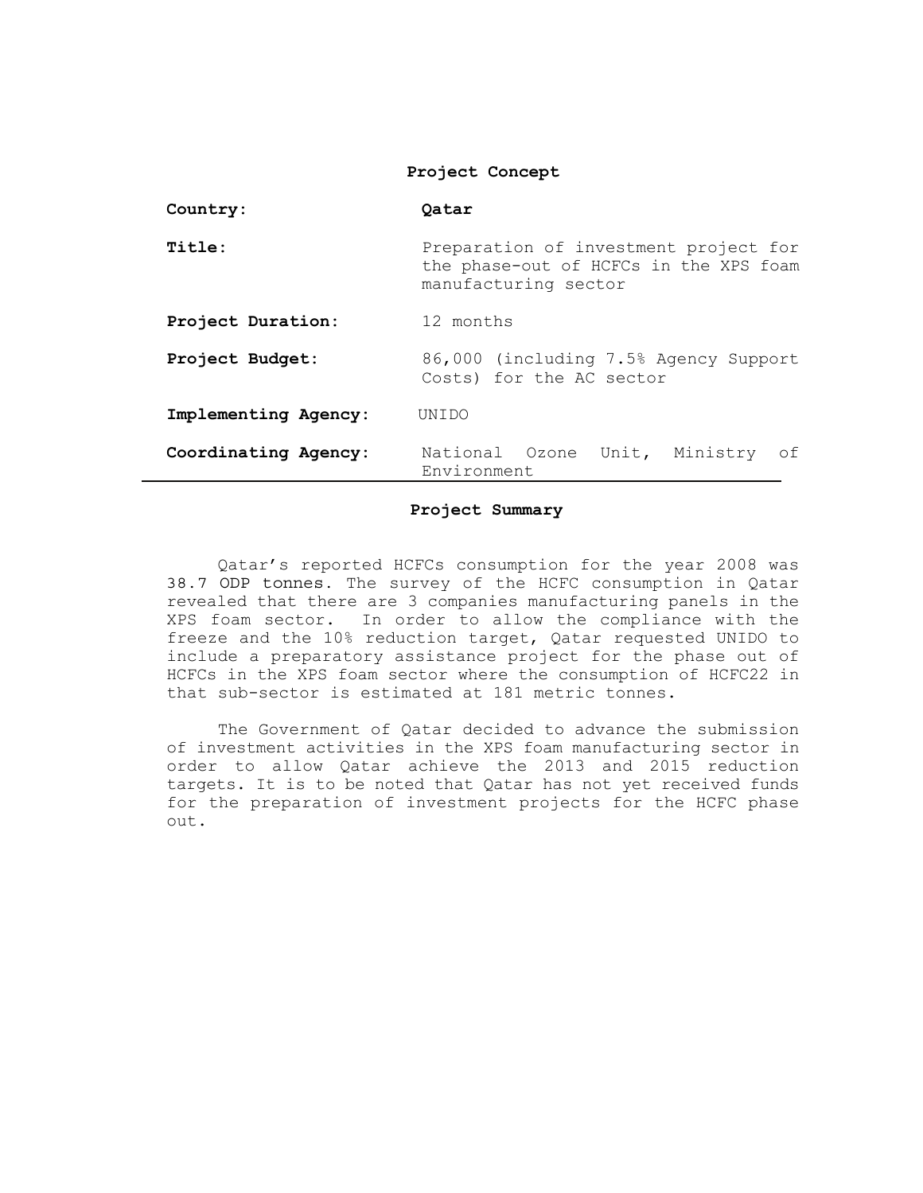**Project Concept**

| | |
|---|---|
| **Country:** | **Qatar** |
| **Title:** | Preparation of investment project for the phase-out of HCFCs in the XPS foam manufacturing sector |
| **Project Duration:** | 12 months |
| **Project Budget:** | 86,000 (including 7.5% Agency Support Costs) for the AC sector |
| **Implementing Agency:** | UNIDO |
| **Coordinating Agency:** | National Ozone Unit, Ministry of Environment |

**Project Summary**

Qatar's reported HCFCs consumption for the year 2008 was 38.7 ODP tonnes. The survey of the HCFC consumption in Qatar revealed that there are 3 companies manufacturing panels in the XPS foam sector. In order to allow the compliance with the freeze and the 10% reduction target, Qatar requested UNIDO to include a preparatory assistance project for the phase out of HCFCs in the XPS foam sector where the consumption of HCFC22 in that sub-sector is estimated at 181 metric tonnes.

The Government of Qatar decided to advance the submission of investment activities in the XPS foam manufacturing sector in order to allow Qatar achieve the 2013 and 2015 reduction targets. It is to be noted that Qatar has not yet received funds for the preparation of investment projects for the HCFC phase out.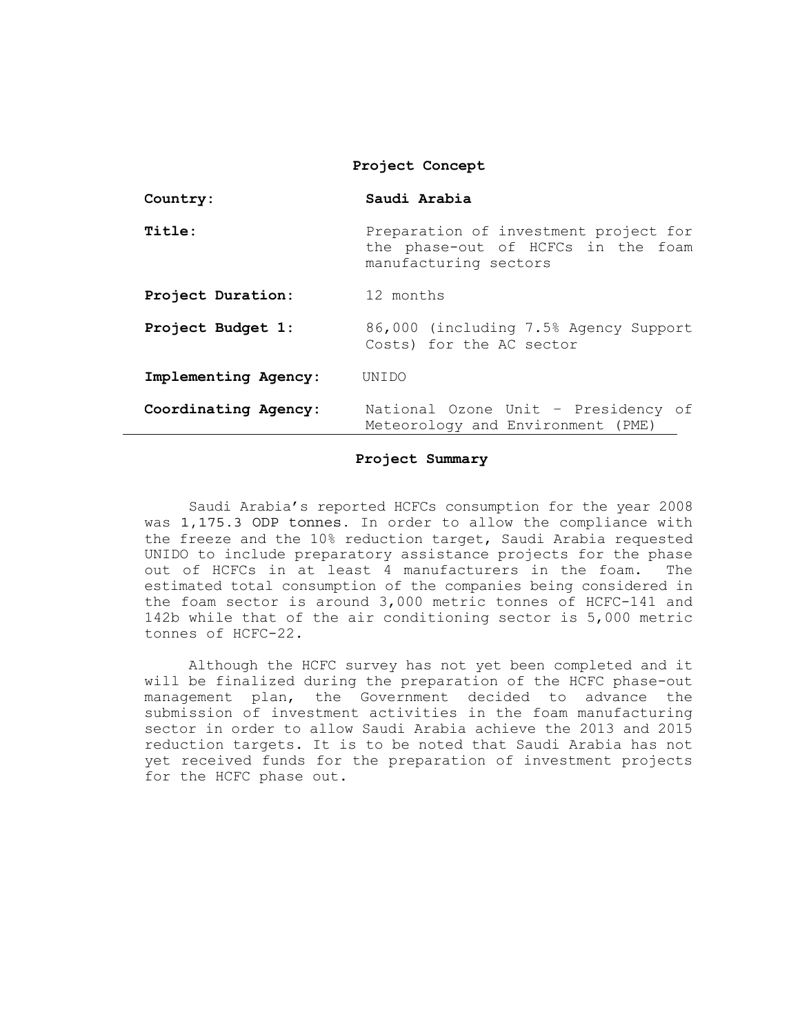**Project Concept**

| | |
|---|---|
| **Country:** | **Saudi Arabia** |
| **Title:** | Preparation of investment project for the phase-out of HCFCs in the foam manufacturing sectors |
| **Project Duration:** | 12 months |
| **Project Budget 1:** | 86,000 (including 7.5% Agency Support Costs) for the AC sector |
| **Implementing Agency:** | UNIDO |
| **Coordinating Agency:** | National Ozone Unit – Presidency of Meteorology and Environment (PME) |

**Project Summary**

Saudi Arabia's reported HCFCs consumption for the year 2008 was 1,175.3 ODP tonnes. In order to allow the compliance with the freeze and the 10% reduction target, Saudi Arabia requested UNIDO to include preparatory assistance projects for the phase out of HCFCs in at least 4 manufacturers in the foam. The estimated total consumption of the companies being considered in the foam sector is around 3,000 metric tonnes of HCFC-141 and 142b while that of the air conditioning sector is 5,000 metric tonnes of HCFC-22.

Although the HCFC survey has not yet been completed and it will be finalized during the preparation of the HCFC phase-out management plan, the Government decided to advance the submission of investment activities in the foam manufacturing sector in order to allow Saudi Arabia achieve the 2013 and 2015 reduction targets. It is to be noted that Saudi Arabia has not yet received funds for the preparation of investment projects for the HCFC phase out.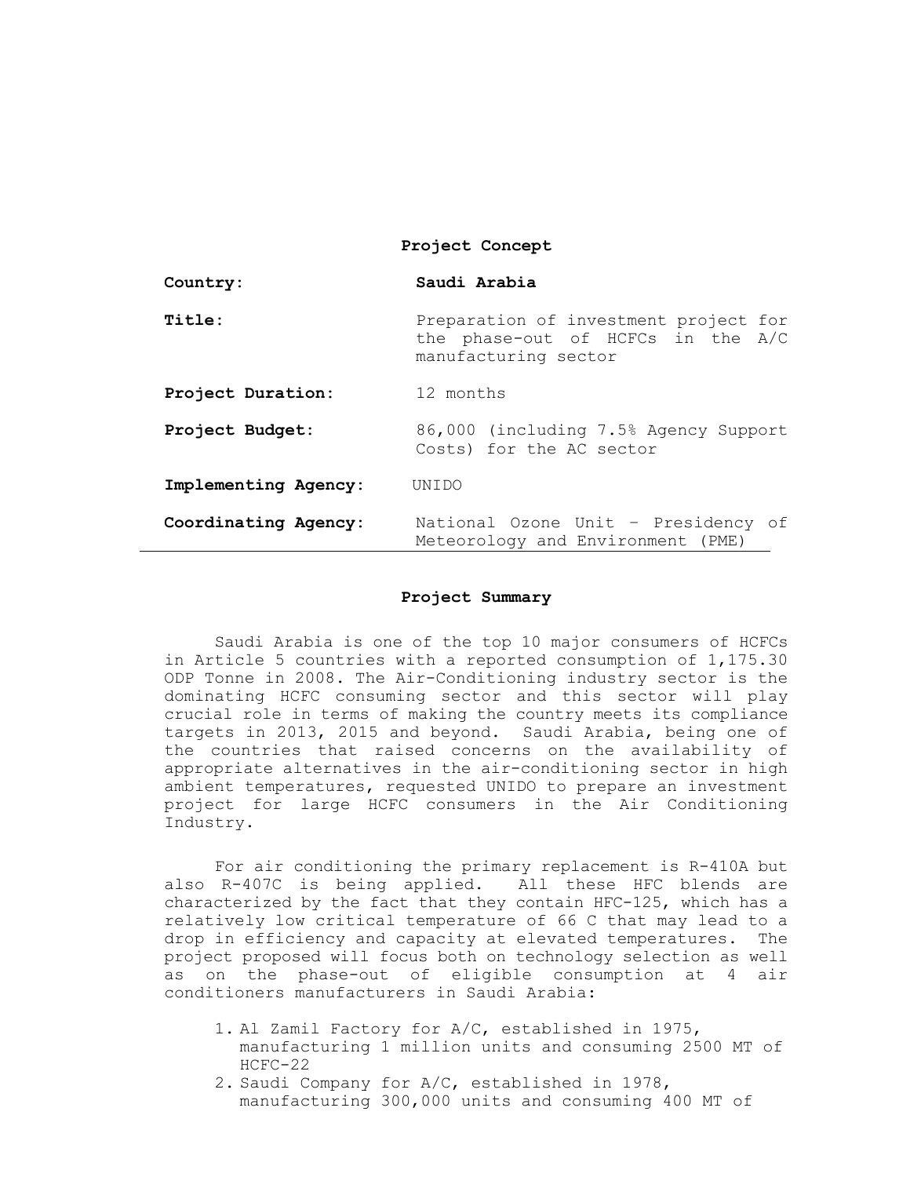**Project Concept**

| | |
|---|---|
| **Country:** | **Saudi Arabia** |
| **Title:** | Preparation of investment project for the phase-out of HCFCs in the A/C manufacturing sector |
| **Project Duration:** | 12 months |
| **Project Budget:** | 86,000 (including 7.5% Agency Support Costs) for the AC sector |
| **Implementing Agency:** | UNIDO |
| **Coordinating Agency:** | National Ozone Unit – Presidency of Meteorology and Environment (PME) |

**Project Summary**

Saudi Arabia is one of the top 10 major consumers of HCFCs in Article 5 countries with a reported consumption of 1,175.30 ODP Tonne in 2008. The Air-Conditioning industry sector is the dominating HCFC consuming sector and this sector will play crucial role in terms of making the country meets its compliance targets in 2013, 2015 and beyond. Saudi Arabia, being one of the countries that raised concerns on the availability of appropriate alternatives in the air-conditioning sector in high ambient temperatures, requested UNIDO to prepare an investment project for large HCFC consumers in the Air Conditioning Industry.

For air conditioning the primary replacement is R-410A but also R-407C is being applied. All these HFC blends are characterized by the fact that they contain HFC-125, which has a relatively low critical temperature of 66 C that may lead to a drop in efficiency and capacity at elevated temperatures. The project proposed will focus both on technology selection as well as on the phase-out of eligible consumption at 4 air conditioners manufacturers in Saudi Arabia:

1. Al Zamil Factory for A/C, established in 1975, manufacturing 1 million units and consuming 2500 MT of HCFC-22
2. Saudi Company for A/C, established in 1978, manufacturing 300,000 units and consuming 400 MT of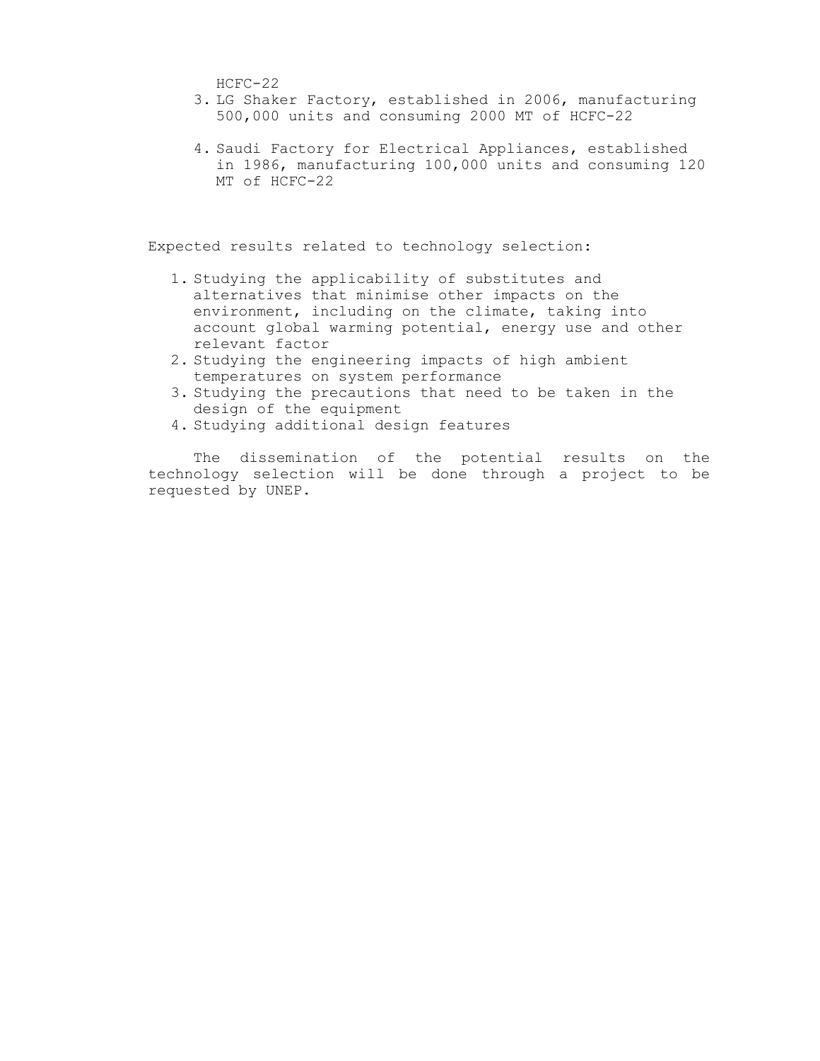HCFC-22

3. LG Shaker Factory, established in 2006, manufacturing 500,000 units and consuming 2000 MT of HCFC-22

4. Saudi Factory for Electrical Appliances, established in 1986, manufacturing 100,000 units and consuming 120 MT of HCFC-22

Expected results related to technology selection:

1. Studying the applicability of substitutes and alternatives that minimise other impacts on the environment, including on the climate, taking into account global warming potential, energy use and other relevant factor
2. Studying the engineering impacts of high ambient temperatures on system performance
3. Studying the precautions that need to be taken in the design of the equipment
4. Studying additional design features

The dissemination of the potential results on the technology selection will be done through a project to be requested by UNEP.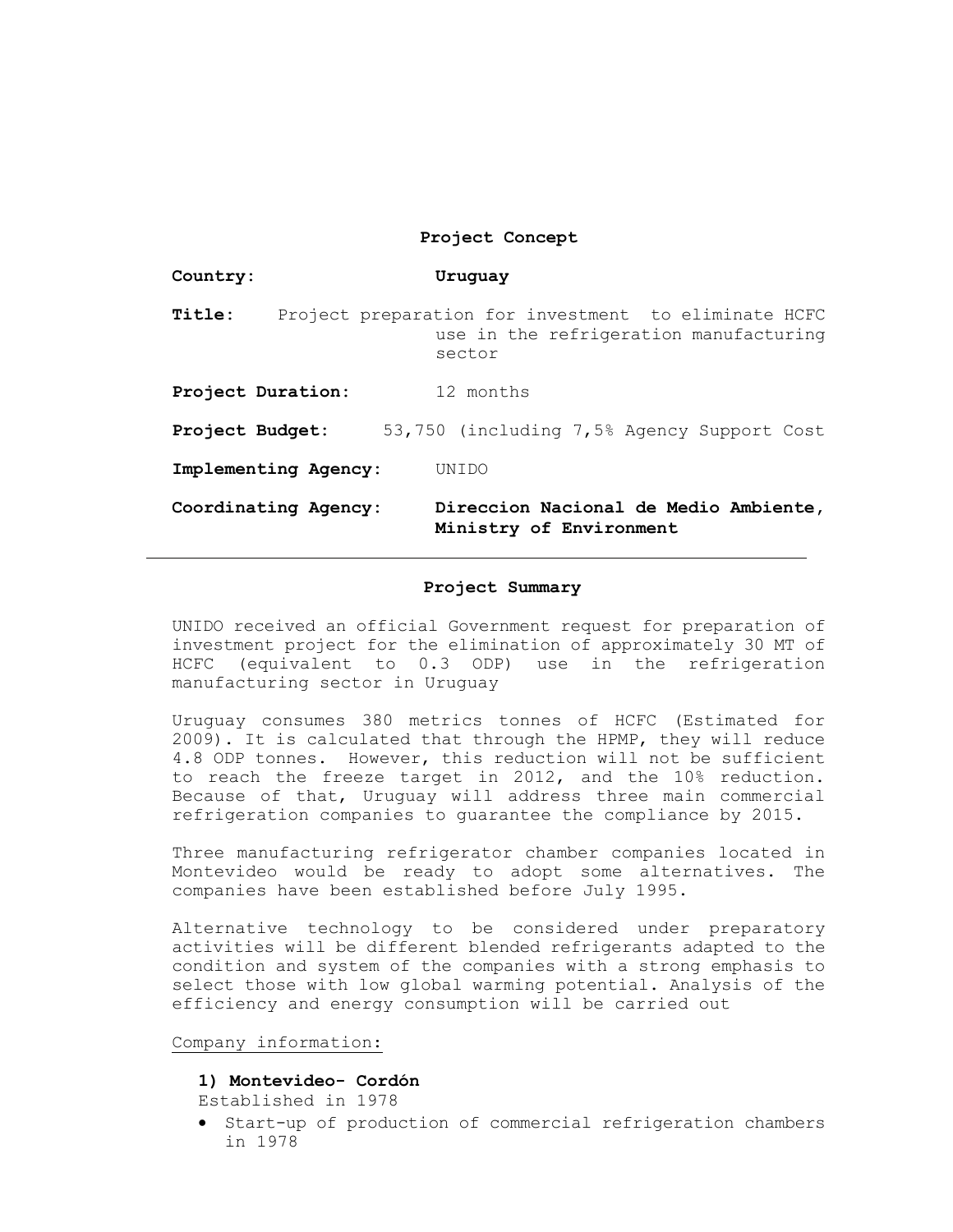**Project Concept**

**Country:** **Uruguay**

**Title:** Project preparation for investment to eliminate HCFC use in the refrigeration manufacturing sector

**Project Duration:** 12 months

**Project Budget:** 53,750 (including 7,5% Agency Support Cost

**Implementing Agency:** UNIDO

**Coordinating Agency:** **Direccion Nacional de Medio Ambiente, Ministry of Environment**

---

**Project Summary**

UNIDO received an official Government request for preparation of investment project for the elimination of approximately 30 MT of HCFC (equivalent to 0.3 ODP) use in the refrigeration manufacturing sector in Uruguay

Uruguay consumes 380 metrics tonnes of HCFC (Estimated for 2009). It is calculated that through the HPMP, they will reduce 4.8 ODP tonnes. However, this reduction will not be sufficient to reach the freeze target in 2012, and the 10% reduction. Because of that, Uruguay will address three main commercial refrigeration companies to guarantee the compliance by 2015.

Three manufacturing refrigerator chamber companies located in Montevideo would be ready to adopt some alternatives. The companies have been established before July 1995.

Alternative technology to be considered under preparatory activities will be different blended refrigerants adapted to the condition and system of the companies with a strong emphasis to select those with low global warming potential. Analysis of the efficiency and energy consumption will be carried out

Company information:

**1) Montevideo- Cordón**
Established in 1978

- Start-up of production of commercial refrigeration chambers in 1978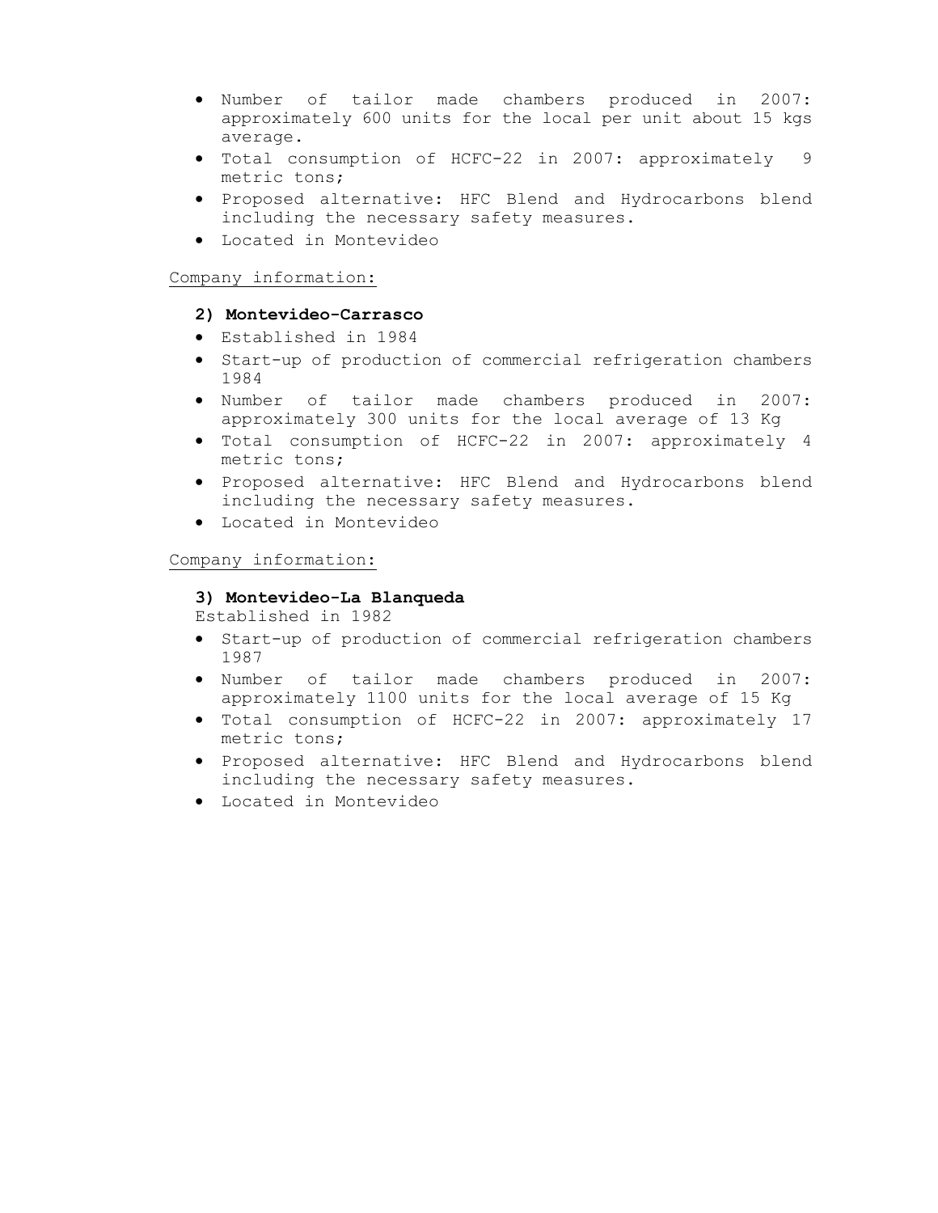- Number of tailor made chambers produced in 2007: approximately 600 units for the local per unit about 15 kgs average.
- Total consumption of HCFC-22 in 2007: approximately 9 metric tons;
- Proposed alternative: HFC Blend and Hydrocarbons blend including the necessary safety measures.
- Located in Montevideo

Company information:

**2) Montevideo-Carrasco**

- Established in 1984
- Start-up of production of commercial refrigeration chambers 1984
- Number of tailor made chambers produced in 2007: approximately 300 units for the local average of 13 Kg
- Total consumption of HCFC-22 in 2007: approximately 4 metric tons;
- Proposed alternative: HFC Blend and Hydrocarbons blend including the necessary safety measures.
- Located in Montevideo

Company information:

**3) Montevideo-La Blanqueda**

Established in 1982

- Start-up of production of commercial refrigeration chambers 1987
- Number of tailor made chambers produced in 2007: approximately 1100 units for the local average of 15 Kg
- Total consumption of HCFC-22 in 2007: approximately 17 metric tons;
- Proposed alternative: HFC Blend and Hydrocarbons blend including the necessary safety measures.
- Located in Montevideo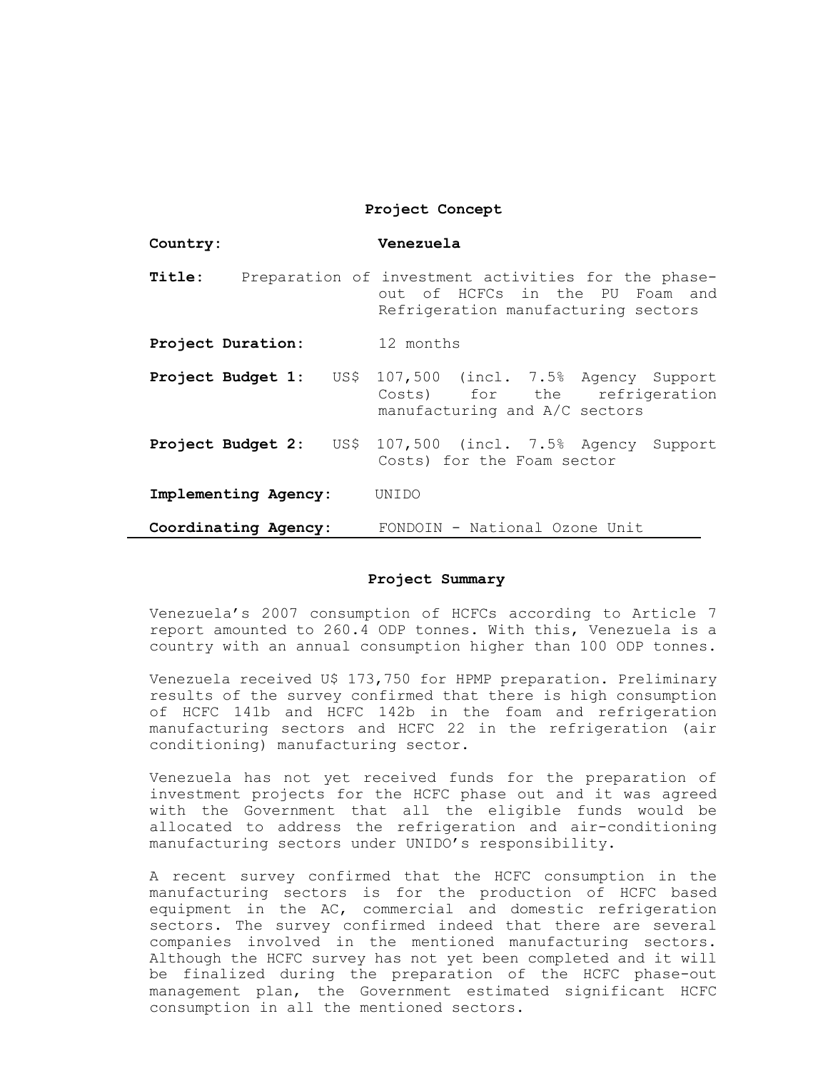**Project Concept**

**Country:** Venezuela

**Title:** Preparation of investment activities for the phase-out of HCFCs in the PU Foam and Refrigeration manufacturing sectors

**Project Duration:** 12 months

**Project Budget 1:** US$ 107,500 (incl. 7.5% Agency Support Costs) for the refrigeration manufacturing and A/C sectors

**Project Budget 2:** US$ 107,500 (incl. 7.5% Agency Support Costs) for the Foam sector

**Implementing Agency:** UNIDO

**Coordinating Agency:** FONDOIN - National Ozone Unit

---

**Project Summary**

Venezuela's 2007 consumption of HCFCs according to Article 7 report amounted to 260.4 ODP tonnes. With this, Venezuela is a country with an annual consumption higher than 100 ODP tonnes.

Venezuela received U$ 173,750 for HPMP preparation. Preliminary results of the survey confirmed that there is high consumption of HCFC 141b and HCFC 142b in the foam and refrigeration manufacturing sectors and HCFC 22 in the refrigeration (air conditioning) manufacturing sector.

Venezuela has not yet received funds for the preparation of investment projects for the HCFC phase out and it was agreed with the Government that all the eligible funds would be allocated to address the refrigeration and air-conditioning manufacturing sectors under UNIDO's responsibility.

A recent survey confirmed that the HCFC consumption in the manufacturing sectors is for the production of HCFC based equipment in the AC, commercial and domestic refrigeration sectors. The survey confirmed indeed that there are several companies involved in the mentioned manufacturing sectors. Although the HCFC survey has not yet been completed and it will be finalized during the preparation of the HCFC phase-out management plan, the Government estimated significant HCFC consumption in all the mentioned sectors.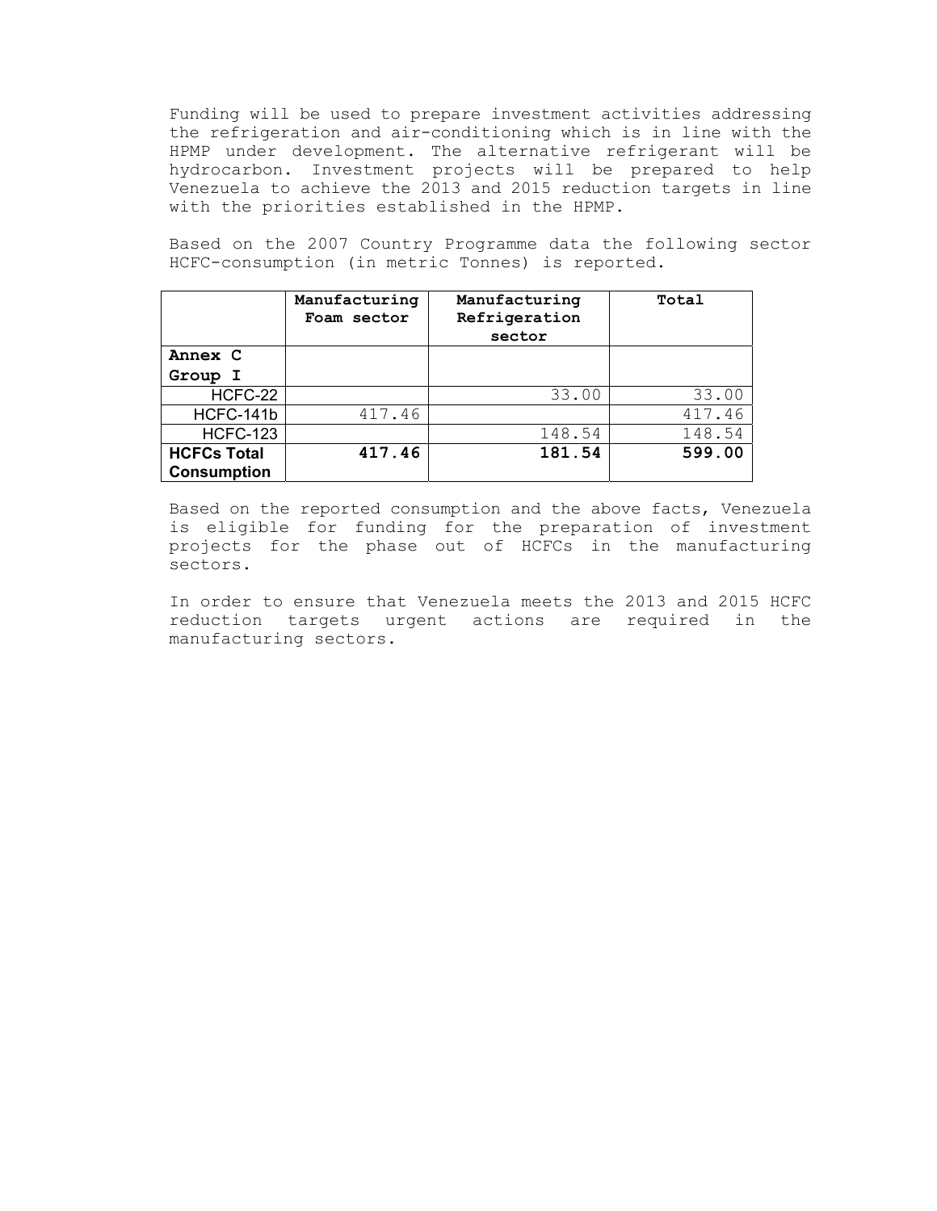Funding will be used to prepare investment activities addressing the refrigeration and air-conditioning which is in line with the HPMP under development. The alternative refrigerant will be hydrocarbon. Investment projects will be prepared to help Venezuela to achieve the 2013 and 2015 reduction targets in line with the priorities established in the HPMP.

Based on the 2007 Country Programme data the following sector HCFC-consumption (in metric Tonnes) is reported.

| | Manufacturing Foam sector | Manufacturing Refrigeration sector | Total |
|---|---|---|---|
| **Annex C Group I** | | | |
| HCFC-22 | | 33.00 | 33.00 |
| HCFC-141b | 417.46 | | 417.46 |
| HCFC-123 | | 148.54 | 148.54 |
| **HCFCs Total Consumption** | **417.46** | **181.54** | **599.00** |

Based on the reported consumption and the above facts, Venezuela is eligible for funding for the preparation of investment projects for the phase out of HCFCs in the manufacturing sectors.

In order to ensure that Venezuela meets the 2013 and 2015 HCFC reduction targets urgent actions are required in the manufacturing sectors.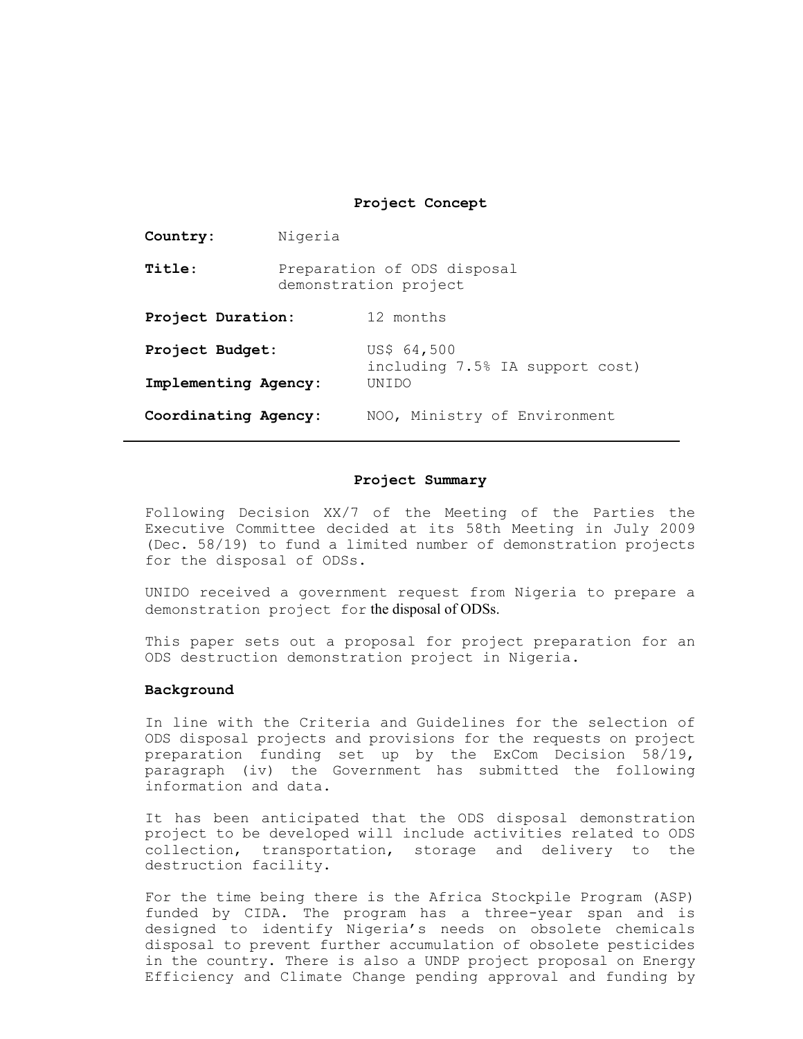**Project Concept**

**Country:** Nigeria

**Title:** Preparation of ODS disposal demonstration project

**Project Duration:** 12 months

**Project Budget:** US$ 64,500 including 7.5% IA support cost)

**Implementing Agency:** UNIDO

**Coordinating Agency:** NOO, Ministry of Environment

---

**Project Summary**

Following Decision XX/7 of the Meeting of the Parties the Executive Committee decided at its 58th Meeting in July 2009 (Dec. 58/19) to fund a limited number of demonstration projects for the disposal of ODSs.

UNIDO received a government request from Nigeria to prepare a demonstration project for the disposal of ODSs.

This paper sets out a proposal for project preparation for an ODS destruction demonstration project in Nigeria.

**Background**

In line with the Criteria and Guidelines for the selection of ODS disposal projects and provisions for the requests on project preparation funding set up by the ExCom Decision 58/19, paragraph (iv) the Government has submitted the following information and data.

It has been anticipated that the ODS disposal demonstration project to be developed will include activities related to ODS collection, transportation, storage and delivery to the destruction facility.

For the time being there is the Africa Stockpile Program (ASP) funded by CIDA. The program has a three-year span and is designed to identify Nigeria's needs on obsolete chemicals disposal to prevent further accumulation of obsolete pesticides in the country. There is also a UNDP project proposal on Energy Efficiency and Climate Change pending approval and funding by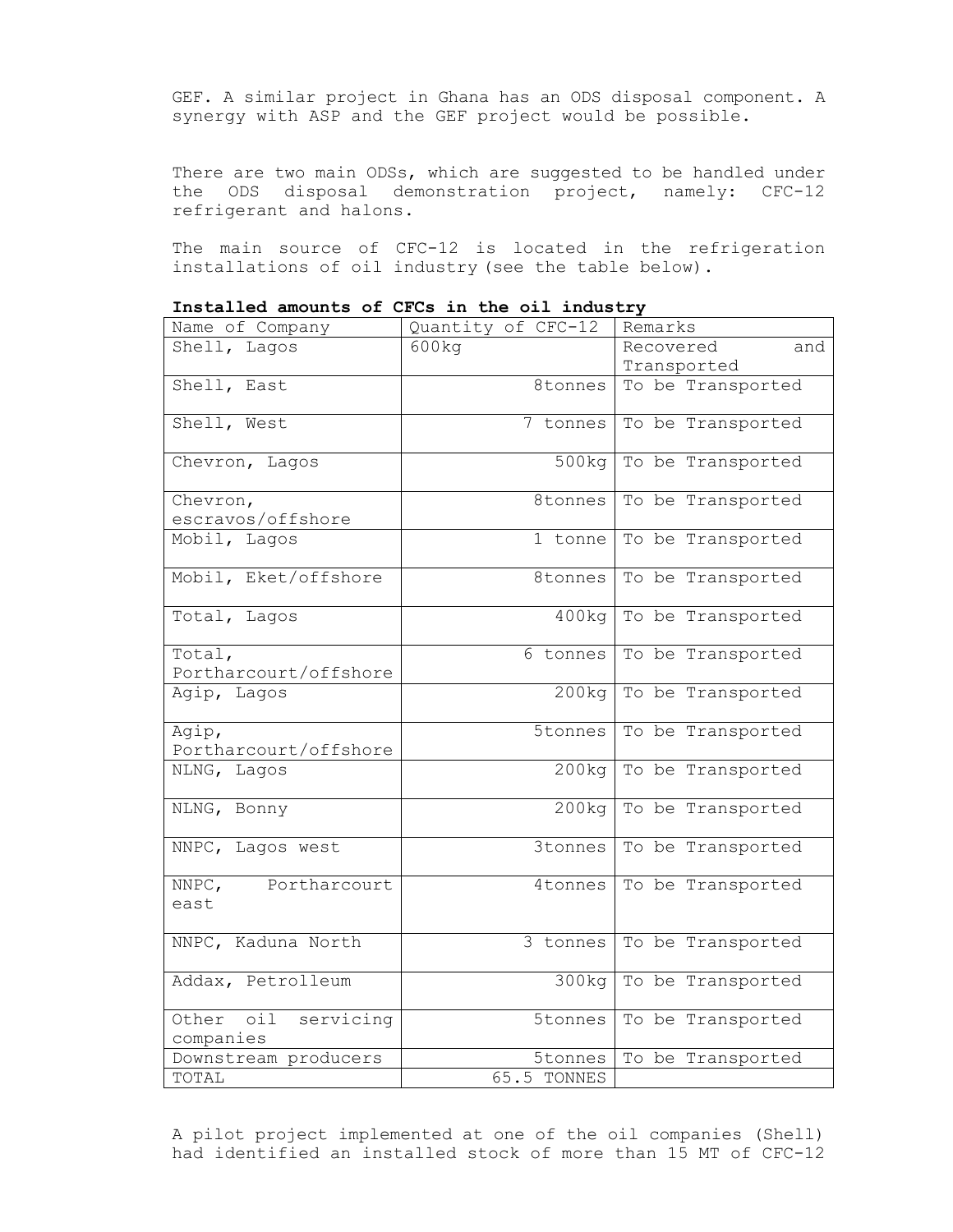GEF. A similar project in Ghana has an ODS disposal component. A synergy with ASP and the GEF project would be possible.

There are two main ODSs, which are suggested to be handled under the ODS disposal demonstration project, namely: CFC-12 refrigerant and halons.

The main source of CFC-12 is located in the refrigeration installations of oil industry (see the table below).

**Installed amounts of CFCs in the oil industry**

| Name of Company | Quantity of CFC-12 | Remarks |
|---|---|---|
| Shell, Lagos | 600kg | Recovered and Transported |
| Shell, East | 8tonnes | To be Transported |
| Shell, West | 7 tonnes | To be Transported |
| Chevron, Lagos | 500kg | To be Transported |
| Chevron, escravos/offshore | 8tonnes | To be Transported |
| Mobil, Lagos | 1 tonne | To be Transported |
| Mobil, Eket/offshore | 8tonnes | To be Transported |
| Total, Lagos | 400kg | To be Transported |
| Total, Portharcourt/offshore | 6 tonnes | To be Transported |
| Agip, Lagos | 200kg | To be Transported |
| Agip, Portharcourt/offshore | 5tonnes | To be Transported |
| NLNG, Lagos | 200kg | To be Transported |
| NLNG, Bonny | 200kg | To be Transported |
| NNPC, Lagos west | 3tonnes | To be Transported |
| NNPC, Portharcourt east | 4tonnes | To be Transported |
| NNPC, Kaduna North | 3 tonnes | To be Transported |
| Addax, Petrolleum | 300kg | To be Transported |
| Other oil servicing companies | 5tonnes | To be Transported |
| Downstream producers | 5tonnes | To be Transported |
| TOTAL | 65.5 TONNES | |

A pilot project implemented at one of the oil companies (Shell) had identified an installed stock of more than 15 MT of CFC-12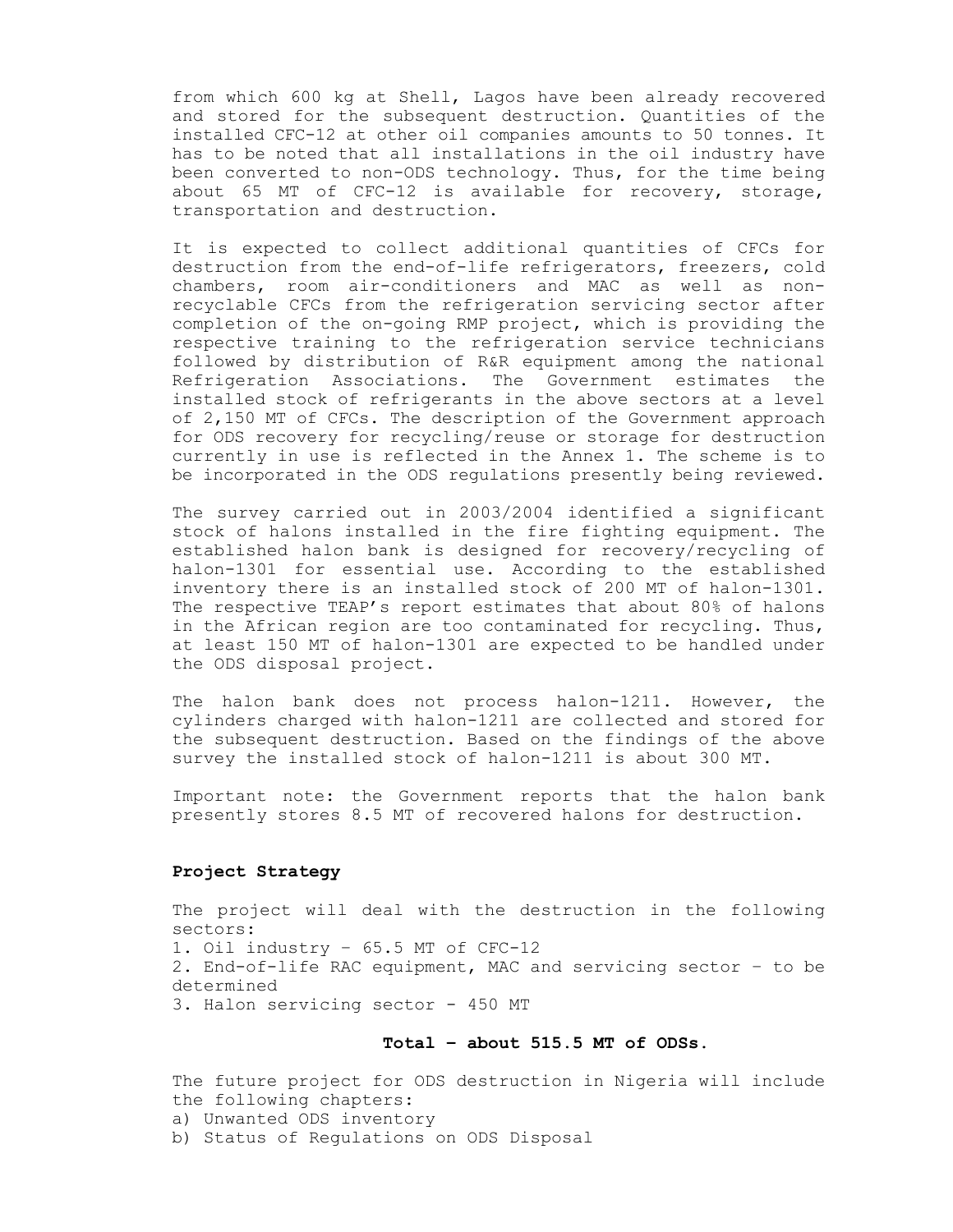from which 600 kg at Shell, Lagos have been already recovered and stored for the subsequent destruction. Quantities of the installed CFC-12 at other oil companies amounts to 50 tonnes. It has to be noted that all installations in the oil industry have been converted to non-ODS technology. Thus, for the time being about 65 MT of CFC-12 is available for recovery, storage, transportation and destruction.

It is expected to collect additional quantities of CFCs for destruction from the end-of-life refrigerators, freezers, cold chambers, room air-conditioners and MAC as well as non-recyclable CFCs from the refrigeration servicing sector after completion of the on-going RMP project, which is providing the respective training to the refrigeration service technicians followed by distribution of R&R equipment among the national Refrigeration Associations. The Government estimates the installed stock of refrigerants in the above sectors at a level of 2,150 MT of CFCs. The description of the Government approach for ODS recovery for recycling/reuse or storage for destruction currently in use is reflected in the Annex 1. The scheme is to be incorporated in the ODS regulations presently being reviewed.

The survey carried out in 2003/2004 identified a significant stock of halons installed in the fire fighting equipment. The established halon bank is designed for recovery/recycling of halon-1301 for essential use. According to the established inventory there is an installed stock of 200 MT of halon-1301. The respective TEAP's report estimates that about 80% of halons in the African region are too contaminated for recycling. Thus, at least 150 MT of halon-1301 are expected to be handled under the ODS disposal project.

The halon bank does not process halon-1211. However, the cylinders charged with halon-1211 are collected and stored for the subsequent destruction. Based on the findings of the above survey the installed stock of halon-1211 is about 300 MT.

Important note: the Government reports that the halon bank presently stores 8.5 MT of recovered halons for destruction.

**Project Strategy**

The project will deal with the destruction in the following sectors:

1. Oil industry – 65.5 MT of CFC-12
2. End-of-life RAC equipment, MAC and servicing sector – to be determined
3. Halon servicing sector - 450 MT

**Total – about 515.5 MT of ODSs.**

The future project for ODS destruction in Nigeria will include the following chapters:

a) Unwanted ODS inventory
b) Status of Regulations on ODS Disposal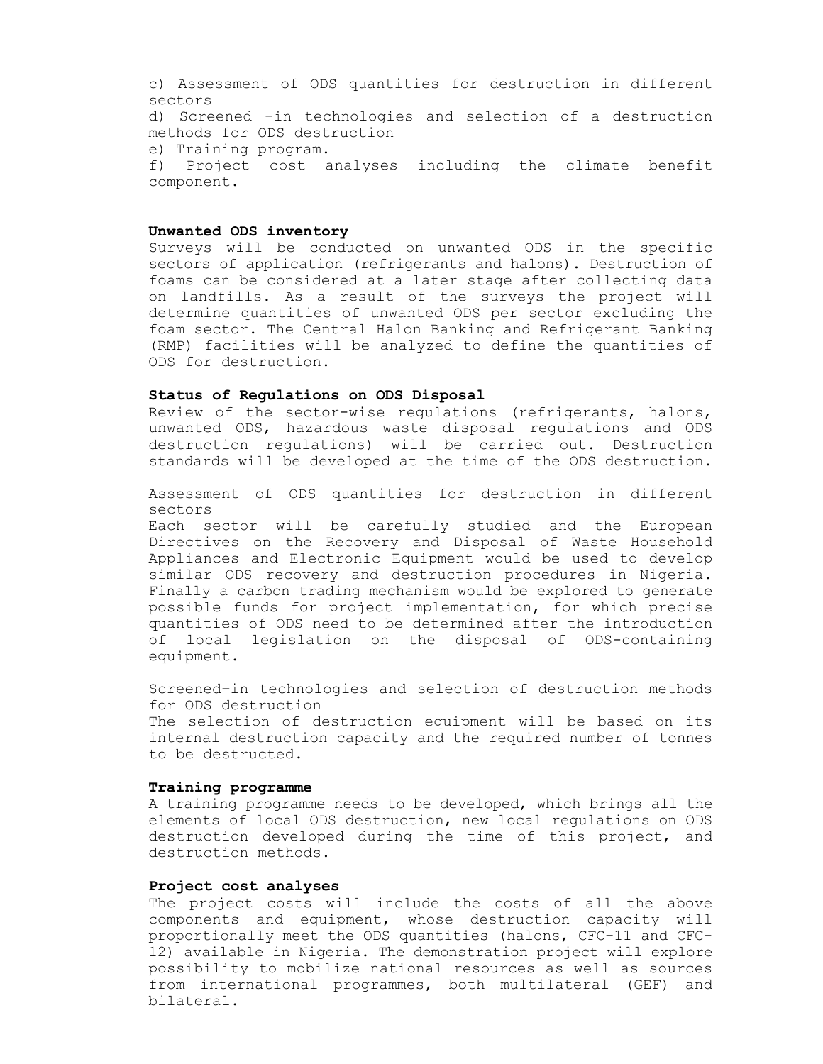c) Assessment of ODS quantities for destruction in different sectors

d) Screened –in technologies and selection of a destruction methods for ODS destruction

e) Training program.

f) Project cost analyses including the climate benefit component.

**Unwanted ODS inventory**

Surveys will be conducted on unwanted ODS in the specific sectors of application (refrigerants and halons). Destruction of foams can be considered at a later stage after collecting data on landfills. As a result of the surveys the project will determine quantities of unwanted ODS per sector excluding the foam sector. The Central Halon Banking and Refrigerant Banking (RMP) facilities will be analyzed to define the quantities of ODS for destruction.

**Status of Regulations on ODS Disposal**

Review of the sector-wise regulations (refrigerants, halons, unwanted ODS, hazardous waste disposal regulations and ODS destruction regulations) will be carried out. Destruction standards will be developed at the time of the ODS destruction.

Assessment of ODS quantities for destruction in different sectors

Each sector will be carefully studied and the European Directives on the Recovery and Disposal of Waste Household Appliances and Electronic Equipment would be used to develop similar ODS recovery and destruction procedures in Nigeria. Finally a carbon trading mechanism would be explored to generate possible funds for project implementation, for which precise quantities of ODS need to be determined after the introduction of local legislation on the disposal of ODS-containing equipment.

Screened–in technologies and selection of destruction methods for ODS destruction

The selection of destruction equipment will be based on its internal destruction capacity and the required number of tonnes to be destructed.

**Training programme**

A training programme needs to be developed, which brings all the elements of local ODS destruction, new local regulations on ODS destruction developed during the time of this project, and destruction methods.

**Project cost analyses**

The project costs will include the costs of all the above components and equipment, whose destruction capacity will proportionally meet the ODS quantities (halons, CFC-11 and CFC-12) available in Nigeria. The demonstration project will explore possibility to mobilize national resources as well as sources from international programmes, both multilateral (GEF) and bilateral.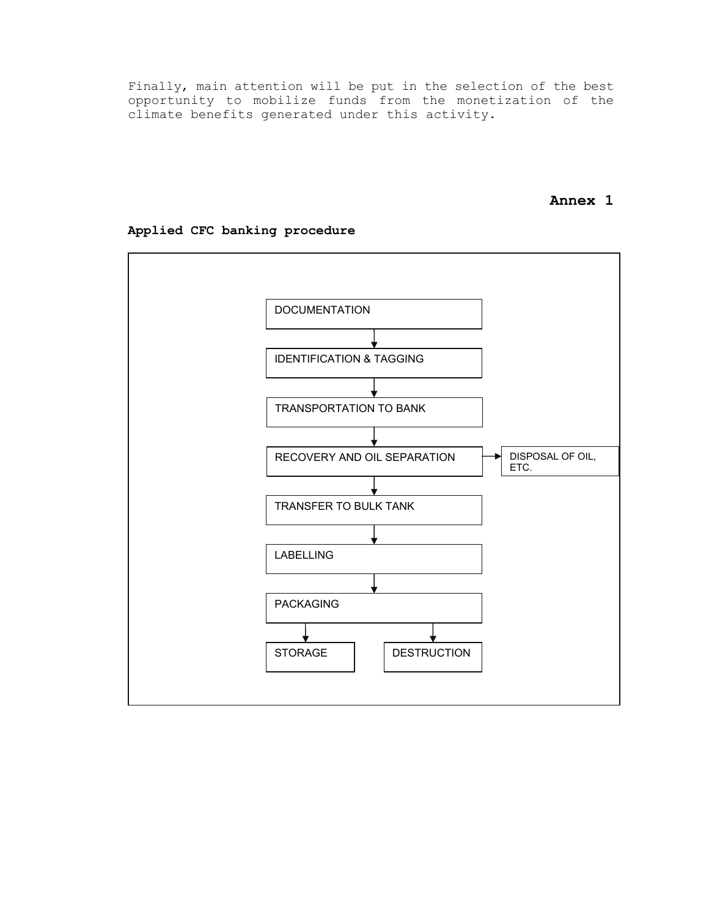Finally, main attention will be put in the selection of the best opportunity to mobilize funds from the monetization of the climate benefits generated under this activity.

**Annex 1**

**Applied CFC banking procedure**

DOCUMENTATION

↓

IDENTIFICATION & TAGGING

↓

TRANSPORTATION TO BANK

↓

RECOVERY AND OIL SEPARATION → DISPOSAL OF OIL, ETC.

↓

TRANSFER TO BULK TANK

↓

LABELLING

↓

PACKAGING

↓ ↓

STORAGE | DESTRUCTION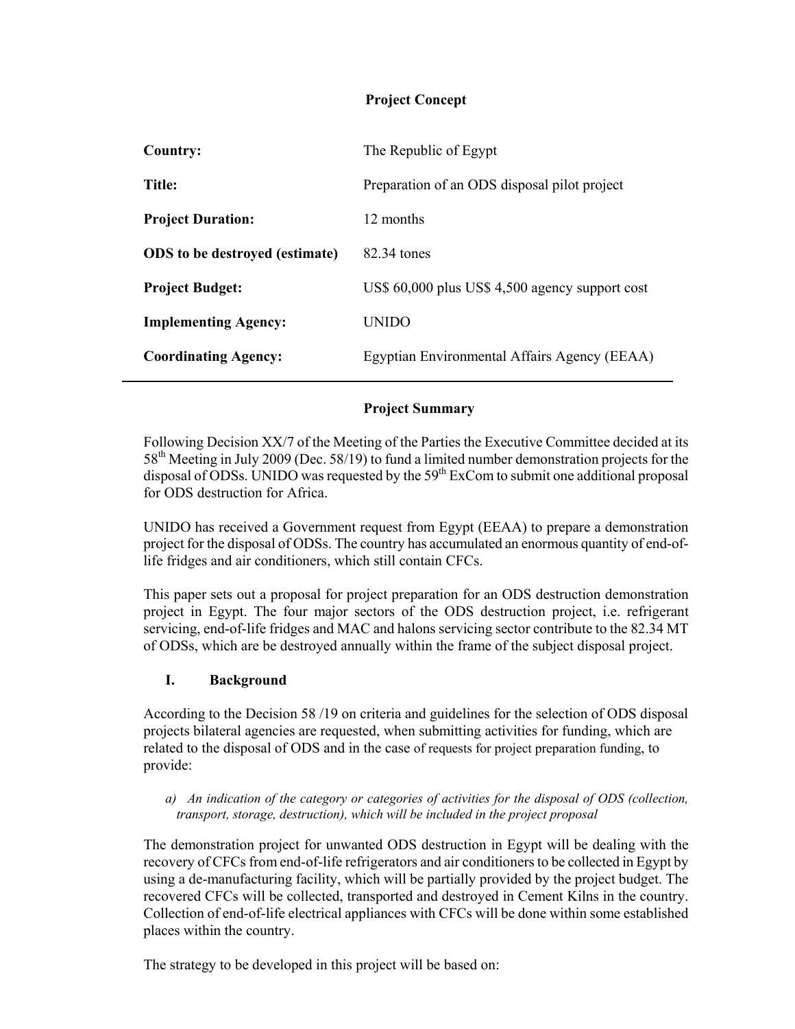## Project Concept

| | |
|---|---|
| **Country:** | The Republic of Egypt |
| **Title:** | Preparation of an ODS disposal pilot project |
| **Project Duration:** | 12 months |
| **ODS to be destroyed (estimate)** | 82.34 tones |
| **Project Budget:** | US$ 60,000 plus US$ 4,500 agency support cost |
| **Implementing Agency:** | UNIDO |
| **Coordinating Agency:** | Egyptian Environmental Affairs Agency (EEAA) |

## Project Summary

Following Decision XX/7 of the Meeting of the Parties the Executive Committee decided at its 58th Meeting in July 2009 (Dec. 58/19) to fund a limited number demonstration projects for the disposal of ODSs. UNIDO was requested by the 59th ExCom to submit one additional proposal for ODS destruction for Africa.

UNIDO has received a Government request from Egypt (EEAA) to prepare a demonstration project for the disposal of ODSs. The country has accumulated an enormous quantity of end-of-life fridges and air conditioners, which still contain CFCs.

This paper sets out a proposal for project preparation for an ODS destruction demonstration project in Egypt. The four major sectors of the ODS destruction project, i.e. refrigerant servicing, end-of-life fridges and MAC and halons servicing sector contribute to the 82.34 MT of ODSs, which are be destroyed annually within the frame of the subject disposal project.

### I. Background

According to the Decision 58 /19 on criteria and guidelines for the selection of ODS disposal projects bilateral agencies are requested, when submitting activities for funding, which are related to the disposal of ODS and in the case of requests for project preparation funding, to provide:

*a) An indication of the category or categories of activities for the disposal of ODS (collection, transport, storage, destruction), which will be included in the project proposal*

The demonstration project for unwanted ODS destruction in Egypt will be dealing with the recovery of CFCs from end-of-life refrigerators and air conditioners to be collected in Egypt by using a de-manufacturing facility, which will be partially provided by the project budget. The recovered CFCs will be collected, transported and destroyed in Cement Kilns in the country. Collection of end-of-life electrical appliances with CFCs will be done within some established places within the country.

The strategy to be developed in this project will be based on: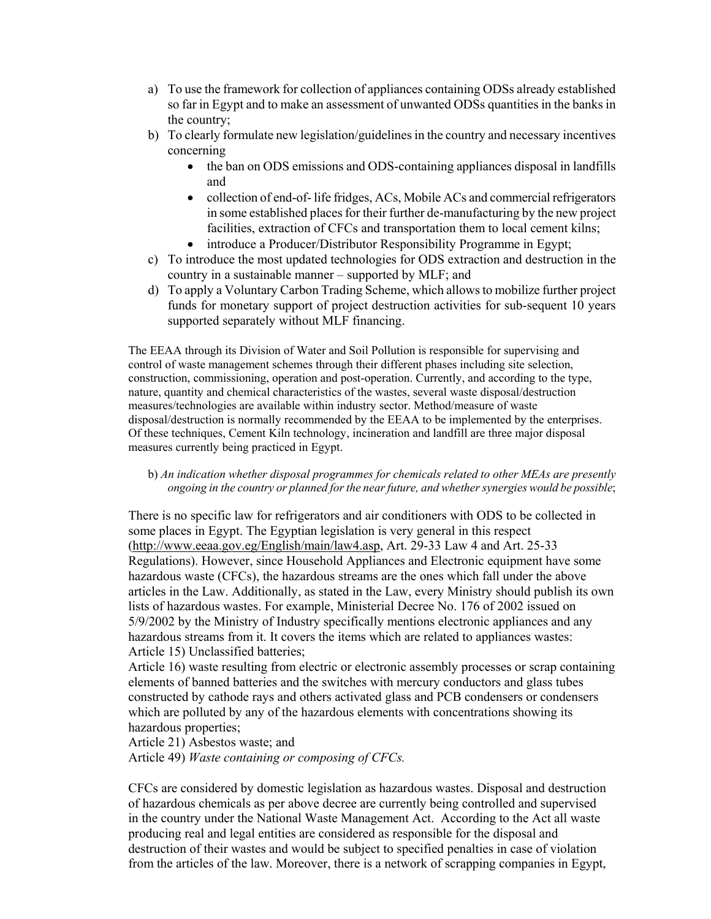a) To use the framework for collection of appliances containing ODSs already established so far in Egypt and to make an assessment of unwanted ODSs quantities in the banks in the country;
b) To clearly formulate new legislation/guidelines in the country and necessary incentives concerning
    - the ban on ODS emissions and ODS-containing appliances disposal in landfills and
    - collection of end-of- life fridges, ACs, Mobile ACs and commercial refrigerators in some established places for their further de-manufacturing by the new project facilities, extraction of CFCs and transportation them to local cement kilns;
    - introduce a Producer/Distributor Responsibility Programme in Egypt;
c) To introduce the most updated technologies for ODS extraction and destruction in the country in a sustainable manner – supported by MLF; and
d) To apply a Voluntary Carbon Trading Scheme, which allows to mobilize further project funds for monetary support of project destruction activities for sub-sequent 10 years supported separately without MLF financing.

The EEAA through its Division of Water and Soil Pollution is responsible for supervising and control of waste management schemes through their different phases including site selection, construction, commissioning, operation and post-operation. Currently, and according to the type, nature, quantity and chemical characteristics of the wastes, several waste disposal/destruction measures/technologies are available within industry sector. Method/measure of waste disposal/destruction is normally recommended by the EEAA to be implemented by the enterprises. Of these techniques, Cement Kiln technology, incineration and landfill are three major disposal measures currently being practiced in Egypt.

b) *An indication whether disposal programmes for chemicals related to other MEAs are presently ongoing in the country or planned for the near future, and whether synergies would be possible*;

There is no specific law for refrigerators and air conditioners with ODS to be collected in some places in Egypt. The Egyptian legislation is very general in this respect (http://www.eeaa.gov.eg/English/main/law4.asp, Art. 29-33 Law 4 and Art. 25-33 Regulations). However, since Household Appliances and Electronic equipment have some hazardous waste (CFCs), the hazardous streams are the ones which fall under the above articles in the Law. Additionally, as stated in the Law, every Ministry should publish its own lists of hazardous wastes. For example, Ministerial Decree No. 176 of 2002 issued on 5/9/2002 by the Ministry of Industry specifically mentions electronic appliances and any hazardous streams from it. It covers the items which are related to appliances wastes:
Article 15) Unclassified batteries;
Article 16) waste resulting from electric or electronic assembly processes or scrap containing elements of banned batteries and the switches with mercury conductors and glass tubes constructed by cathode rays and others activated glass and PCB condensers or condensers which are polluted by any of the hazardous elements with concentrations showing its hazardous properties;
Article 21) Asbestos waste; and
Article 49) *Waste containing or composing of CFCs.*

CFCs are considered by domestic legislation as hazardous wastes. Disposal and destruction of hazardous chemicals as per above decree are currently being controlled and supervised in the country under the National Waste Management Act. According to the Act all waste producing real and legal entities are considered as responsible for the disposal and destruction of their wastes and would be subject to specified penalties in case of violation from the articles of the law. Moreover, there is a network of scrapping companies in Egypt,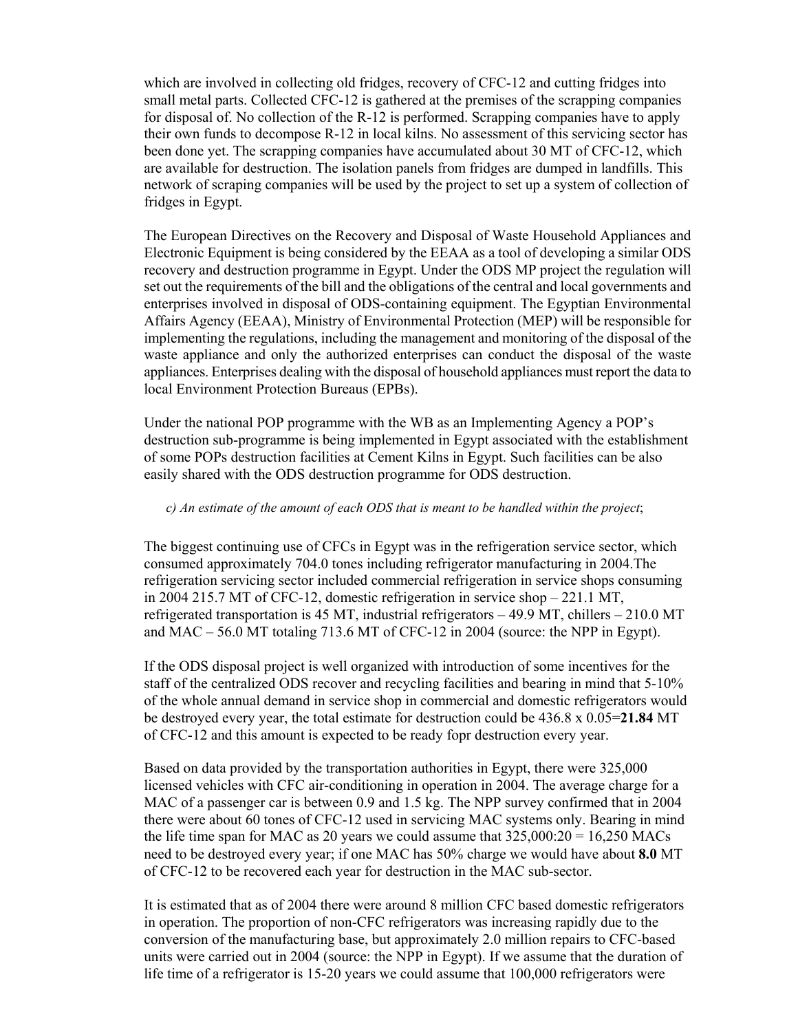which are involved in collecting old fridges, recovery of CFC-12 and cutting fridges into small metal parts. Collected CFC-12 is gathered at the premises of the scrapping companies for disposal of. No collection of the R-12 is performed. Scrapping companies have to apply their own funds to decompose R-12 in local kilns. No assessment of this servicing sector has been done yet. The scrapping companies have accumulated about 30 MT of CFC-12, which are available for destruction. The isolation panels from fridges are dumped in landfills. This network of scraping companies will be used by the project to set up a system of collection of fridges in Egypt.

The European Directives on the Recovery and Disposal of Waste Household Appliances and Electronic Equipment is being considered by the EEAA as a tool of developing a similar ODS recovery and destruction programme in Egypt. Under the ODS MP project the regulation will set out the requirements of the bill and the obligations of the central and local governments and enterprises involved in disposal of ODS-containing equipment. The Egyptian Environmental Affairs Agency (EEAA), Ministry of Environmental Protection (MEP) will be responsible for implementing the regulations, including the management and monitoring of the disposal of the waste appliance and only the authorized enterprises can conduct the disposal of the waste appliances. Enterprises dealing with the disposal of household appliances must report the data to local Environment Protection Bureaus (EPBs).

Under the national POP programme with the WB as an Implementing Agency a POP's destruction sub-programme is being implemented in Egypt associated with the establishment of some POPs destruction facilities at Cement Kilns in Egypt. Such facilities can be also easily shared with the ODS destruction programme for ODS destruction.

*c) An estimate of the amount of each ODS that is meant to be handled within the project*;

The biggest continuing use of CFCs in Egypt was in the refrigeration service sector, which consumed approximately 704.0 tones including refrigerator manufacturing in 2004.The refrigeration servicing sector included commercial refrigeration in service shops consuming in 2004 215.7 MT of CFC-12, domestic refrigeration in service shop – 221.1 MT, refrigerated transportation is 45 MT, industrial refrigerators – 49.9 MT, chillers – 210.0 MT and MAC – 56.0 MT totaling 713.6 MT of CFC-12 in 2004 (source: the NPP in Egypt).

If the ODS disposal project is well organized with introduction of some incentives for the staff of the centralized ODS recover and recycling facilities and bearing in mind that 5-10% of the whole annual demand in service shop in commercial and domestic refrigerators would be destroyed every year, the total estimate for destruction could be 436.8 x 0.05=**21.84** MT of CFC-12 and this amount is expected to be ready fopr destruction every year.

Based on data provided by the transportation authorities in Egypt, there were 325,000 licensed vehicles with CFC air-conditioning in operation in 2004. The average charge for a MAC of a passenger car is between 0.9 and 1.5 kg. The NPP survey confirmed that in 2004 there were about 60 tones of CFC-12 used in servicing MAC systems only. Bearing in mind the life time span for MAC as 20 years we could assume that 325,000:20 = 16,250 MACs need to be destroyed every year; if one MAC has 50% charge we would have about **8.0** MT of CFC-12 to be recovered each year for destruction in the MAC sub-sector.

It is estimated that as of 2004 there were around 8 million CFC based domestic refrigerators in operation. The proportion of non-CFC refrigerators was increasing rapidly due to the conversion of the manufacturing base, but approximately 2.0 million repairs to CFC-based units were carried out in 2004 (source: the NPP in Egypt). If we assume that the duration of life time of a refrigerator is 15-20 years we could assume that 100,000 refrigerators were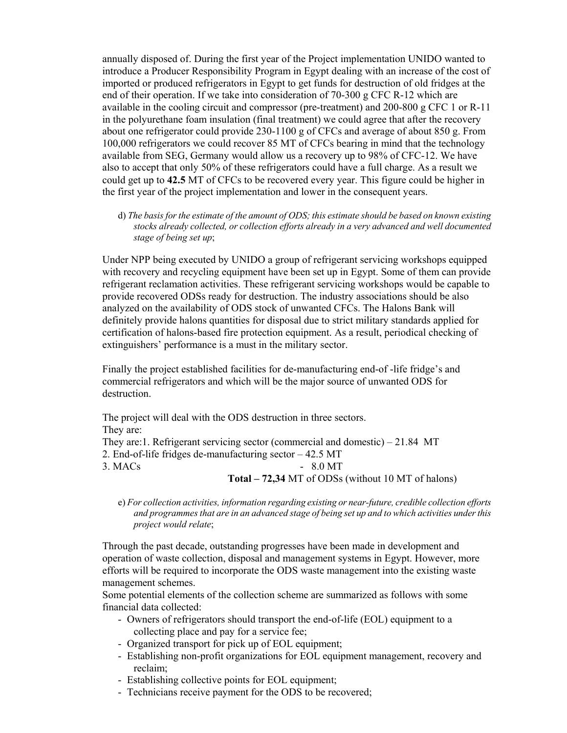annually disposed of. During the first year of the Project implementation UNIDO wanted to introduce a Producer Responsibility Program in Egypt dealing with an increase of the cost of imported or produced refrigerators in Egypt to get funds for destruction of old fridges at the end of their operation. If we take into consideration of 70-300 g CFC R-12 which are available in the cooling circuit and compressor (pre-treatment) and 200-800 g CFC 1 or R-11 in the polyurethane foam insulation (final treatment) we could agree that after the recovery about one refrigerator could provide 230-1100 g of CFCs and average of about 850 g. From 100,000 refrigerators we could recover 85 MT of CFCs bearing in mind that the technology available from SEG, Germany would allow us a recovery up to 98% of CFC-12. We have also to accept that only 50% of these refrigerators could have a full charge. As a result we could get up to **42.5** MT of CFCs to be recovered every year. This figure could be higher in the first year of the project implementation and lower in the consequent years.

d) *The basis for the estimate of the amount of ODS; this estimate should be based on known existing stocks already collected, or collection efforts already in a very advanced and well documented stage of being set up*;

Under NPP being executed by UNIDO a group of refrigerant servicing workshops equipped with recovery and recycling equipment have been set up in Egypt. Some of them can provide refrigerant reclamation activities. These refrigerant servicing workshops would be capable to provide recovered ODSs ready for destruction. The industry associations should be also analyzed on the availability of ODS stock of unwanted CFCs. The Halons Bank will definitely provide halons quantities for disposal due to strict military standards applied for certification of halons-based fire protection equipment. As a result, periodical checking of extinguishers' performance is a must in the military sector.

Finally the project established facilities for de-manufacturing end-of -life fridge's and commercial refrigerators and which will be the major source of unwanted ODS for destruction.

The project will deal with the ODS destruction in three sectors.
They are:
They are:1. Refrigerant servicing sector (commercial and domestic) – 21.84 MT
2. End-of-life fridges de-manufacturing sector – 42.5 MT
3. MACs - 8.0 MT
**Total – 72,34** MT of ODSs (without 10 MT of halons)

e) *For collection activities, information regarding existing or near-future, credible collection efforts and programmes that are in an advanced stage of being set up and to which activities under this project would relate*;

Through the past decade, outstanding progresses have been made in development and operation of waste collection, disposal and management systems in Egypt. However, more efforts will be required to incorporate the ODS waste management into the existing waste management schemes.
Some potential elements of the collection scheme are summarized as follows with some financial data collected:

- Owners of refrigerators should transport the end-of-life (EOL) equipment to a collecting place and pay for a service fee;
- Organized transport for pick up of EOL equipment;
- Establishing non-profit organizations for EOL equipment management, recovery and reclaim;
- Establishing collective points for EOL equipment;
- Technicians receive payment for the ODS to be recovered;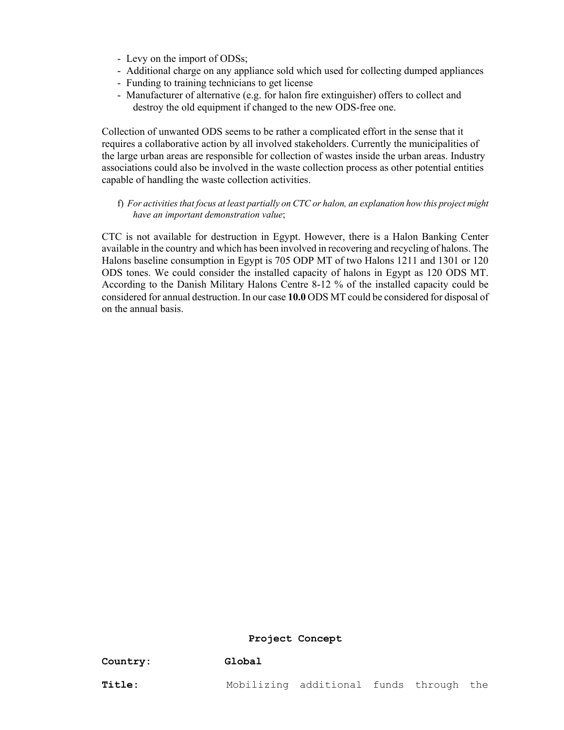- Levy on the import of ODSs;
- Additional charge on any appliance sold which used for collecting dumped appliances
- Funding to training technicians to get license
- Manufacturer of alternative (e.g. for halon fire extinguisher) offers to collect and destroy the old equipment if changed to the new ODS-free one.

Collection of unwanted ODS seems to be rather a complicated effort in the sense that it requires a collaborative action by all involved stakeholders. Currently the municipalities of the large urban areas are responsible for collection of wastes inside the urban areas. Industry associations could also be involved in the waste collection process as other potential entities capable of handling the waste collection activities.

f) *For activities that focus at least partially on CTC or halon, an explanation how this project might have an important demonstration value*;

CTC is not available for destruction in Egypt. However, there is a Halon Banking Center available in the country and which has been involved in recovering and recycling of halons. The Halons baseline consumption in Egypt is 705 ODP MT of two Halons 1211 and 1301 or 120 ODS tones. We could consider the installed capacity of halons in Egypt as 120 ODS MT. According to the Danish Military Halons Centre 8-12 % of the installed capacity could be considered for annual destruction. In our case **10.0** ODS MT could be considered for disposal of on the annual basis.

**Project Concept**

**Country:** **Global**

**Title:** Mobilizing additional funds through the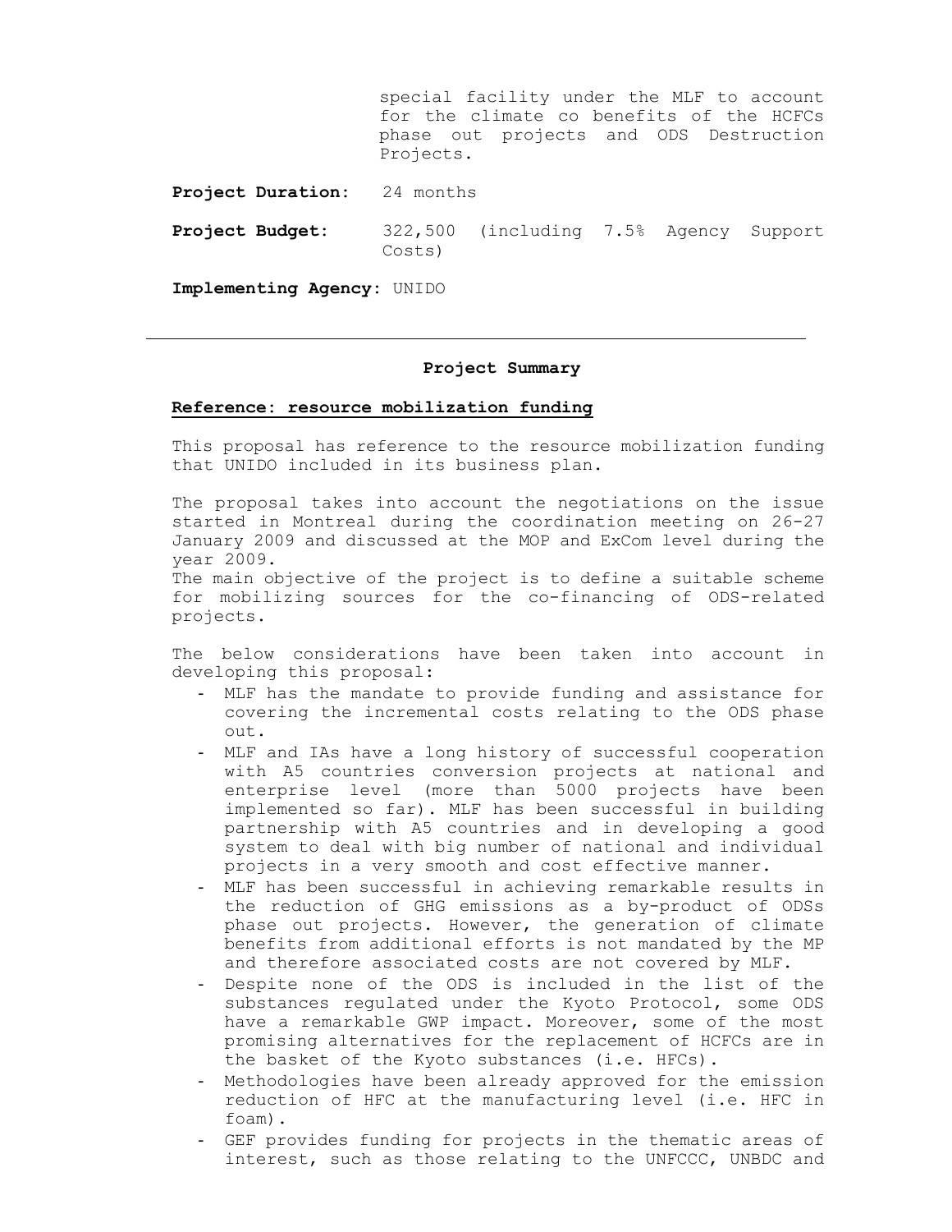special facility under the MLF to account for the climate co benefits of the HCFCs phase out projects and ODS Destruction Projects.

**Project Duration:** 24 months

**Project Budget:** 322,500 (including 7.5% Agency Support Costs)

**Implementing Agency:** UNIDO

---

**Project Summary**

**Reference: resource mobilization funding**

This proposal has reference to the resource mobilization funding that UNIDO included in its business plan.

The proposal takes into account the negotiations on the issue started in Montreal during the coordination meeting on 26-27 January 2009 and discussed at the MOP and ExCom level during the year 2009.
The main objective of the project is to define a suitable scheme for mobilizing sources for the co-financing of ODS-related projects.

The below considerations have been taken into account in developing this proposal:

- MLF has the mandate to provide funding and assistance for covering the incremental costs relating to the ODS phase out.
- MLF and IAs have a long history of successful cooperation with A5 countries conversion projects at national and enterprise level (more than 5000 projects have been implemented so far). MLF has been successful in building partnership with A5 countries and in developing a good system to deal with big number of national and individual projects in a very smooth and cost effective manner.
- MLF has been successful in achieving remarkable results in the reduction of GHG emissions as a by-product of ODSs phase out projects. However, the generation of climate benefits from additional efforts is not mandated by the MP and therefore associated costs are not covered by MLF.
- Despite none of the ODS is included in the list of the substances regulated under the Kyoto Protocol, some ODS have a remarkable GWP impact. Moreover, some of the most promising alternatives for the replacement of HCFCs are in the basket of the Kyoto substances (i.e. HFCs).
- Methodologies have been already approved for the emission reduction of HFC at the manufacturing level (i.e. HFC in foam).
- GEF provides funding for projects in the thematic areas of interest, such as those relating to the UNFCCC, UNBDC and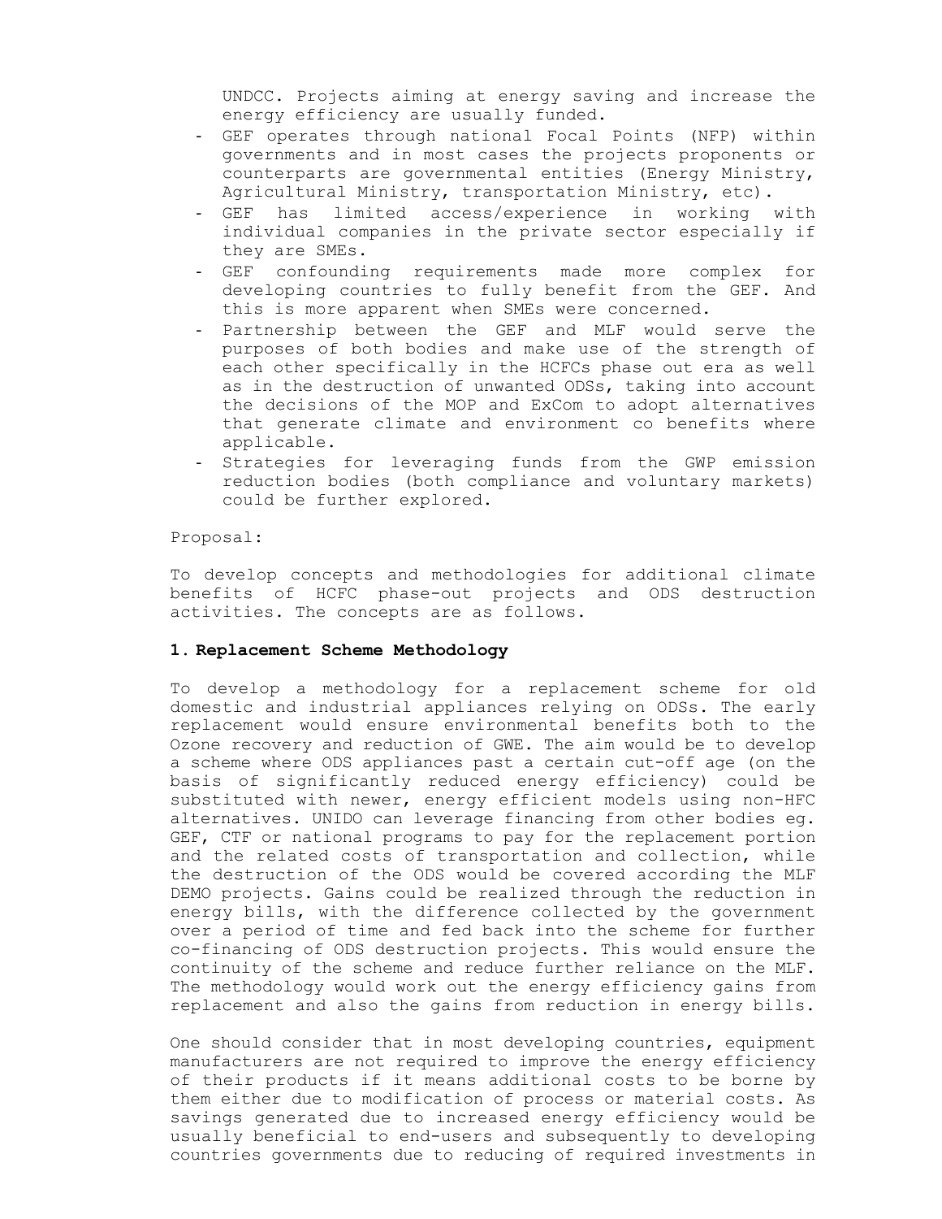UNDCC. Projects aiming at energy saving and increase the energy efficiency are usually funded.

- GEF operates through national Focal Points (NFP) within governments and in most cases the projects proponents or counterparts are governmental entities (Energy Ministry, Agricultural Ministry, transportation Ministry, etc).
- GEF has limited access/experience in working with individual companies in the private sector especially if they are SMEs.
- GEF confounding requirements made more complex for developing countries to fully benefit from the GEF. And this is more apparent when SMEs were concerned.
- Partnership between the GEF and MLF would serve the purposes of both bodies and make use of the strength of each other specifically in the HCFCs phase out era as well as in the destruction of unwanted ODSs, taking into account the decisions of the MOP and ExCom to adopt alternatives that generate climate and environment co benefits where applicable.
- Strategies for leveraging funds from the GWP emission reduction bodies (both compliance and voluntary markets) could be further explored.

Proposal:

To develop concepts and methodologies for additional climate benefits of HCFC phase-out projects and ODS destruction activities. The concepts are as follows.

**1. Replacement Scheme Methodology**

To develop a methodology for a replacement scheme for old domestic and industrial appliances relying on ODSs. The early replacement would ensure environmental benefits both to the Ozone recovery and reduction of GWE. The aim would be to develop a scheme where ODS appliances past a certain cut-off age (on the basis of significantly reduced energy efficiency) could be substituted with newer, energy efficient models using non-HFC alternatives. UNIDO can leverage financing from other bodies eg. GEF, CTF or national programs to pay for the replacement portion and the related costs of transportation and collection, while the destruction of the ODS would be covered according the MLF DEMO projects. Gains could be realized through the reduction in energy bills, with the difference collected by the government over a period of time and fed back into the scheme for further co-financing of ODS destruction projects. This would ensure the continuity of the scheme and reduce further reliance on the MLF. The methodology would work out the energy efficiency gains from replacement and also the gains from reduction in energy bills.

One should consider that in most developing countries, equipment manufacturers are not required to improve the energy efficiency of their products if it means additional costs to be borne by them either due to modification of process or material costs. As savings generated due to increased energy efficiency would be usually beneficial to end-users and subsequently to developing countries governments due to reducing of required investments in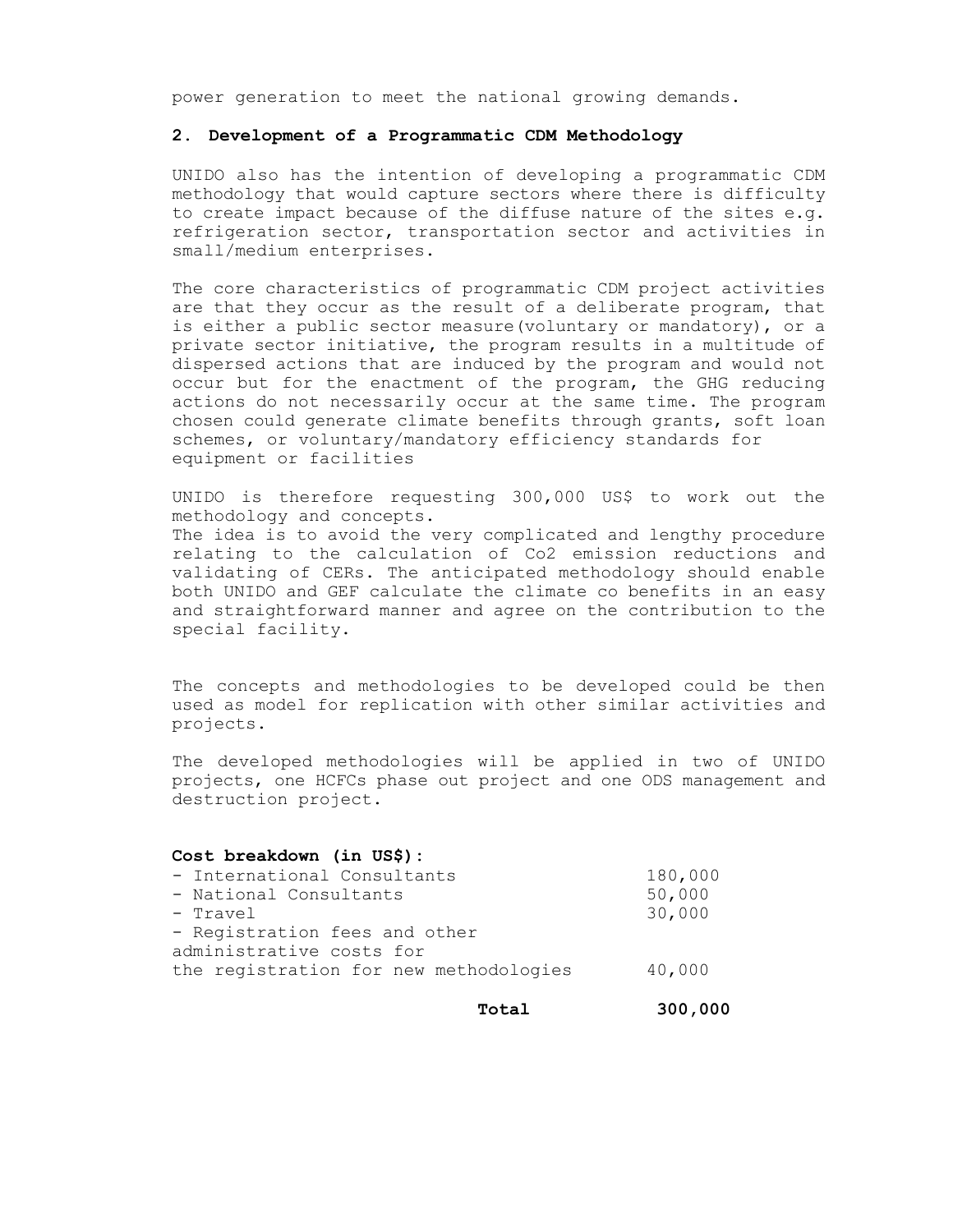power generation to meet the national growing demands.

### 2. Development of a Programmatic CDM Methodology

UNIDO also has the intention of developing a programmatic CDM methodology that would capture sectors where there is difficulty to create impact because of the diffuse nature of the sites e.g. refrigeration sector, transportation sector and activities in small/medium enterprises.

The core characteristics of programmatic CDM project activities are that they occur as the result of a deliberate program, that is either a public sector measure(voluntary or mandatory), or a private sector initiative, the program results in a multitude of dispersed actions that are induced by the program and would not occur but for the enactment of the program, the GHG reducing actions do not necessarily occur at the same time. The program chosen could generate climate benefits through grants, soft loan schemes, or voluntary/mandatory efficiency standards for equipment or facilities

UNIDO is therefore requesting 300,000 US$ to work out the methodology and concepts.
The idea is to avoid the very complicated and lengthy procedure relating to the calculation of Co2 emission reductions and validating of CERs. The anticipated methodology should enable both UNIDO and GEF calculate the climate co benefits in an easy and straightforward manner and agree on the contribution to the special facility.

The concepts and methodologies to be developed could be then used as model for replication with other similar activities and projects.

The developed methodologies will be applied in two of UNIDO projects, one HCFCs phase out project and one ODS management and destruction project.

**Cost breakdown (in US$):**

| | |
|---|---|
| - International Consultants | 180,000 |
| - National Consultants | 50,000 |
| - Travel | 30,000 |
| - Registration fees and other administrative costs for the registration for new methodologies | 40,000 |
| **Total** | **300,000** |